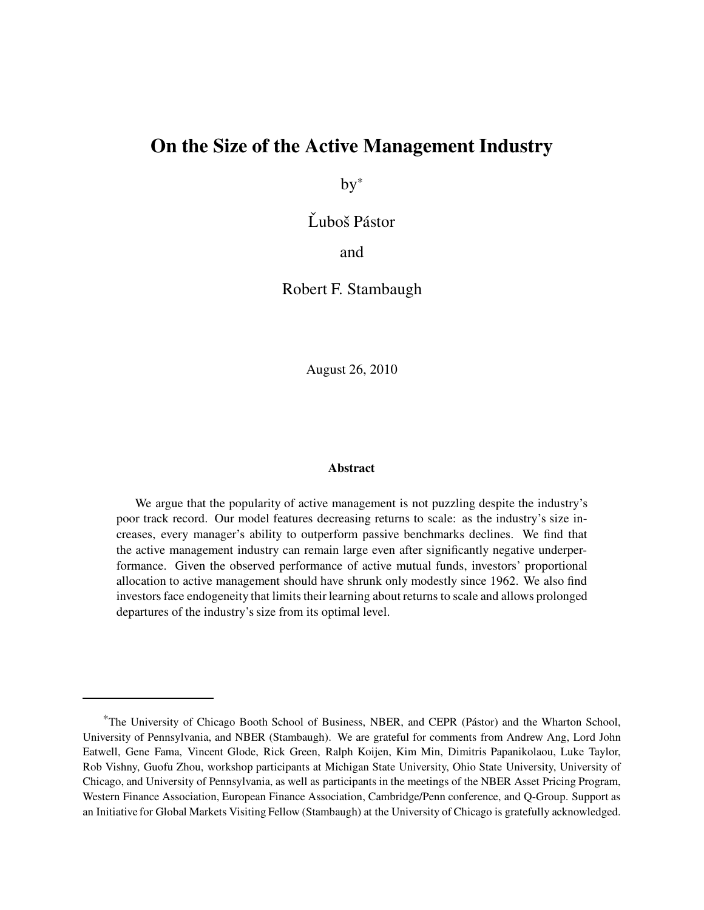# On the Size of the Active Management Industry

by[*]

Ľuboš Pástor

and

Robert F. Stambaugh

August 26, 2010

## Abstract

We argue that the popularity of active management is not puzzling despite the industry's poor track record. Our model features decreasing returns to scale: as the industry's size increases, every manager's ability to outperform passive benchmarks declines. We find that the active management industry can remain large even after significantly negative underperformance. Given the observed performance of active mutual funds, investors' proportional allocation to active management should have shrunk only modestly since 1962. We also find investors face endogeneity that limits their learning about returns to scale and allows prolonged departures of the industry's size from its optimal level.

---

[*]The University of Chicago Booth School of Business, NBER, and CEPR (Pástor) and the Wharton School, University of Pennsylvania, and NBER (Stambaugh). We are grateful for comments from Andrew Ang, Lord John Eatwell, Gene Fama, Vincent Glode, Rick Green, Ralph Koijen, Kim Min, Dimitris Papanikolaou, Luke Taylor, Rob Vishny, Guofu Zhou, workshop participants at Michigan State University, Ohio State University, University of Chicago, and University of Pennsylvania, as well as participants in the meetings of the NBER Asset Pricing Program, Western Finance Association, European Finance Association, Cambridge/Penn conference, and Q-Group. Support as an Initiative for Global Markets Visiting Fellow (Stambaugh) at the University of Chicago is gratefully acknowledged.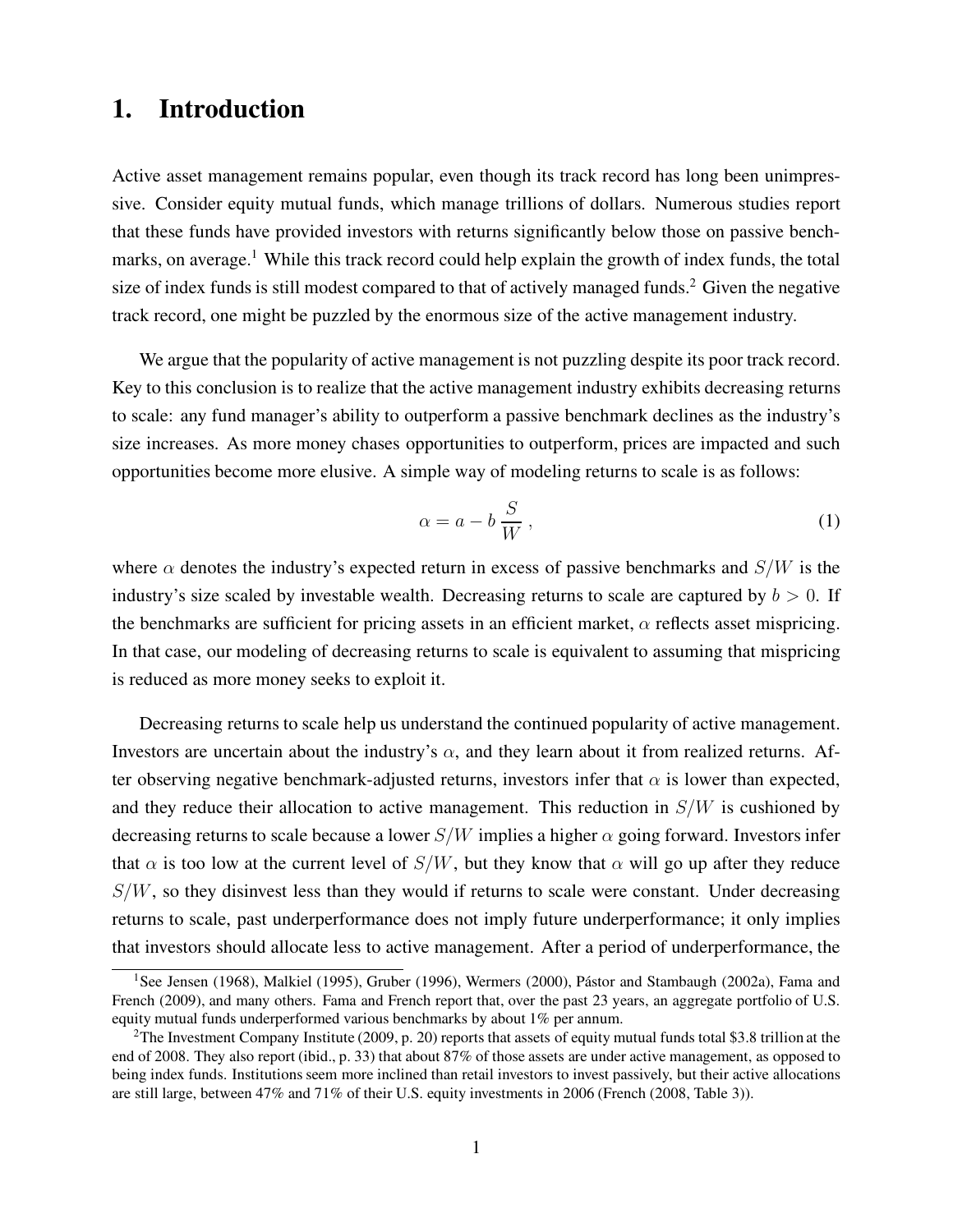# 1. Introduction

Active asset management remains popular, even though its track record has long been unimpressive. Consider equity mutual funds, which manage trillions of dollars. Numerous studies report that these funds have provided investors with returns significantly below those on passive benchmarks, on average.[1] While this track record could help explain the growth of index funds, the total size of index funds is still modest compared to that of actively managed funds.[2] Given the negative track record, one might be puzzled by the enormous size of the active management industry.

We argue that the popularity of active management is not puzzling despite its poor track record. Key to this conclusion is to realize that the active management industry exhibits decreasing returns to scale: any fund manager's ability to outperform a passive benchmark declines as the industry's size increases. As more money chases opportunities to outperform, prices are impacted and such opportunities become more elusive. A simple way of modeling returns to scale is as follows:

$$\alpha = a - b\,\frac{S}{W}\,, \tag{1}$$

where $\alpha$ denotes the industry's expected return in excess of passive benchmarks and $S/W$ is the industry's size scaled by investable wealth. Decreasing returns to scale are captured by $b > 0$. If the benchmarks are sufficient for pricing assets in an efficient market, $\alpha$ reflects asset mispricing. In that case, our modeling of decreasing returns to scale is equivalent to assuming that mispricing is reduced as more money seeks to exploit it.

Decreasing returns to scale help us understand the continued popularity of active management. Investors are uncertain about the industry's $\alpha$, and they learn about it from realized returns. After observing negative benchmark-adjusted returns, investors infer that $\alpha$ is lower than expected, and they reduce their allocation to active management. This reduction in $S/W$ is cushioned by decreasing returns to scale because a lower $S/W$ implies a higher $\alpha$ going forward. Investors infer that $\alpha$ is too low at the current level of $S/W$, but they know that $\alpha$ will go up after they reduce $S/W$, so they disinvest less than they would if returns to scale were constant. Under decreasing returns to scale, past underperformance does not imply future underperformance; it only implies that investors should allocate less to active management. After a period of underperformance, the

[1] See Jensen (1968), Malkiel (1995), Gruber (1996), Wermers (2000), Pástor and Stambaugh (2002a), Fama and French (2009), and many others. Fama and French report that, over the past 23 years, an aggregate portfolio of U.S. equity mutual funds underperformed various benchmarks by about 1% per annum.

[2] The Investment Company Institute (2009, p. 20) reports that assets of equity mutual funds total \$3.8 trillion at the end of 2008. They also report (ibid., p. 33) that about 87% of those assets are under active management, as opposed to being index funds. Institutions seem more inclined than retail investors to invest passively, but their active allocations are still large, between 47% and 71% of their U.S. equity investments in 2006 (French (2008, Table 3)).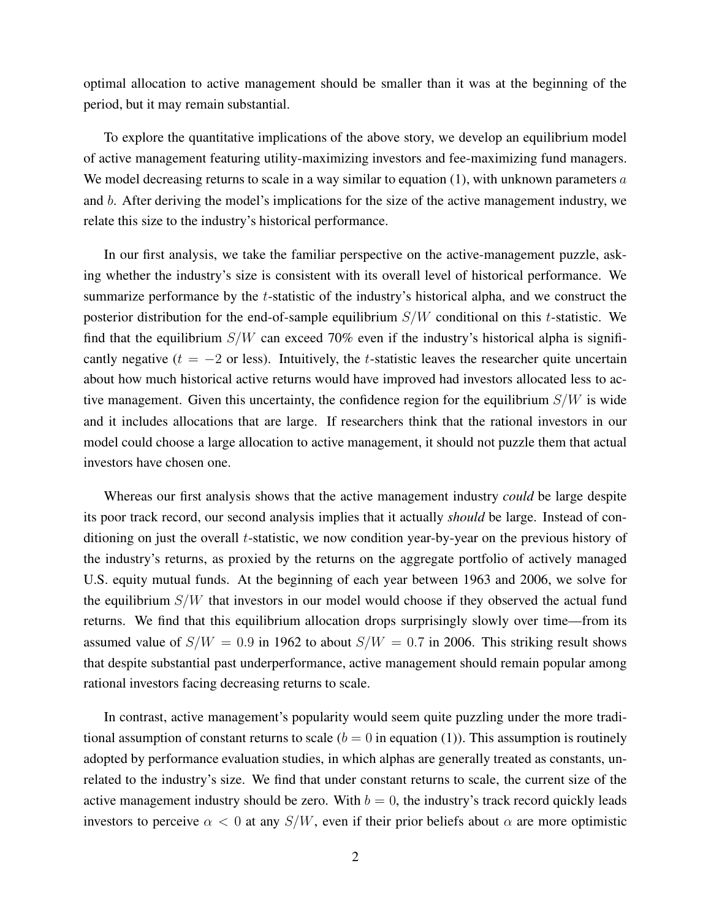optimal allocation to active management should be smaller than it was at the beginning of the period, but it may remain substantial.

To explore the quantitative implications of the above story, we develop an equilibrium model of active management featuring utility-maximizing investors and fee-maximizing fund managers. We model decreasing returns to scale in a way similar to equation (1), with unknown parameters $a$ and $b$. After deriving the model's implications for the size of the active management industry, we relate this size to the industry's historical performance.

In our first analysis, we take the familiar perspective on the active-management puzzle, asking whether the industry's size is consistent with its overall level of historical performance. We summarize performance by the $t$-statistic of the industry's historical alpha, and we construct the posterior distribution for the end-of-sample equilibrium $S/W$ conditional on this $t$-statistic. We find that the equilibrium $S/W$ can exceed 70% even if the industry's historical alpha is significantly negative ($t = -2$ or less). Intuitively, the $t$-statistic leaves the researcher quite uncertain about how much historical active returns would have improved had investors allocated less to active management. Given this uncertainty, the confidence region for the equilibrium $S/W$ is wide and it includes allocations that are large. If researchers think that the rational investors in our model could choose a large allocation to active management, it should not puzzle them that actual investors have chosen one.

Whereas our first analysis shows that the active management industry *could* be large despite its poor track record, our second analysis implies that it actually *should* be large. Instead of conditioning on just the overall $t$-statistic, we now condition year-by-year on the previous history of the industry's returns, as proxied by the returns on the aggregate portfolio of actively managed U.S. equity mutual funds. At the beginning of each year between 1963 and 2006, we solve for the equilibrium $S/W$ that investors in our model would choose if they observed the actual fund returns. We find that this equilibrium allocation drops surprisingly slowly over time—from its assumed value of $S/W = 0.9$ in 1962 to about $S/W = 0.7$ in 2006. This striking result shows that despite substantial past underperformance, active management should remain popular among rational investors facing decreasing returns to scale.

In contrast, active management's popularity would seem quite puzzling under the more traditional assumption of constant returns to scale ($b = 0$ in equation (1)). This assumption is routinely adopted by performance evaluation studies, in which alphas are generally treated as constants, unrelated to the industry's size. We find that under constant returns to scale, the current size of the active management industry should be zero. With $b = 0$, the industry's track record quickly leads investors to perceive $\alpha < 0$ at any $S/W$, even if their prior beliefs about $\alpha$ are more optimistic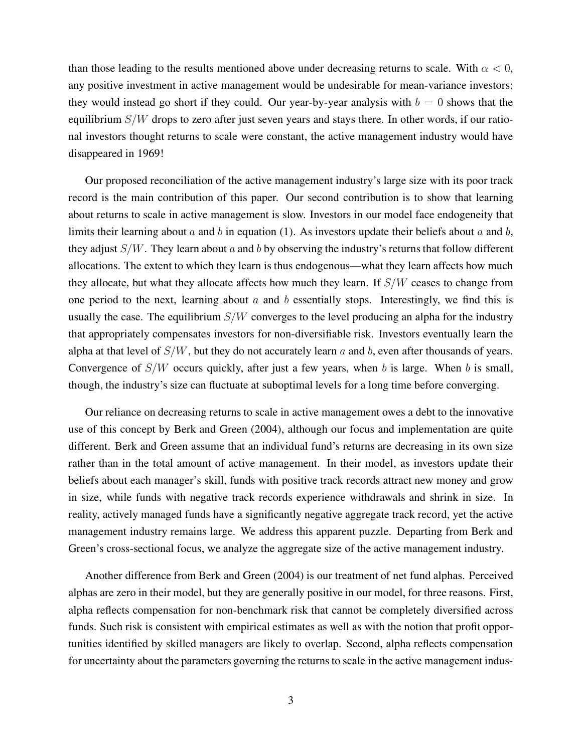than those leading to the results mentioned above under decreasing returns to scale. With $\alpha < 0$, any positive investment in active management would be undesirable for mean-variance investors; they would instead go short if they could. Our year-by-year analysis with $b = 0$ shows that the equilibrium $S/W$ drops to zero after just seven years and stays there. In other words, if our rational investors thought returns to scale were constant, the active management industry would have disappeared in 1969!

Our proposed reconciliation of the active management industry's large size with its poor track record is the main contribution of this paper. Our second contribution is to show that learning about returns to scale in active management is slow. Investors in our model face endogeneity that limits their learning about $a$ and $b$ in equation (1). As investors update their beliefs about $a$ and $b$, they adjust $S/W$. They learn about $a$ and $b$ by observing the industry's returns that follow different allocations. The extent to which they learn is thus endogenous—what they learn affects how much they allocate, but what they allocate affects how much they learn. If $S/W$ ceases to change from one period to the next, learning about $a$ and $b$ essentially stops. Interestingly, we find this is usually the case. The equilibrium $S/W$ converges to the level producing an alpha for the industry that appropriately compensates investors for non-diversifiable risk. Investors eventually learn the alpha at that level of $S/W$, but they do not accurately learn $a$ and $b$, even after thousands of years. Convergence of $S/W$ occurs quickly, after just a few years, when $b$ is large. When $b$ is small, though, the industry's size can fluctuate at suboptimal levels for a long time before converging.

Our reliance on decreasing returns to scale in active management owes a debt to the innovative use of this concept by Berk and Green (2004), although our focus and implementation are quite different. Berk and Green assume that an individual fund's returns are decreasing in its own size rather than in the total amount of active management. In their model, as investors update their beliefs about each manager's skill, funds with positive track records attract new money and grow in size, while funds with negative track records experience withdrawals and shrink in size. In reality, actively managed funds have a significantly negative aggregate track record, yet the active management industry remains large. We address this apparent puzzle. Departing from Berk and Green's cross-sectional focus, we analyze the aggregate size of the active management industry.

Another difference from Berk and Green (2004) is our treatment of net fund alphas. Perceived alphas are zero in their model, but they are generally positive in our model, for three reasons. First, alpha reflects compensation for non-benchmark risk that cannot be completely diversified across funds. Such risk is consistent with empirical estimates as well as with the notion that profit opportunities identified by skilled managers are likely to overlap. Second, alpha reflects compensation for uncertainty about the parameters governing the returns to scale in the active management indus-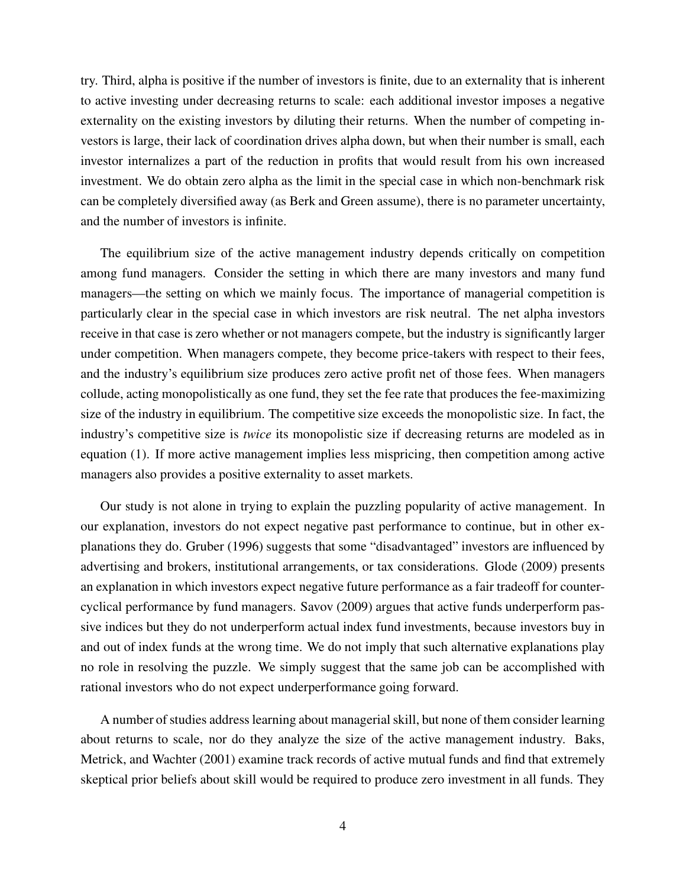try. Third, alpha is positive if the number of investors is finite, due to an externality that is inherent to active investing under decreasing returns to scale: each additional investor imposes a negative externality on the existing investors by diluting their returns. When the number of competing investors is large, their lack of coordination drives alpha down, but when their number is small, each investor internalizes a part of the reduction in profits that would result from his own increased investment. We do obtain zero alpha as the limit in the special case in which non-benchmark risk can be completely diversified away (as Berk and Green assume), there is no parameter uncertainty, and the number of investors is infinite.

The equilibrium size of the active management industry depends critically on competition among fund managers. Consider the setting in which there are many investors and many fund managers—the setting on which we mainly focus. The importance of managerial competition is particularly clear in the special case in which investors are risk neutral. The net alpha investors receive in that case is zero whether or not managers compete, but the industry is significantly larger under competition. When managers compete, they become price-takers with respect to their fees, and the industry's equilibrium size produces zero active profit net of those fees. When managers collude, acting monopolistically as one fund, they set the fee rate that produces the fee-maximizing size of the industry in equilibrium. The competitive size exceeds the monopolistic size. In fact, the industry's competitive size is *twice* its monopolistic size if decreasing returns are modeled as in equation (1). If more active management implies less mispricing, then competition among active managers also provides a positive externality to asset markets.

Our study is not alone in trying to explain the puzzling popularity of active management. In our explanation, investors do not expect negative past performance to continue, but in other explanations they do. Gruber (1996) suggests that some "disadvantaged" investors are influenced by advertising and brokers, institutional arrangements, or tax considerations. Glode (2009) presents an explanation in which investors expect negative future performance as a fair tradeoff for countercyclical performance by fund managers. Savov (2009) argues that active funds underperform passive indices but they do not underperform actual index fund investments, because investors buy in and out of index funds at the wrong time. We do not imply that such alternative explanations play no role in resolving the puzzle. We simply suggest that the same job can be accomplished with rational investors who do not expect underperformance going forward.

A number of studies address learning about managerial skill, but none of them consider learning about returns to scale, nor do they analyze the size of the active management industry. Baks, Metrick, and Wachter (2001) examine track records of active mutual funds and find that extremely skeptical prior beliefs about skill would be required to produce zero investment in all funds. They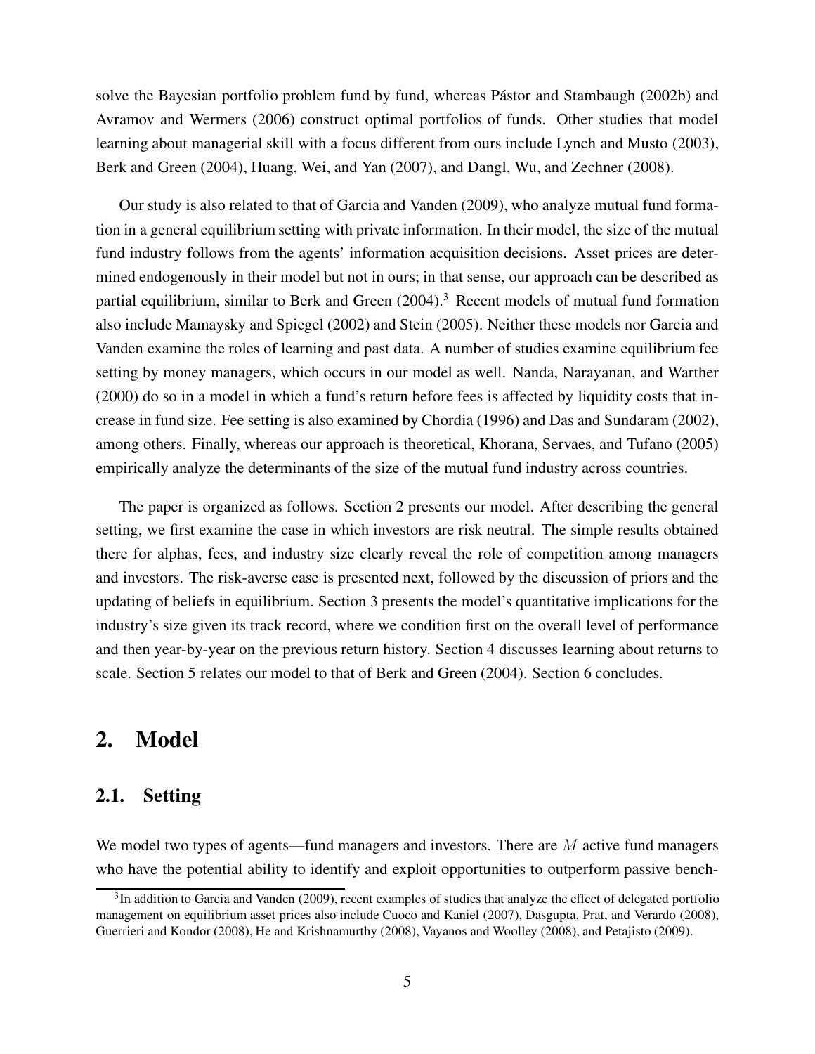solve the Bayesian portfolio problem fund by fund, whereas Pástor and Stambaugh (2002b) and Avramov and Wermers (2006) construct optimal portfolios of funds. Other studies that model learning about managerial skill with a focus different from ours include Lynch and Musto (2003), Berk and Green (2004), Huang, Wei, and Yan (2007), and Dangl, Wu, and Zechner (2008).

Our study is also related to that of Garcia and Vanden (2009), who analyze mutual fund formation in a general equilibrium setting with private information. In their model, the size of the mutual fund industry follows from the agents' information acquisition decisions. Asset prices are determined endogenously in their model but not in ours; in that sense, our approach can be described as partial equilibrium, similar to Berk and Green (2004).[3] Recent models of mutual fund formation also include Mamaysky and Spiegel (2002) and Stein (2005). Neither these models nor Garcia and Vanden examine the roles of learning and past data. A number of studies examine equilibrium fee setting by money managers, which occurs in our model as well. Nanda, Narayanan, and Warther (2000) do so in a model in which a fund's return before fees is affected by liquidity costs that increase in fund size. Fee setting is also examined by Chordia (1996) and Das and Sundaram (2002), among others. Finally, whereas our approach is theoretical, Khorana, Servaes, and Tufano (2005) empirically analyze the determinants of the size of the mutual fund industry across countries.

The paper is organized as follows. Section 2 presents our model. After describing the general setting, we first examine the case in which investors are risk neutral. The simple results obtained there for alphas, fees, and industry size clearly reveal the role of competition among managers and investors. The risk-averse case is presented next, followed by the discussion of priors and the updating of beliefs in equilibrium. Section 3 presents the model's quantitative implications for the industry's size given its track record, where we condition first on the overall level of performance and then year-by-year on the previous return history. Section 4 discusses learning about returns to scale. Section 5 relates our model to that of Berk and Green (2004). Section 6 concludes.

## 2. Model

### 2.1. Setting

We model two types of agents—fund managers and investors. There are $M$ active fund managers who have the potential ability to identify and exploit opportunities to outperform passive bench-

[3] In addition to Garcia and Vanden (2009), recent examples of studies that analyze the effect of delegated portfolio management on equilibrium asset prices also include Cuoco and Kaniel (2007), Dasgupta, Prat, and Verardo (2008), Guerrieri and Kondor (2008), He and Krishnamurthy (2008), Vayanos and Woolley (2008), and Petajisto (2009).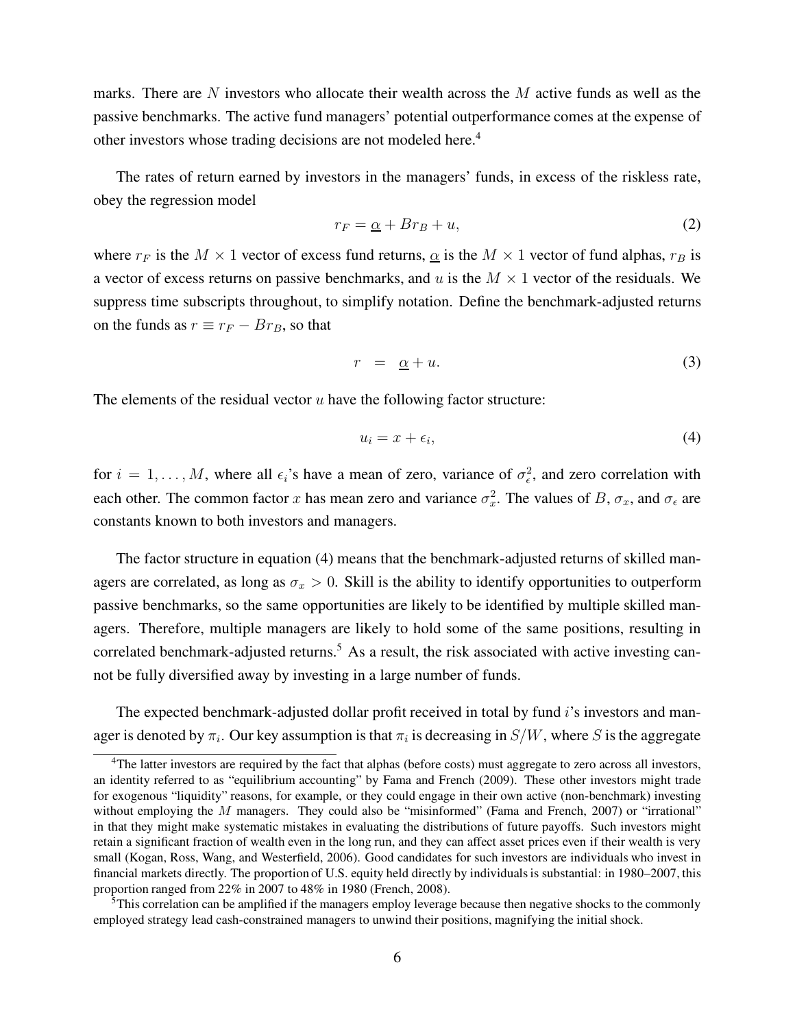marks. There are $N$ investors who allocate their wealth across the $M$ active funds as well as the passive benchmarks. The active fund managers' potential outperformance comes at the expense of other investors whose trading decisions are not modeled here.[4]

The rates of return earned by investors in the managers' funds, in excess of the riskless rate, obey the regression model

$$r_F = \underline{\alpha} + B r_B + u, \tag{2}$$

where $r_F$ is the $M \times 1$ vector of excess fund returns, $\underline{\alpha}$ is the $M \times 1$ vector of fund alphas, $r_B$ is a vector of excess returns on passive benchmarks, and $u$ is the $M \times 1$ vector of the residuals. We suppress time subscripts throughout, to simplify notation. Define the benchmark-adjusted returns on the funds as $r \equiv r_F - B r_B$, so that

$$r = \underline{\alpha} + u. \tag{3}$$

The elements of the residual vector $u$ have the following factor structure:

$$u_i = x + \epsilon_i, \tag{4}$$

for $i = 1, \ldots, M$, where all $\epsilon_i$'s have a mean of zero, variance of $\sigma_\epsilon^2$, and zero correlation with each other. The common factor $x$ has mean zero and variance $\sigma_x^2$. The values of $B$, $\sigma_x$, and $\sigma_\epsilon$ are constants known to both investors and managers.

The factor structure in equation (4) means that the benchmark-adjusted returns of skilled managers are correlated, as long as $\sigma_x > 0$. Skill is the ability to identify opportunities to outperform passive benchmarks, so the same opportunities are likely to be identified by multiple skilled managers. Therefore, multiple managers are likely to hold some of the same positions, resulting in correlated benchmark-adjusted returns.[5] As a result, the risk associated with active investing cannot be fully diversified away by investing in a large number of funds.

The expected benchmark-adjusted dollar profit received in total by fund $i$'s investors and manager is denoted by $\pi_i$. Our key assumption is that $\pi_i$ is decreasing in $S/W$, where $S$ is the aggregate

[4] The latter investors are required by the fact that alphas (before costs) must aggregate to zero across all investors, an identity referred to as "equilibrium accounting" by Fama and French (2009). These other investors might trade for exogenous "liquidity" reasons, for example, or they could engage in their own active (non-benchmark) investing without employing the $M$ managers. They could also be "misinformed" (Fama and French, 2007) or "irrational" in that they might make systematic mistakes in evaluating the distributions of future payoffs. Such investors might retain a significant fraction of wealth even in the long run, and they can affect asset prices even if their wealth is very small (Kogan, Ross, Wang, and Westerfield, 2006). Good candidates for such investors are individuals who invest in financial markets directly. The proportion of U.S. equity held directly by individuals is substantial: in 1980–2007, this proportion ranged from 22% in 2007 to 48% in 1980 (French, 2008).

[5] This correlation can be amplified if the managers employ leverage because then negative shocks to the commonly employed strategy lead cash-constrained managers to unwind their positions, magnifying the initial shock.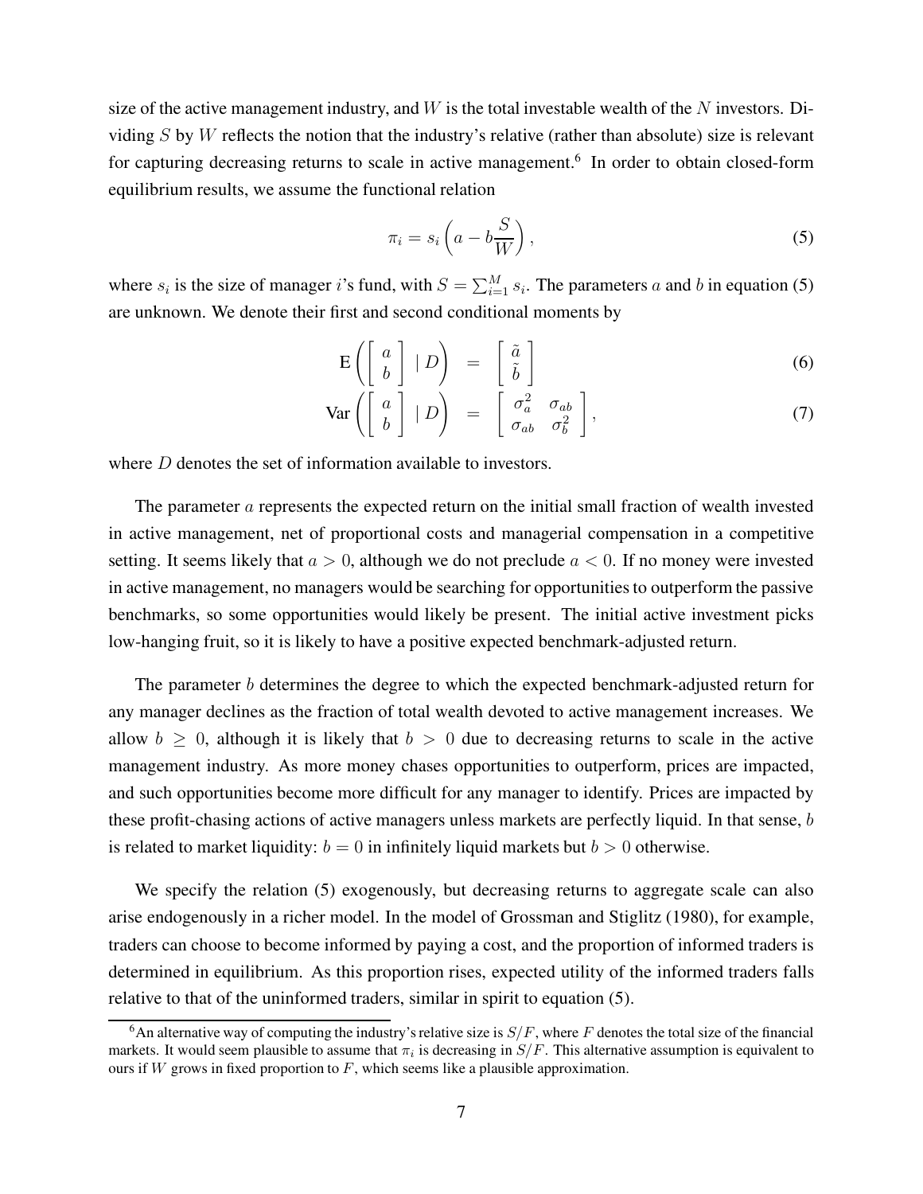size of the active management industry, and $W$ is the total investable wealth of the $N$ investors. Dividing $S$ by $W$ reflects the notion that the industry's relative (rather than absolute) size is relevant for capturing decreasing returns to scale in active management.[6] In order to obtain closed-form equilibrium results, we assume the functional relation

$$\pi_i = s_i \left( a - b \frac{S}{W} \right), \tag{5}$$

where $s_i$ is the size of manager $i$'s fund, with $S = \sum_{i=1}^{M} s_i$. The parameters $a$ and $b$ in equation (5) are unknown. We denote their first and second conditional moments by

$$\mathrm{E}\left( \left[ \begin{array}{c} a \\ b \end{array} \right] \mid D \right) = \left[ \begin{array}{c} \tilde{a} \\ \tilde{b} \end{array} \right] \tag{6}$$

$$\mathrm{Var}\left( \left[ \begin{array}{c} a \\ b \end{array} \right] \mid D \right) = \left[ \begin{array}{cc} \sigma_a^2 & \sigma_{ab} \\ \sigma_{ab} & \sigma_b^2 \end{array} \right], \tag{7}$$

where $D$ denotes the set of information available to investors.

The parameter $a$ represents the expected return on the initial small fraction of wealth invested in active management, net of proportional costs and managerial compensation in a competitive setting. It seems likely that $a > 0$, although we do not preclude $a < 0$. If no money were invested in active management, no managers would be searching for opportunities to outperform the passive benchmarks, so some opportunities would likely be present. The initial active investment picks low-hanging fruit, so it is likely to have a positive expected benchmark-adjusted return.

The parameter $b$ determines the degree to which the expected benchmark-adjusted return for any manager declines as the fraction of total wealth devoted to active management increases. We allow $b \geq 0$, although it is likely that $b > 0$ due to decreasing returns to scale in the active management industry. As more money chases opportunities to outperform, prices are impacted, and such opportunities become more difficult for any manager to identify. Prices are impacted by these profit-chasing actions of active managers unless markets are perfectly liquid. In that sense, $b$ is related to market liquidity: $b = 0$ in infinitely liquid markets but $b > 0$ otherwise.

We specify the relation (5) exogenously, but decreasing returns to aggregate scale can also arise endogenously in a richer model. In the model of Grossman and Stiglitz (1980), for example, traders can choose to become informed by paying a cost, and the proportion of informed traders is determined in equilibrium. As this proportion rises, expected utility of the informed traders falls relative to that of the uninformed traders, similar in spirit to equation (5).

[6] An alternative way of computing the industry's relative size is $S/F$, where $F$ denotes the total size of the financial markets. It would seem plausible to assume that $\pi_i$ is decreasing in $S/F$. This alternative assumption is equivalent to ours if $W$ grows in fixed proportion to $F$, which seems like a plausible approximation.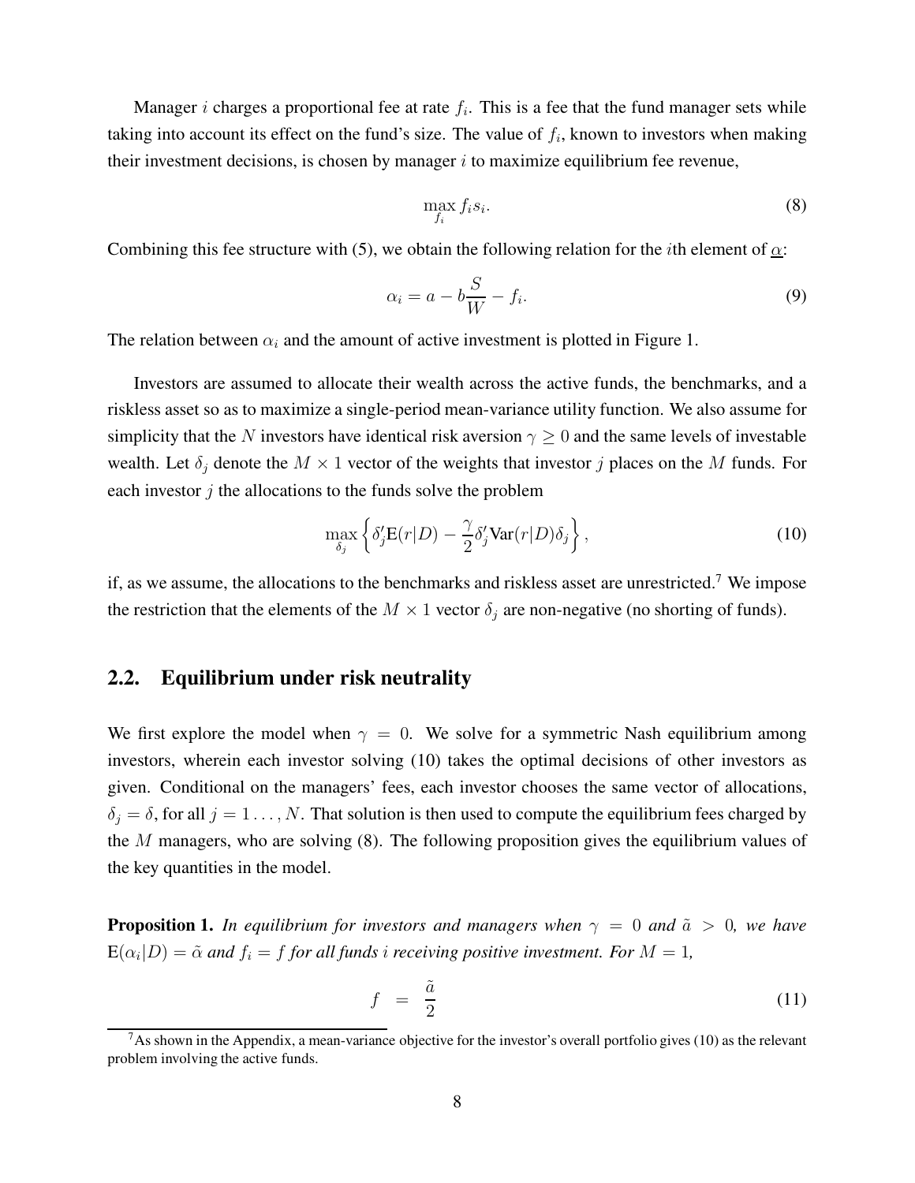Manager $i$ charges a proportional fee at rate $f_i$. This is a fee that the fund manager sets while taking into account its effect on the fund's size. The value of $f_i$, known to investors when making their investment decisions, is chosen by manager $i$ to maximize equilibrium fee revenue,

$$\max_{f_i} f_i s_i. \tag{8}$$

Combining this fee structure with (5), we obtain the following relation for the $i$th element of $\underline{\alpha}$:

$$\alpha_i = a - b\frac{S}{W} - f_i. \tag{9}$$

The relation between $\alpha_i$ and the amount of active investment is plotted in Figure 1.

Investors are assumed to allocate their wealth across the active funds, the benchmarks, and a riskless asset so as to maximize a single-period mean-variance utility function. We also assume for simplicity that the $N$ investors have identical risk aversion $\gamma \geq 0$ and the same levels of investable wealth. Let $\delta_j$ denote the $M \times 1$ vector of the weights that investor $j$ places on the $M$ funds. For each investor $j$ the allocations to the funds solve the problem

$$\max_{\delta_j} \left\{ \delta_j' \mathrm{E}(r|D) - \frac{\gamma}{2} \delta_j' \mathrm{Var}(r|D) \delta_j \right\}, \tag{10}$$

if, as we assume, the allocations to the benchmarks and riskless asset are unrestricted.[7] We impose the restriction that the elements of the $M \times 1$ vector $\delta_j$ are non-negative (no shorting of funds).

## 2.2. Equilibrium under risk neutrality

We first explore the model when $\gamma = 0$. We solve for a symmetric Nash equilibrium among investors, wherein each investor solving (10) takes the optimal decisions of other investors as given. Conditional on the managers' fees, each investor chooses the same vector of allocations, $\delta_j = \delta$, for all $j = 1 \ldots, N$. That solution is then used to compute the equilibrium fees charged by the $M$ managers, who are solving (8). The following proposition gives the equilibrium values of the key quantities in the model.

**Proposition 1.** *In equilibrium for investors and managers when $\gamma = 0$ and $\tilde{a} > 0$, we have $\mathrm{E}(\alpha_i|D) = \tilde{\alpha}$ and $f_i = f$ for all funds $i$ receiving positive investment. For $M = 1$,*

$$f = \frac{\tilde{a}}{2} \tag{11}$$

[7] As shown in the Appendix, a mean-variance objective for the investor's overall portfolio gives (10) as the relevant problem involving the active funds.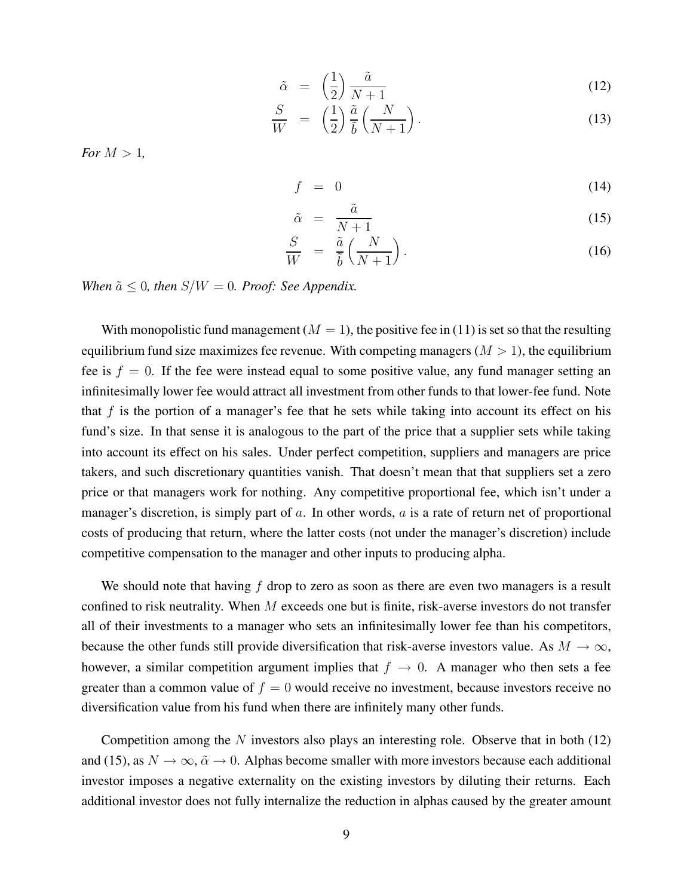$$
\tilde{\alpha} = \left(\frac{1}{2}\right) \frac{\tilde{a}}{N+1} \tag{12}
$$

$$
\frac{S}{W} = \left(\frac{1}{2}\right) \frac{\tilde{a}}{\tilde{b}} \left(\frac{N}{N+1}\right). \tag{13}
$$

*For $M > 1$,*

$$
f = 0 \tag{14}
$$

$$
\tilde{\alpha} = \frac{\tilde{a}}{N+1} \tag{15}
$$

$$
\frac{S}{W} = \frac{\tilde{a}}{\tilde{b}} \left(\frac{N}{N+1}\right). \tag{16}
$$

*When $\tilde{a} \leq 0$, then $S/W = 0$. Proof: See Appendix.*

With monopolistic fund management ($M = 1$), the positive fee in (11) is set so that the resulting equilibrium fund size maximizes fee revenue. With competing managers ($M > 1$), the equilibrium fee is $f = 0$. If the fee were instead equal to some positive value, any fund manager setting an infinitesimally lower fee would attract all investment from other funds to that lower-fee fund. Note that $f$ is the portion of a manager's fee that he sets while taking into account its effect on his fund's size. In that sense it is analogous to the part of the price that a supplier sets while taking into account its effect on his sales. Under perfect competition, suppliers and managers are price takers, and such discretionary quantities vanish. That doesn't mean that that suppliers set a zero price or that managers work for nothing. Any competitive proportional fee, which isn't under a manager's discretion, is simply part of $a$. In other words, $a$ is a rate of return net of proportional costs of producing that return, where the latter costs (not under the manager's discretion) include competitive compensation to the manager and other inputs to producing alpha.

We should note that having $f$ drop to zero as soon as there are even two managers is a result confined to risk neutrality. When $M$ exceeds one but is finite, risk-averse investors do not transfer all of their investments to a manager who sets an infinitesimally lower fee than his competitors, because the other funds still provide diversification that risk-averse investors value. As $M \to \infty$, however, a similar competition argument implies that $f \to 0$. A manager who then sets a fee greater than a common value of $f = 0$ would receive no investment, because investors receive no diversification value from his fund when there are infinitely many other funds.

Competition among the $N$ investors also plays an interesting role. Observe that in both (12) and (15), as $N \to \infty$, $\tilde{\alpha} \to 0$. Alphas become smaller with more investors because each additional investor imposes a negative externality on the existing investors by diluting their returns. Each additional investor does not fully internalize the reduction in alphas caused by the greater amount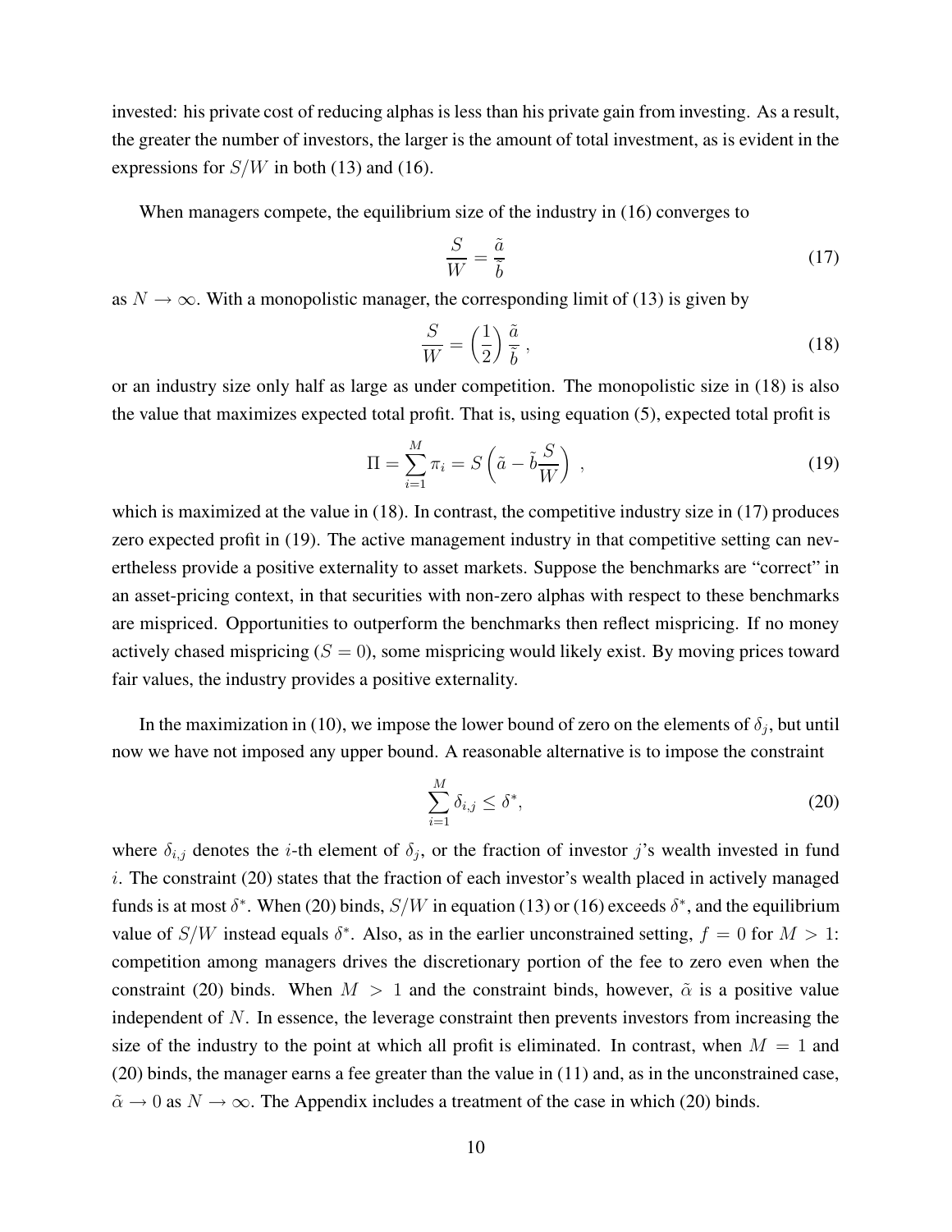invested: his private cost of reducing alphas is less than his private gain from investing. As a result, the greater the number of investors, the larger is the amount of total investment, as is evident in the expressions for $S/W$ in both (13) and (16).

When managers compete, the equilibrium size of the industry in (16) converges to

$$\frac{S}{W} = \frac{\tilde{a}}{\tilde{b}} \tag{17}$$

as $N \to \infty$. With a monopolistic manager, the corresponding limit of (13) is given by

$$\frac{S}{W} = \left(\frac{1}{2}\right)\frac{\tilde{a}}{\tilde{b}}\,, \tag{18}$$

or an industry size only half as large as under competition. The monopolistic size in (18) is also the value that maximizes expected total profit. That is, using equation (5), expected total profit is

$$\Pi = \sum_{i=1}^{M} \pi_i = S\left(\tilde{a} - \tilde{b}\frac{S}{W}\right)\,, \tag{19}$$

which is maximized at the value in (18). In contrast, the competitive industry size in (17) produces zero expected profit in (19). The active management industry in that competitive setting can nevertheless provide a positive externality to asset markets. Suppose the benchmarks are "correct" in an asset-pricing context, in that securities with non-zero alphas with respect to these benchmarks are mispriced. Opportunities to outperform the benchmarks then reflect mispricing. If no money actively chased mispricing ($S = 0$), some mispricing would likely exist. By moving prices toward fair values, the industry provides a positive externality.

In the maximization in (10), we impose the lower bound of zero on the elements of $\delta_j$, but until now we have not imposed any upper bound. A reasonable alternative is to impose the constraint

$$\sum_{i=1}^{M} \delta_{i,j} \leq \delta^*, \tag{20}$$

where $\delta_{i,j}$ denotes the $i$-th element of $\delta_j$, or the fraction of investor $j$'s wealth invested in fund $i$. The constraint (20) states that the fraction of each investor's wealth placed in actively managed funds is at most $\delta^*$. When (20) binds, $S/W$ in equation (13) or (16) exceeds $\delta^*$, and the equilibrium value of $S/W$ instead equals $\delta^*$. Also, as in the earlier unconstrained setting, $f = 0$ for $M > 1$: competition among managers drives the discretionary portion of the fee to zero even when the constraint (20) binds. When $M > 1$ and the constraint binds, however, $\tilde{\alpha}$ is a positive value independent of $N$. In essence, the leverage constraint then prevents investors from increasing the size of the industry to the point at which all profit is eliminated. In contrast, when $M = 1$ and (20) binds, the manager earns a fee greater than the value in (11) and, as in the unconstrained case, $\tilde{\alpha} \to 0$ as $N \to \infty$. The Appendix includes a treatment of the case in which (20) binds.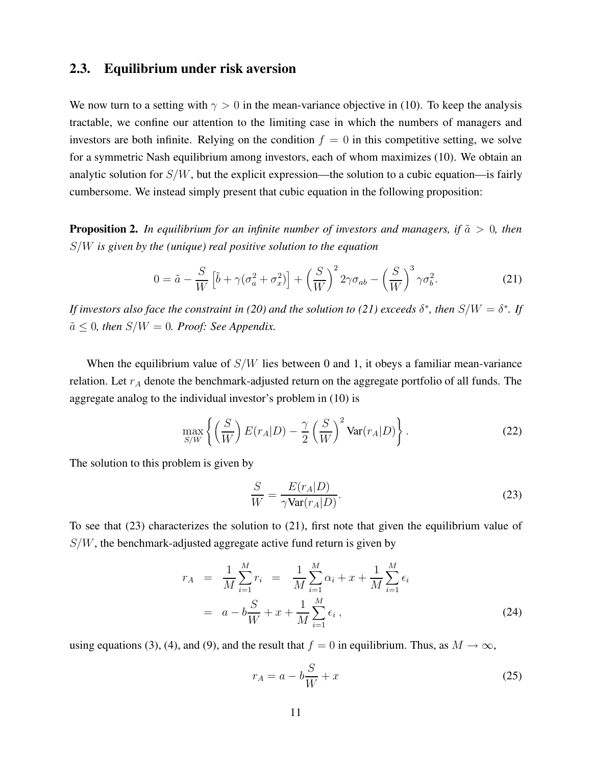## 2.3. Equilibrium under risk aversion

We now turn to a setting with $\gamma > 0$ in the mean-variance objective in (10). To keep the analysis tractable, we confine our attention to the limiting case in which the numbers of managers and investors are both infinite. Relying on the condition $f = 0$ in this competitive setting, we solve for a symmetric Nash equilibrium among investors, each of whom maximizes (10). We obtain an analytic solution for $S/W$, but the explicit expression—the solution to a cubic equation—is fairly cumbersome. We instead simply present that cubic equation in the following proposition:

**Proposition 2.** *In equilibrium for an infinite number of investors and managers, if $\tilde{a} > 0$, then $S/W$ is given by the (unique) real positive solution to the equation*

$$0 = \tilde{a} - \frac{S}{W}\left[\tilde{b} + \gamma(\sigma_a^2 + \sigma_x^2)\right] + \left(\frac{S}{W}\right)^2 2\gamma\sigma_{ab} - \left(\frac{S}{W}\right)^3 \gamma\sigma_b^2. \tag{21}$$

*If investors also face the constraint in (20) and the solution to (21) exceeds $\delta^*$, then $S/W = \delta^*$. If $\tilde{a} \leq 0$, then $S/W = 0$. Proof: See Appendix.*

When the equilibrium value of $S/W$ lies between 0 and 1, it obeys a familiar mean-variance relation. Let $r_A$ denote the benchmark-adjusted return on the aggregate portfolio of all funds. The aggregate analog to the individual investor's problem in (10) is

$$\max_{S/W}\left\{\left(\frac{S}{W}\right)E(r_A|D) - \frac{\gamma}{2}\left(\frac{S}{W}\right)^2 \text{Var}(r_A|D)\right\}. \tag{22}$$

The solution to this problem is given by

$$\frac{S}{W} = \frac{E(r_A|D)}{\gamma \text{Var}(r_A|D)}. \tag{23}$$

To see that (23) characterizes the solution to (21), first note that given the equilibrium value of $S/W$, the benchmark-adjusted aggregate active fund return is given by

$$\begin{aligned} r_A &= \frac{1}{M}\sum_{i=1}^{M} r_i = \frac{1}{M}\sum_{i=1}^{M}\alpha_i + x + \frac{1}{M}\sum_{i=1}^{M}\epsilon_i \\ &= a - b\frac{S}{W} + x + \frac{1}{M}\sum_{i=1}^{M}\epsilon_i\,, \end{aligned} \tag{24}$$

using equations (3), (4), and (9), and the result that $f = 0$ in equilibrium. Thus, as $M \to \infty$,

$$r_A = a - b\frac{S}{W} + x \tag{25}$$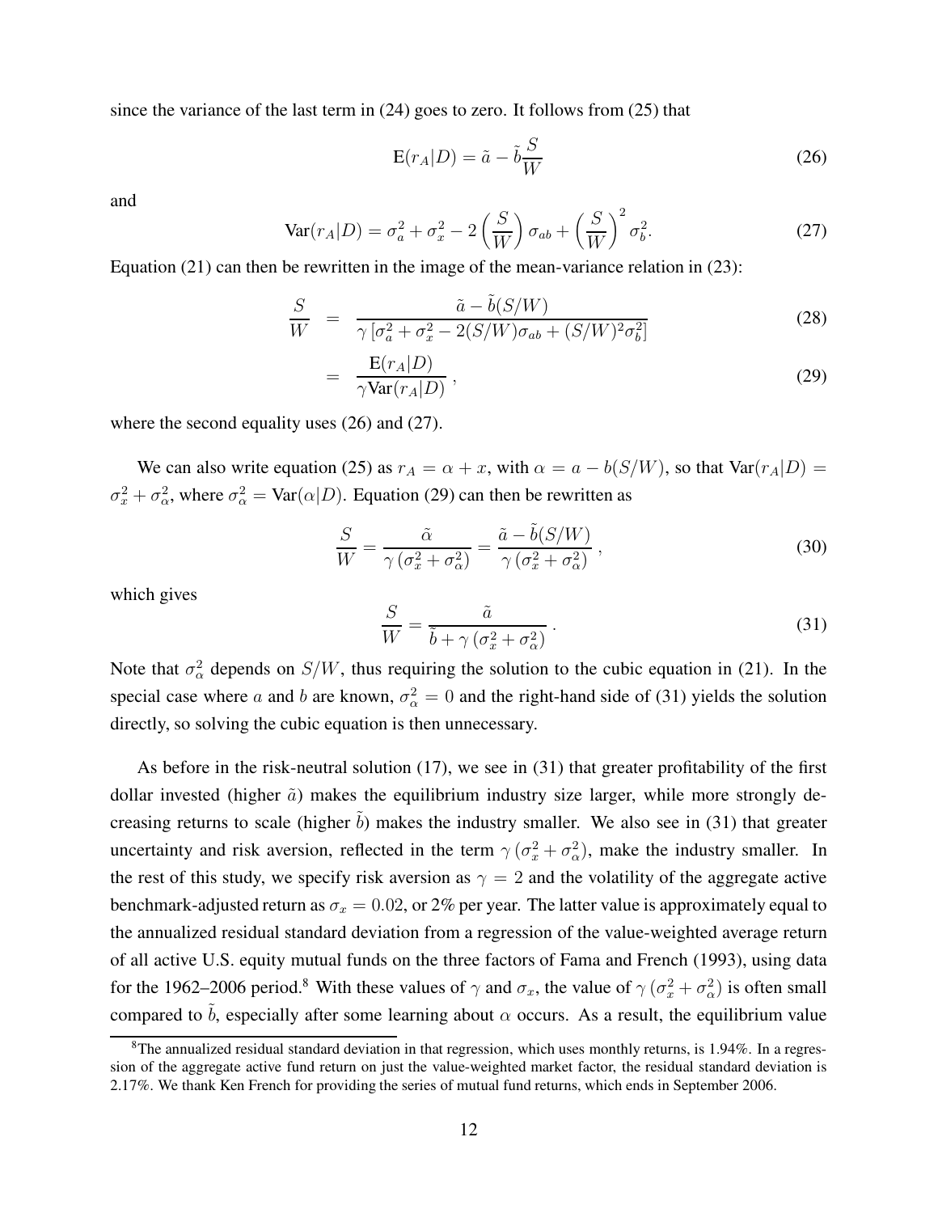since the variance of the last term in (24) goes to zero. It follows from (25) that

$$\mathrm{E}(r_A|D) = \tilde{a} - \tilde{b}\frac{S}{W} \tag{26}$$

and

$$\mathrm{Var}(r_A|D) = \sigma_a^2 + \sigma_x^2 - 2\left(\frac{S}{W}\right)\sigma_{ab} + \left(\frac{S}{W}\right)^2\sigma_b^2. \tag{27}$$

Equation (21) can then be rewritten in the image of the mean-variance relation in (23):

$$\frac{S}{W} = \frac{\tilde{a} - \tilde{b}(S/W)}{\gamma\left[\sigma_a^2 + \sigma_x^2 - 2(S/W)\sigma_{ab} + (S/W)^2\sigma_b^2\right]} \tag{28}$$

$$= \frac{\mathrm{E}(r_A|D)}{\gamma\mathrm{Var}(r_A|D)}\,, \tag{29}$$

where the second equality uses (26) and (27).

We can also write equation (25) as $r_A = \alpha + x$, with $\alpha = a - b(S/W)$, so that $\mathrm{Var}(r_A|D) = \sigma_x^2 + \sigma_\alpha^2$, where $\sigma_\alpha^2 = \mathrm{Var}(\alpha|D)$. Equation (29) can then be rewritten as

$$\frac{S}{W} = \frac{\tilde{\alpha}}{\gamma\left(\sigma_x^2 + \sigma_\alpha^2\right)} = \frac{\tilde{a} - \tilde{b}(S/W)}{\gamma\left(\sigma_x^2 + \sigma_\alpha^2\right)}\,, \tag{30}$$

which gives

$$\frac{S}{W} = \frac{\tilde{a}}{\tilde{b} + \gamma\left(\sigma_x^2 + \sigma_\alpha^2\right)}\,. \tag{31}$$

Note that $\sigma_\alpha^2$ depends on $S/W$, thus requiring the solution to the cubic equation in (21). In the special case where $a$ and $b$ are known, $\sigma_\alpha^2 = 0$ and the right-hand side of (31) yields the solution directly, so solving the cubic equation is then unnecessary.

As before in the risk-neutral solution (17), we see in (31) that greater profitability of the first dollar invested (higher $\tilde{a}$) makes the equilibrium industry size larger, while more strongly decreasing returns to scale (higher $\tilde{b}$) makes the industry smaller. We also see in (31) that greater uncertainty and risk aversion, reflected in the term $\gamma\left(\sigma_x^2 + \sigma_\alpha^2\right)$, make the industry smaller. In the rest of this study, we specify risk aversion as $\gamma = 2$ and the volatility of the aggregate active benchmark-adjusted return as $\sigma_x = 0.02$, or 2% per year. The latter value is approximately equal to the annualized residual standard deviation from a regression of the value-weighted average return of all active U.S. equity mutual funds on the three factors of Fama and French (1993), using data for the 1962–2006 period.[8] With these values of $\gamma$ and $\sigma_x$, the value of $\gamma\left(\sigma_x^2 + \sigma_\alpha^2\right)$ is often small compared to $\tilde{b}$, especially after some learning about $\alpha$ occurs. As a result, the equilibrium value

[8] The annualized residual standard deviation in that regression, which uses monthly returns, is 1.94%. In a regression of the aggregate active fund return on just the value-weighted market factor, the residual standard deviation is 2.17%. We thank Ken French for providing the series of mutual fund returns, which ends in September 2006.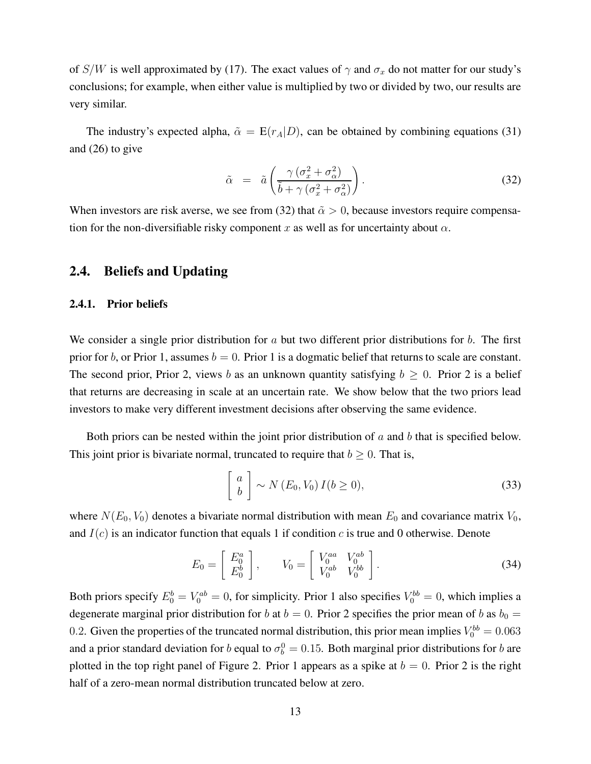of $S/W$ is well approximated by (17). The exact values of $\gamma$ and $\sigma_x$ do not matter for our study's conclusions; for example, when either value is multiplied by two or divided by two, our results are very similar.

The industry's expected alpha, $\tilde{\alpha} = \mathrm{E}(r_A|D)$, can be obtained by combining equations (31) and (26) to give

$$\tilde{\alpha} \;\; = \;\; \tilde{a}\left(\frac{\gamma\left(\sigma_x^2 + \sigma_\alpha^2\right)}{\tilde{b} + \gamma\left(\sigma_x^2 + \sigma_\alpha^2\right)}\right). \tag{32}$$

When investors are risk averse, we see from (32) that $\tilde{\alpha} > 0$, because investors require compensation for the non-diversifiable risky component $x$ as well as for uncertainty about $\alpha$.

## 2.4. Beliefs and Updating

### 2.4.1. Prior beliefs

We consider a single prior distribution for $a$ but two different prior distributions for $b$. The first prior for $b$, or Prior 1, assumes $b = 0$. Prior 1 is a dogmatic belief that returns to scale are constant. The second prior, Prior 2, views $b$ as an unknown quantity satisfying $b \geq 0$. Prior 2 is a belief that returns are decreasing in scale at an uncertain rate. We show below that the two priors lead investors to make very different investment decisions after observing the same evidence.

Both priors can be nested within the joint prior distribution of $a$ and $b$ that is specified below. This joint prior is bivariate normal, truncated to require that $b \geq 0$. That is,

$$\left[\begin{array}{c} a \\ b \end{array}\right] \sim N\left(E_0, V_0\right) I(b \geq 0), \tag{33}$$

where $N(E_0, V_0)$ denotes a bivariate normal distribution with mean $E_0$ and covariance matrix $V_0$, and $I(c)$ is an indicator function that equals 1 if condition $c$ is true and 0 otherwise. Denote

$$E_0 = \left[\begin{array}{c} E_0^a \\ E_0^b \end{array}\right], \qquad V_0 = \left[\begin{array}{cc} V_0^{aa} & V_0^{ab} \\ V_0^{ab} & V_0^{bb} \end{array}\right]. \tag{34}$$

Both priors specify $E_0^b = V_0^{ab} = 0$, for simplicity. Prior 1 also specifies $V_0^{bb} = 0$, which implies a degenerate marginal prior distribution for $b$ at $b = 0$. Prior 2 specifies the prior mean of $b$ as $b_0 = 0.2$. Given the properties of the truncated normal distribution, this prior mean implies $V_0^{bb} = 0.063$ and a prior standard deviation for $b$ equal to $\sigma_b^0 = 0.15$. Both marginal prior distributions for $b$ are plotted in the top right panel of Figure 2. Prior 1 appears as a spike at $b = 0$. Prior 2 is the right half of a zero-mean normal distribution truncated below at zero.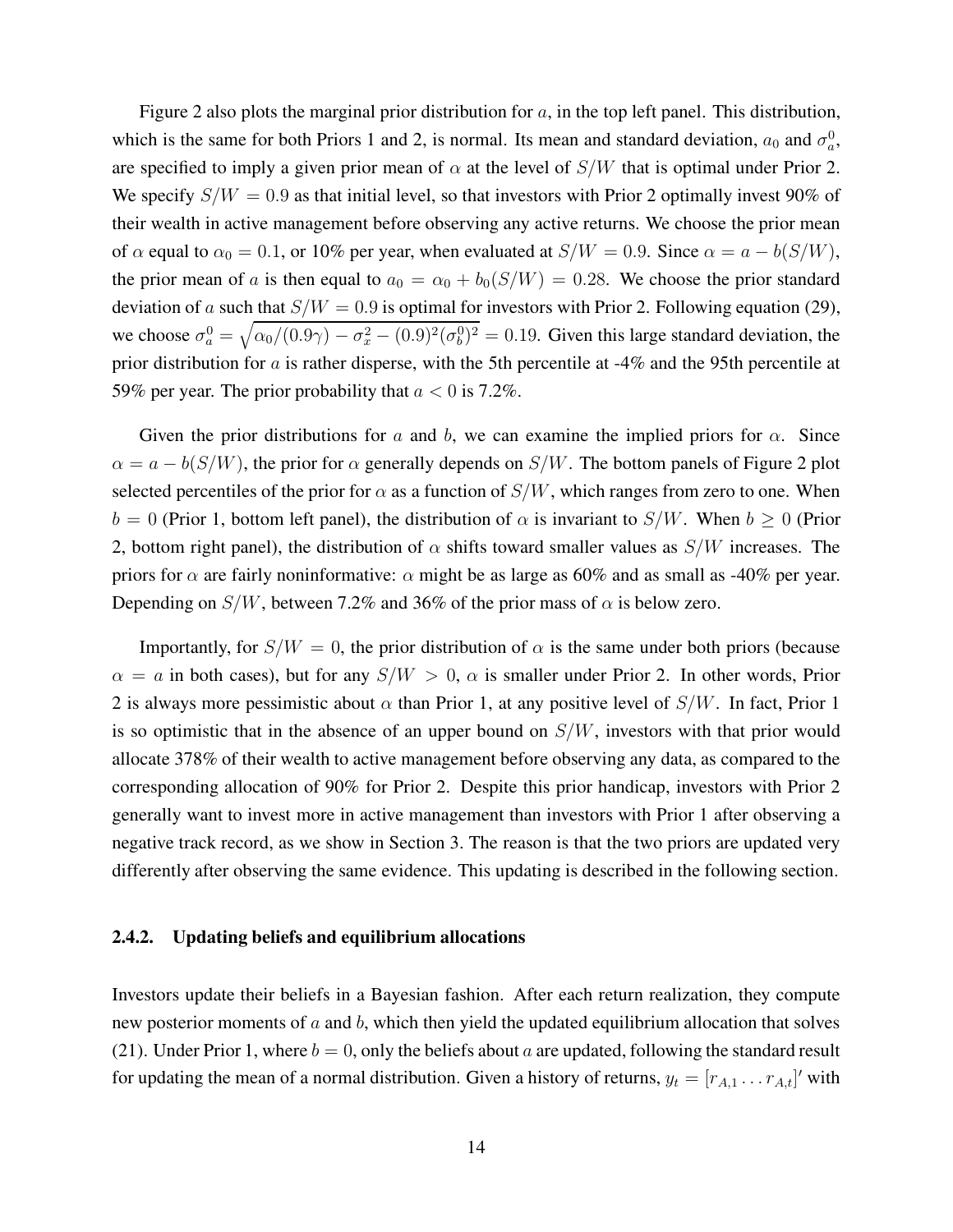Figure 2 also plots the marginal prior distribution for $a$, in the top left panel. This distribution, which is the same for both Priors 1 and 2, is normal. Its mean and standard deviation, $a_0$ and $\sigma_a^0$, are specified to imply a given prior mean of $\alpha$ at the level of $S/W$ that is optimal under Prior 2. We specify $S/W = 0.9$ as that initial level, so that investors with Prior 2 optimally invest 90% of their wealth in active management before observing any active returns. We choose the prior mean of $\alpha$ equal to $\alpha_0 = 0.1$, or 10% per year, when evaluated at $S/W = 0.9$. Since $\alpha = a - b(S/W)$, the prior mean of $a$ is then equal to $a_0 = \alpha_0 + b_0(S/W) = 0.28$. We choose the prior standard deviation of $a$ such that $S/W = 0.9$ is optimal for investors with Prior 2. Following equation (29), we choose $\sigma_a^0 = \sqrt{\alpha_0/(0.9\gamma) - \sigma_x^2 - (0.9)^2(\sigma_b^0)^2} = 0.19$. Given this large standard deviation, the prior distribution for $a$ is rather disperse, with the 5th percentile at -4% and the 95th percentile at 59% per year. The prior probability that $a < 0$ is 7.2%.

Given the prior distributions for $a$ and $b$, we can examine the implied priors for $\alpha$. Since $\alpha = a - b(S/W)$, the prior for $\alpha$ generally depends on $S/W$. The bottom panels of Figure 2 plot selected percentiles of the prior for $\alpha$ as a function of $S/W$, which ranges from zero to one. When $b = 0$ (Prior 1, bottom left panel), the distribution of $\alpha$ is invariant to $S/W$. When $b \geq 0$ (Prior 2, bottom right panel), the distribution of $\alpha$ shifts toward smaller values as $S/W$ increases. The priors for $\alpha$ are fairly noninformative: $\alpha$ might be as large as 60% and as small as -40% per year. Depending on $S/W$, between 7.2% and 36% of the prior mass of $\alpha$ is below zero.

Importantly, for $S/W = 0$, the prior distribution of $\alpha$ is the same under both priors (because $\alpha = a$ in both cases), but for any $S/W > 0$, $\alpha$ is smaller under Prior 2. In other words, Prior 2 is always more pessimistic about $\alpha$ than Prior 1, at any positive level of $S/W$. In fact, Prior 1 is so optimistic that in the absence of an upper bound on $S/W$, investors with that prior would allocate 378% of their wealth to active management before observing any data, as compared to the corresponding allocation of 90% for Prior 2. Despite this prior handicap, investors with Prior 2 generally want to invest more in active management than investors with Prior 1 after observing a negative track record, as we show in Section 3. The reason is that the two priors are updated very differently after observing the same evidence. This updating is described in the following section.

#### 2.4.2. Updating beliefs and equilibrium allocations

Investors update their beliefs in a Bayesian fashion. After each return realization, they compute new posterior moments of $a$ and $b$, which then yield the updated equilibrium allocation that solves (21). Under Prior 1, where $b = 0$, only the beliefs about $a$ are updated, following the standard result for updating the mean of a normal distribution. Given a history of returns, $y_t = [r_{A,1} \dots r_{A,t}]'$ with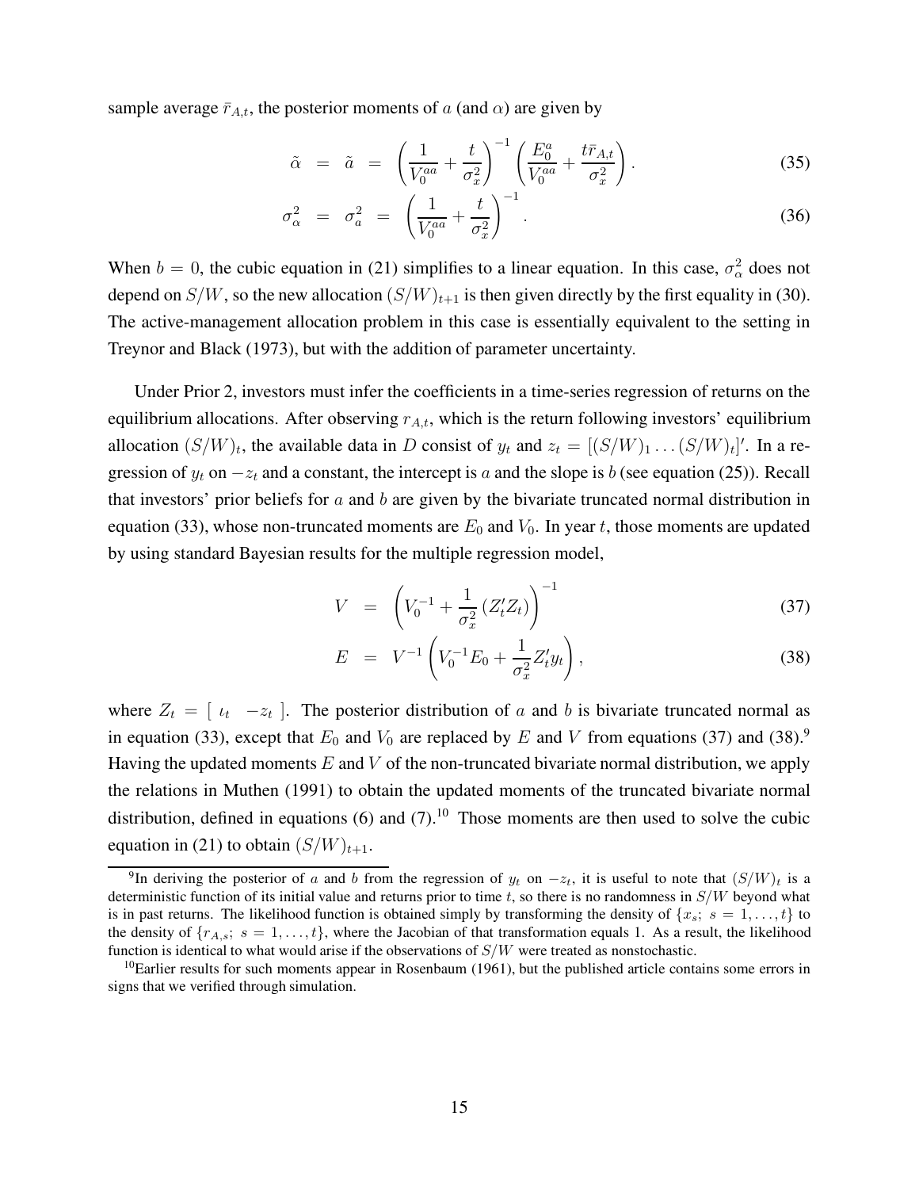sample average $\bar{r}_{A,t}$, the posterior moments of $a$ (and $\alpha$) are given by

$$
\tilde{\alpha} = \tilde{a} = \left(\frac{1}{V_0^{aa}} + \frac{t}{\sigma_x^2}\right)^{-1}\left(\frac{E_0^a}{V_0^{aa}} + \frac{t\bar{r}_{A,t}}{\sigma_x^2}\right). \tag{35}
$$

$$
\sigma_\alpha^2 = \sigma_a^2 = \left(\frac{1}{V_0^{aa}} + \frac{t}{\sigma_x^2}\right)^{-1}. \tag{36}
$$

When $b = 0$, the cubic equation in (21) simplifies to a linear equation. In this case, $\sigma_\alpha^2$ does not depend on $S/W$, so the new allocation $(S/W)_{t+1}$ is then given directly by the first equality in (30). The active-management allocation problem in this case is essentially equivalent to the setting in Treynor and Black (1973), but with the addition of parameter uncertainty.

Under Prior 2, investors must infer the coefficients in a time-series regression of returns on the equilibrium allocations. After observing $r_{A,t}$, which is the return following investors' equilibrium allocation $(S/W)_t$, the available data in $D$ consist of $y_t$ and $z_t = [(S/W)_1 \ldots (S/W)_t]'$. In a regression of $y_t$ on $-z_t$ and a constant, the intercept is $a$ and the slope is $b$ (see equation (25)). Recall that investors' prior beliefs for $a$ and $b$ are given by the bivariate truncated normal distribution in equation (33), whose non-truncated moments are $E_0$ and $V_0$. In year $t$, those moments are updated by using standard Bayesian results for the multiple regression model,

$$
V = \left(V_0^{-1} + \frac{1}{\sigma_x^2}\left(Z_t'Z_t\right)\right)^{-1} \tag{37}
$$

$$
E = V^{-1}\left(V_0^{-1}E_0 + \frac{1}{\sigma_x^2}Z_t'y_t\right), \tag{38}
$$

where $Z_t = [\ \iota_t \quad -z_t\ ]$. The posterior distribution of $a$ and $b$ is bivariate truncated normal as in equation (33), except that $E_0$ and $V_0$ are replaced by $E$ and $V$ from equations (37) and (38).[9] Having the updated moments $E$ and $V$ of the non-truncated bivariate normal distribution, we apply the relations in Muthen (1991) to obtain the updated moments of the truncated bivariate normal distribution, defined in equations (6) and (7).[10] Those moments are then used to solve the cubic equation in (21) to obtain $(S/W)_{t+1}$.

[9] In deriving the posterior of $a$ and $b$ from the regression of $y_t$ on $-z_t$, it is useful to note that $(S/W)_t$ is a deterministic function of its initial value and returns prior to time $t$, so there is no randomness in $S/W$ beyond what is in past returns. The likelihood function is obtained simply by transforming the density of $\{x_s;\ s = 1,\ldots,t\}$ to the density of $\{r_{A,s};\ s = 1,\ldots,t\}$, where the Jacobian of that transformation equals 1. As a result, the likelihood function is identical to what would arise if the observations of $S/W$ were treated as nonstochastic.

[10] Earlier results for such moments appear in Rosenbaum (1961), but the published article contains some errors in signs that we verified through simulation.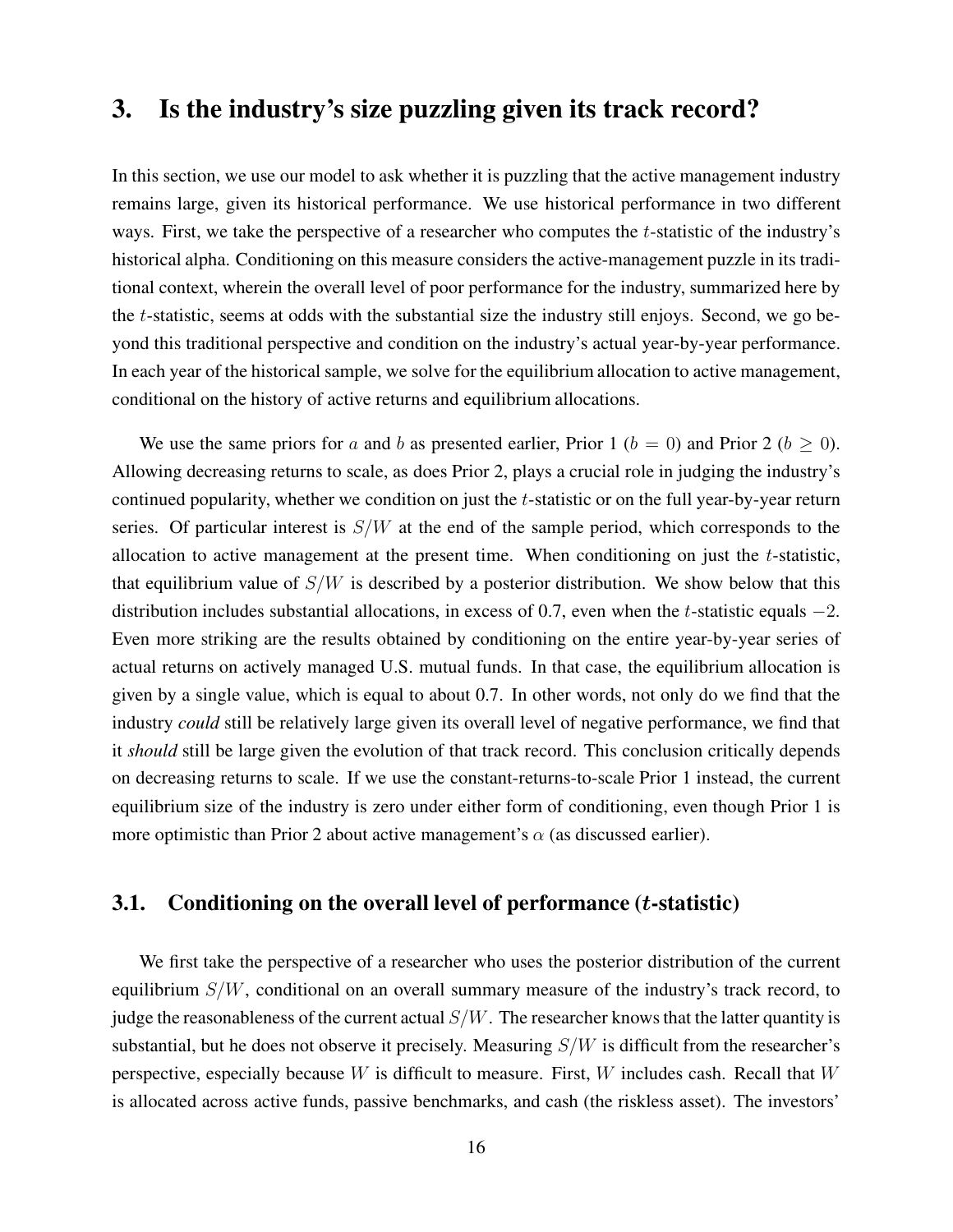## 3. Is the industry's size puzzling given its track record?

In this section, we use our model to ask whether it is puzzling that the active management industry remains large, given its historical performance. We use historical performance in two different ways. First, we take the perspective of a researcher who computes the $t$-statistic of the industry's historical alpha. Conditioning on this measure considers the active-management puzzle in its traditional context, wherein the overall level of poor performance for the industry, summarized here by the $t$-statistic, seems at odds with the substantial size the industry still enjoys. Second, we go beyond this traditional perspective and condition on the industry's actual year-by-year performance. In each year of the historical sample, we solve for the equilibrium allocation to active management, conditional on the history of active returns and equilibrium allocations.

We use the same priors for $a$ and $b$ as presented earlier, Prior 1 ($b = 0$) and Prior 2 ($b \geq 0$). Allowing decreasing returns to scale, as does Prior 2, plays a crucial role in judging the industry's continued popularity, whether we condition on just the $t$-statistic or on the full year-by-year return series. Of particular interest is $S/W$ at the end of the sample period, which corresponds to the allocation to active management at the present time. When conditioning on just the $t$-statistic, that equilibrium value of $S/W$ is described by a posterior distribution. We show below that this distribution includes substantial allocations, in excess of 0.7, even when the $t$-statistic equals $-2$. Even more striking are the results obtained by conditioning on the entire year-by-year series of actual returns on actively managed U.S. mutual funds. In that case, the equilibrium allocation is given by a single value, which is equal to about 0.7. In other words, not only do we find that the industry *could* still be relatively large given its overall level of negative performance, we find that it *should* still be large given the evolution of that track record. This conclusion critically depends on decreasing returns to scale. If we use the constant-returns-to-scale Prior 1 instead, the current equilibrium size of the industry is zero under either form of conditioning, even though Prior 1 is more optimistic than Prior 2 about active management's $\alpha$ (as discussed earlier).

### 3.1. Conditioning on the overall level of performance ($t$-statistic)

We first take the perspective of a researcher who uses the posterior distribution of the current equilibrium $S/W$, conditional on an overall summary measure of the industry's track record, to judge the reasonableness of the current actual $S/W$. The researcher knows that the latter quantity is substantial, but he does not observe it precisely. Measuring $S/W$ is difficult from the researcher's perspective, especially because $W$ is difficult to measure. First, $W$ includes cash. Recall that $W$ is allocated across active funds, passive benchmarks, and cash (the riskless asset). The investors'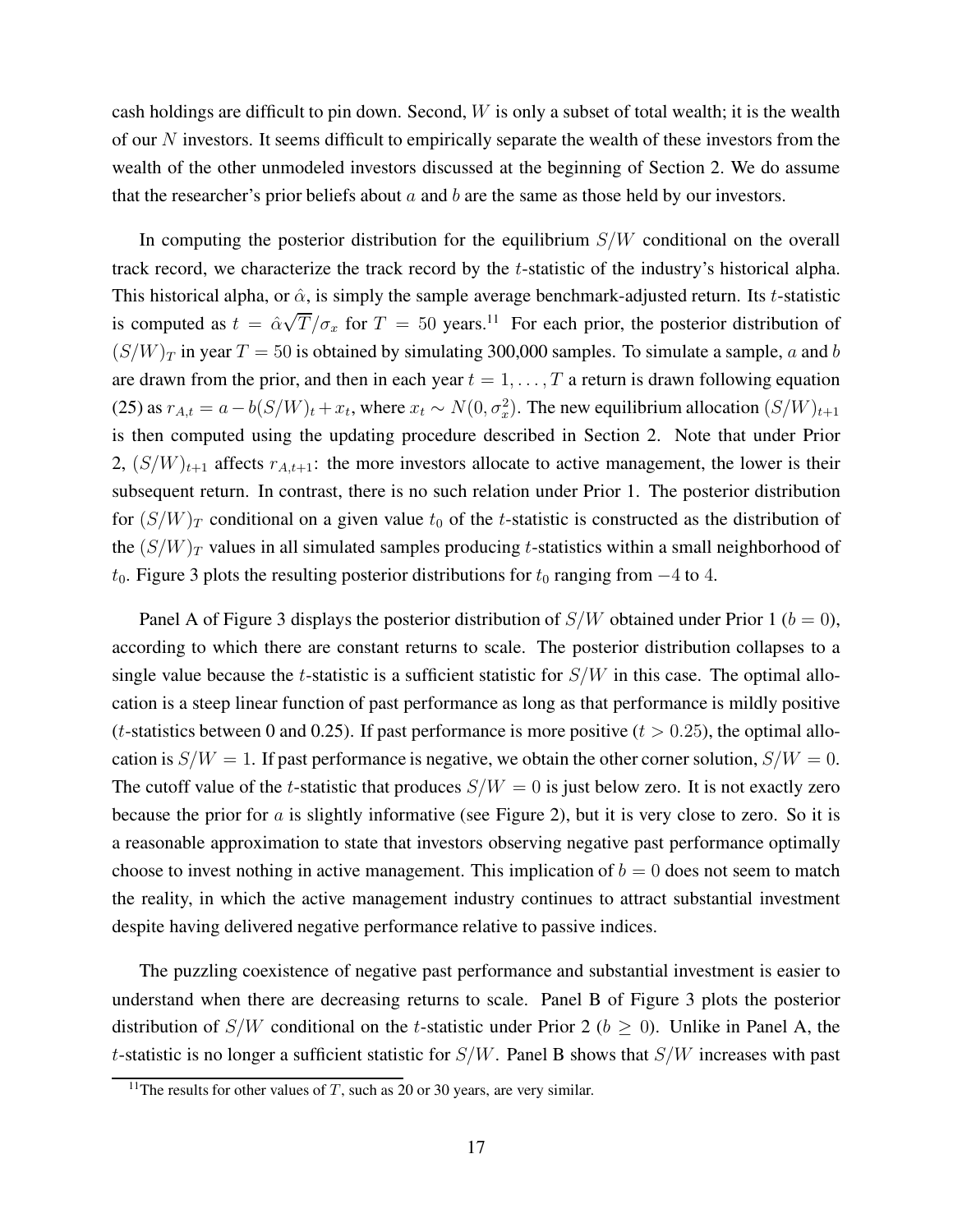cash holdings are difficult to pin down. Second, $W$ is only a subset of total wealth; it is the wealth of our $N$ investors. It seems difficult to empirically separate the wealth of these investors from the wealth of the other unmodeled investors discussed at the beginning of Section 2. We do assume that the researcher's prior beliefs about $a$ and $b$ are the same as those held by our investors.

In computing the posterior distribution for the equilibrium $S/W$ conditional on the overall track record, we characterize the track record by the $t$-statistic of the industry's historical alpha. This historical alpha, or $\hat{\alpha}$, is simply the sample average benchmark-adjusted return. Its $t$-statistic is computed as $t = \hat{\alpha}\sqrt{T}/\sigma_x$ for $T = 50$ years.[11] For each prior, the posterior distribution of $(S/W)_T$ in year $T = 50$ is obtained by simulating 300,000 samples. To simulate a sample, $a$ and $b$ are drawn from the prior, and then in each year $t = 1, \ldots, T$ a return is drawn following equation (25) as $r_{A,t} = a - b(S/W)_t + x_t$, where $x_t \sim N(0, \sigma_x^2)$. The new equilibrium allocation $(S/W)_{t+1}$ is then computed using the updating procedure described in Section 2. Note that under Prior 2, $(S/W)_{t+1}$ affects $r_{A,t+1}$: the more investors allocate to active management, the lower is their subsequent return. In contrast, there is no such relation under Prior 1. The posterior distribution for $(S/W)_T$ conditional on a given value $t_0$ of the $t$-statistic is constructed as the distribution of the $(S/W)_T$ values in all simulated samples producing $t$-statistics within a small neighborhood of $t_0$. Figure 3 plots the resulting posterior distributions for $t_0$ ranging from $-4$ to $4$.

Panel A of Figure 3 displays the posterior distribution of $S/W$ obtained under Prior 1 ($b = 0$), according to which there are constant returns to scale. The posterior distribution collapses to a single value because the $t$-statistic is a sufficient statistic for $S/W$ in this case. The optimal allocation is a steep linear function of past performance as long as that performance is mildly positive ($t$-statistics between 0 and 0.25). If past performance is more positive ($t > 0.25$), the optimal allocation is $S/W = 1$. If past performance is negative, we obtain the other corner solution, $S/W = 0$. The cutoff value of the $t$-statistic that produces $S/W = 0$ is just below zero. It is not exactly zero because the prior for $a$ is slightly informative (see Figure 2), but it is very close to zero. So it is a reasonable approximation to state that investors observing negative past performance optimally choose to invest nothing in active management. This implication of $b = 0$ does not seem to match the reality, in which the active management industry continues to attract substantial investment despite having delivered negative performance relative to passive indices.

The puzzling coexistence of negative past performance and substantial investment is easier to understand when there are decreasing returns to scale. Panel B of Figure 3 plots the posterior distribution of $S/W$ conditional on the $t$-statistic under Prior 2 ($b \geq 0$). Unlike in Panel A, the $t$-statistic is no longer a sufficient statistic for $S/W$. Panel B shows that $S/W$ increases with past

[11] The results for other values of $T$, such as 20 or 30 years, are very similar.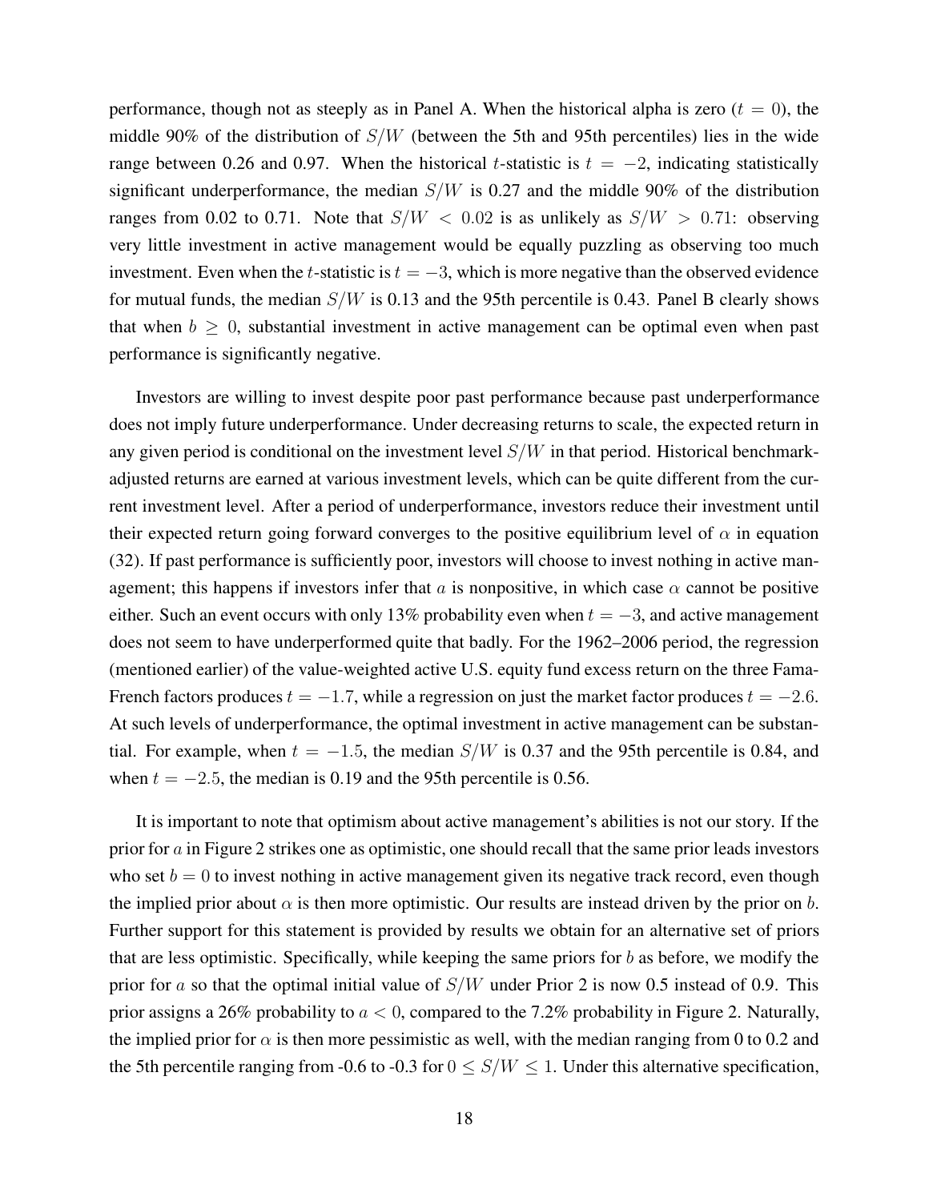performance, though not as steeply as in Panel A. When the historical alpha is zero ($t = 0$), the middle 90% of the distribution of $S/W$ (between the 5th and 95th percentiles) lies in the wide range between 0.26 and 0.97. When the historical $t$-statistic is $t = -2$, indicating statistically significant underperformance, the median $S/W$ is 0.27 and the middle 90% of the distribution ranges from 0.02 to 0.71. Note that $S/W < 0.02$ is as unlikely as $S/W > 0.71$: observing very little investment in active management would be equally puzzling as observing too much investment. Even when the $t$-statistic is $t = -3$, which is more negative than the observed evidence for mutual funds, the median $S/W$ is 0.13 and the 95th percentile is 0.43. Panel B clearly shows that when $b \geq 0$, substantial investment in active management can be optimal even when past performance is significantly negative.

Investors are willing to invest despite poor past performance because past underperformance does not imply future underperformance. Under decreasing returns to scale, the expected return in any given period is conditional on the investment level $S/W$ in that period. Historical benchmark-adjusted returns are earned at various investment levels, which can be quite different from the current investment level. After a period of underperformance, investors reduce their investment until their expected return going forward converges to the positive equilibrium level of $\alpha$ in equation (32). If past performance is sufficiently poor, investors will choose to invest nothing in active management; this happens if investors infer that $a$ is nonpositive, in which case $\alpha$ cannot be positive either. Such an event occurs with only 13% probability even when $t = -3$, and active management does not seem to have underperformed quite that badly. For the 1962–2006 period, the regression (mentioned earlier) of the value-weighted active U.S. equity fund excess return on the three Fama-French factors produces $t = -1.7$, while a regression on just the market factor produces $t = -2.6$. At such levels of underperformance, the optimal investment in active management can be substantial. For example, when $t = -1.5$, the median $S/W$ is 0.37 and the 95th percentile is 0.84, and when $t = -2.5$, the median is 0.19 and the 95th percentile is 0.56.

It is important to note that optimism about active management's abilities is not our story. If the prior for $a$ in Figure 2 strikes one as optimistic, one should recall that the same prior leads investors who set $b = 0$ to invest nothing in active management given its negative track record, even though the implied prior about $\alpha$ is then more optimistic. Our results are instead driven by the prior on $b$. Further support for this statement is provided by results we obtain for an alternative set of priors that are less optimistic. Specifically, while keeping the same priors for $b$ as before, we modify the prior for $a$ so that the optimal initial value of $S/W$ under Prior 2 is now 0.5 instead of 0.9. This prior assigns a 26% probability to $a < 0$, compared to the 7.2% probability in Figure 2. Naturally, the implied prior for $\alpha$ is then more pessimistic as well, with the median ranging from 0 to 0.2 and the 5th percentile ranging from -0.6 to -0.3 for $0 \leq S/W \leq 1$. Under this alternative specification,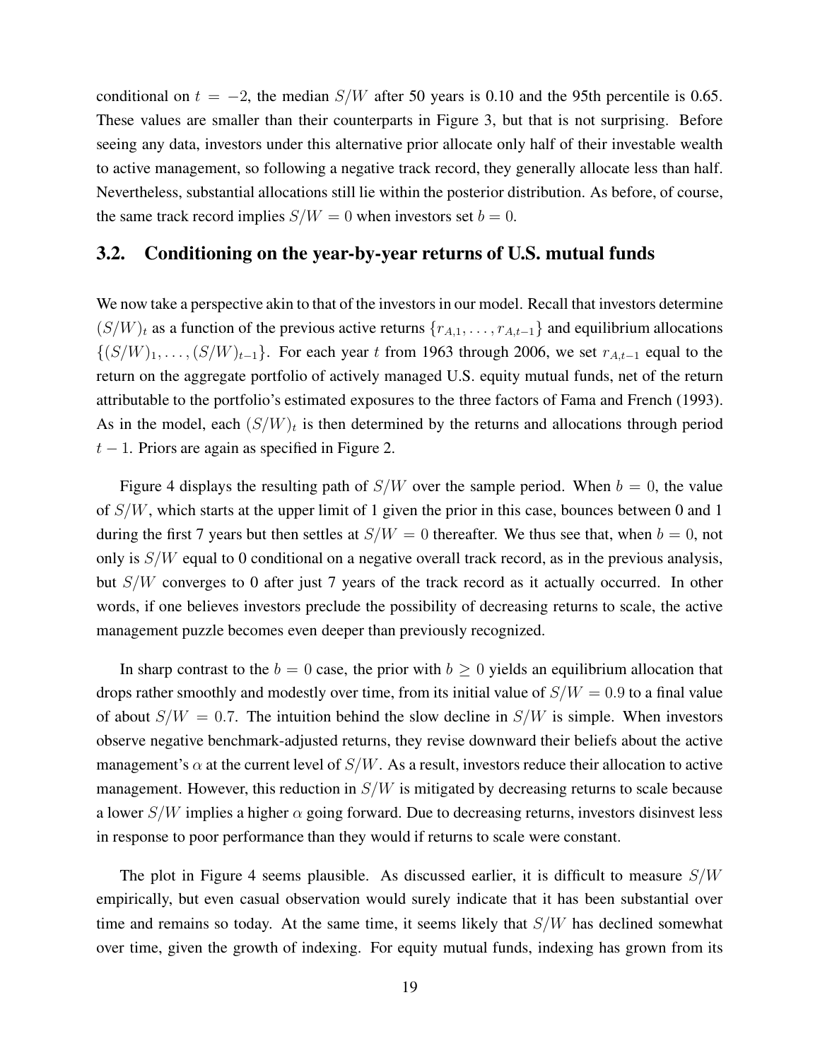conditional on $t = -2$, the median $S/W$ after 50 years is 0.10 and the 95th percentile is 0.65. These values are smaller than their counterparts in Figure 3, but that is not surprising. Before seeing any data, investors under this alternative prior allocate only half of their investable wealth to active management, so following a negative track record, they generally allocate less than half. Nevertheless, substantial allocations still lie within the posterior distribution. As before, of course, the same track record implies $S/W = 0$ when investors set $b = 0$.

## 3.2. Conditioning on the year-by-year returns of U.S. mutual funds

We now take a perspective akin to that of the investors in our model. Recall that investors determine $(S/W)_t$ as a function of the previous active returns $\{r_{A,1}, \ldots, r_{A,t-1}\}$ and equilibrium allocations $\{(S/W)_1, \ldots, (S/W)_{t-1}\}$. For each year $t$ from 1963 through 2006, we set $r_{A,t-1}$ equal to the return on the aggregate portfolio of actively managed U.S. equity mutual funds, net of the return attributable to the portfolio's estimated exposures to the three factors of Fama and French (1993). As in the model, each $(S/W)_t$ is then determined by the returns and allocations through period $t-1$. Priors are again as specified in Figure 2.

Figure 4 displays the resulting path of $S/W$ over the sample period. When $b = 0$, the value of $S/W$, which starts at the upper limit of 1 given the prior in this case, bounces between 0 and 1 during the first 7 years but then settles at $S/W = 0$ thereafter. We thus see that, when $b = 0$, not only is $S/W$ equal to 0 conditional on a negative overall track record, as in the previous analysis, but $S/W$ converges to 0 after just 7 years of the track record as it actually occurred. In other words, if one believes investors preclude the possibility of decreasing returns to scale, the active management puzzle becomes even deeper than previously recognized.

In sharp contrast to the $b = 0$ case, the prior with $b \geq 0$ yields an equilibrium allocation that drops rather smoothly and modestly over time, from its initial value of $S/W = 0.9$ to a final value of about $S/W = 0.7$. The intuition behind the slow decline in $S/W$ is simple. When investors observe negative benchmark-adjusted returns, they revise downward their beliefs about the active management's $\alpha$ at the current level of $S/W$. As a result, investors reduce their allocation to active management. However, this reduction in $S/W$ is mitigated by decreasing returns to scale because a lower $S/W$ implies a higher $\alpha$ going forward. Due to decreasing returns, investors disinvest less in response to poor performance than they would if returns to scale were constant.

The plot in Figure 4 seems plausible. As discussed earlier, it is difficult to measure $S/W$ empirically, but even casual observation would surely indicate that it has been substantial over time and remains so today. At the same time, it seems likely that $S/W$ has declined somewhat over time, given the growth of indexing. For equity mutual funds, indexing has grown from its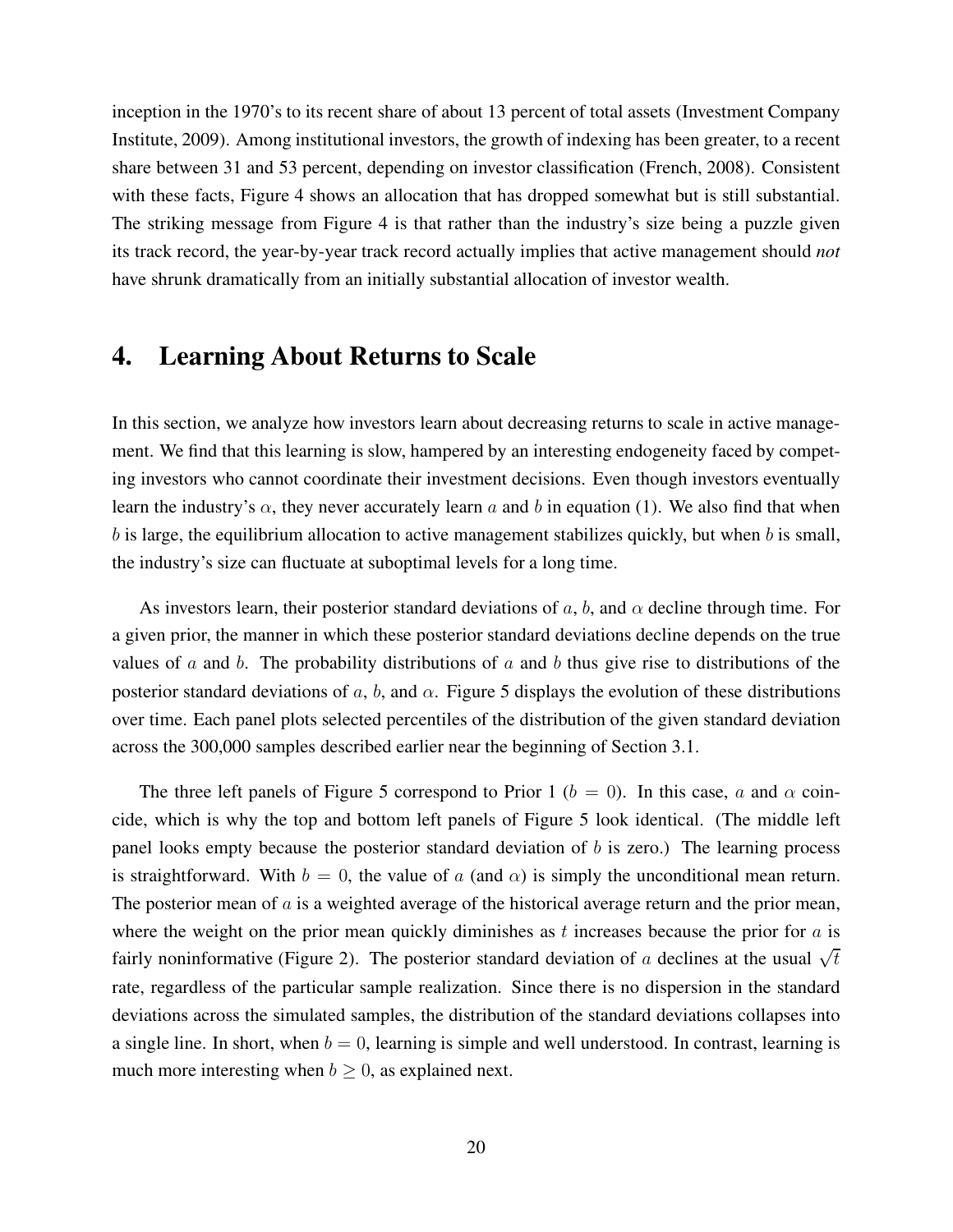inception in the 1970's to its recent share of about 13 percent of total assets (Investment Company Institute, 2009). Among institutional investors, the growth of indexing has been greater, to a recent share between 31 and 53 percent, depending on investor classification (French, 2008). Consistent with these facts, Figure 4 shows an allocation that has dropped somewhat but is still substantial. The striking message from Figure 4 is that rather than the industry's size being a puzzle given its track record, the year-by-year track record actually implies that active management should *not* have shrunk dramatically from an initially substantial allocation of investor wealth.

# 4. Learning About Returns to Scale

In this section, we analyze how investors learn about decreasing returns to scale in active management. We find that this learning is slow, hampered by an interesting endogeneity faced by competing investors who cannot coordinate their investment decisions. Even though investors eventually learn the industry's $\alpha$, they never accurately learn $a$ and $b$ in equation (1). We also find that when $b$ is large, the equilibrium allocation to active management stabilizes quickly, but when $b$ is small, the industry's size can fluctuate at suboptimal levels for a long time.

As investors learn, their posterior standard deviations of $a$, $b$, and $\alpha$ decline through time. For a given prior, the manner in which these posterior standard deviations decline depends on the true values of $a$ and $b$. The probability distributions of $a$ and $b$ thus give rise to distributions of the posterior standard deviations of $a$, $b$, and $\alpha$. Figure 5 displays the evolution of these distributions over time. Each panel plots selected percentiles of the distribution of the given standard deviation across the 300,000 samples described earlier near the beginning of Section 3.1.

The three left panels of Figure 5 correspond to Prior 1 ($b = 0$). In this case, $a$ and $\alpha$ coincide, which is why the top and bottom left panels of Figure 5 look identical. (The middle left panel looks empty because the posterior standard deviation of $b$ is zero.) The learning process is straightforward. With $b = 0$, the value of $a$ (and $\alpha$) is simply the unconditional mean return. The posterior mean of $a$ is a weighted average of the historical average return and the prior mean, where the weight on the prior mean quickly diminishes as $t$ increases because the prior for $a$ is fairly noninformative (Figure 2). The posterior standard deviation of $a$ declines at the usual $\sqrt{t}$ rate, regardless of the particular sample realization. Since there is no dispersion in the standard deviations across the simulated samples, the distribution of the standard deviations collapses into a single line. In short, when $b = 0$, learning is simple and well understood. In contrast, learning is much more interesting when $b \geq 0$, as explained next.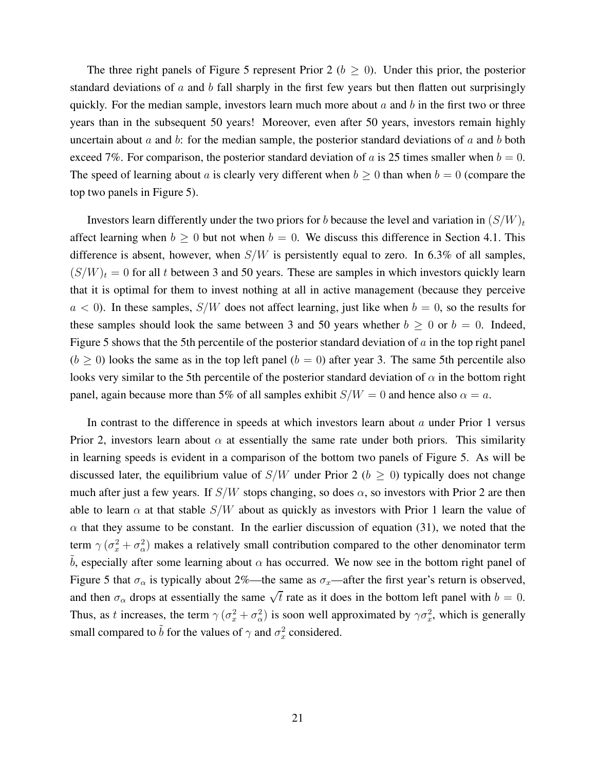The three right panels of Figure 5 represent Prior 2 ($b \geq 0$). Under this prior, the posterior standard deviations of $a$ and $b$ fall sharply in the first few years but then flatten out surprisingly quickly. For the median sample, investors learn much more about $a$ and $b$ in the first two or three years than in the subsequent 50 years! Moreover, even after 50 years, investors remain highly uncertain about $a$ and $b$: for the median sample, the posterior standard deviations of $a$ and $b$ both exceed 7%. For comparison, the posterior standard deviation of $a$ is 25 times smaller when $b = 0$. The speed of learning about $a$ is clearly very different when $b \geq 0$ than when $b = 0$ (compare the top two panels in Figure 5).

Investors learn differently under the two priors for $b$ because the level and variation in $(S/W)_t$ affect learning when $b \geq 0$ but not when $b = 0$. We discuss this difference in Section 4.1. This difference is absent, however, when $S/W$ is persistently equal to zero. In 6.3% of all samples, $(S/W)_t = 0$ for all $t$ between 3 and 50 years. These are samples in which investors quickly learn that it is optimal for them to invest nothing at all in active management (because they perceive $a < 0$). In these samples, $S/W$ does not affect learning, just like when $b = 0$, so the results for these samples should look the same between 3 and 50 years whether $b \geq 0$ or $b = 0$. Indeed, Figure 5 shows that the 5th percentile of the posterior standard deviation of $a$ in the top right panel ($b \geq 0$) looks the same as in the top left panel ($b = 0$) after year 3. The same 5th percentile also looks very similar to the 5th percentile of the posterior standard deviation of $\alpha$ in the bottom right panel, again because more than 5% of all samples exhibit $S/W = 0$ and hence also $\alpha = a$.

In contrast to the difference in speeds at which investors learn about $a$ under Prior 1 versus Prior 2, investors learn about $\alpha$ at essentially the same rate under both priors. This similarity in learning speeds is evident in a comparison of the bottom two panels of Figure 5. As will be discussed later, the equilibrium value of $S/W$ under Prior 2 ($b \geq 0$) typically does not change much after just a few years. If $S/W$ stops changing, so does $\alpha$, so investors with Prior 2 are then able to learn $\alpha$ at that stable $S/W$ about as quickly as investors with Prior 1 learn the value of $\alpha$ that they assume to be constant. In the earlier discussion of equation (31), we noted that the term $\gamma\left(\sigma_x^2 + \sigma_\alpha^2\right)$ makes a relatively small contribution compared to the other denominator term $\tilde{b}$, especially after some learning about $\alpha$ has occurred. We now see in the bottom right panel of Figure 5 that $\sigma_\alpha$ is typically about 2%—the same as $\sigma_x$—after the first year's return is observed, and then $\sigma_\alpha$ drops at essentially the same $\sqrt{t}$ rate as it does in the bottom left panel with $b = 0$. Thus, as $t$ increases, the term $\gamma\left(\sigma_x^2 + \sigma_\alpha^2\right)$ is soon well approximated by $\gamma\sigma_x^2$, which is generally small compared to $\tilde{b}$ for the values of $\gamma$ and $\sigma_x^2$ considered.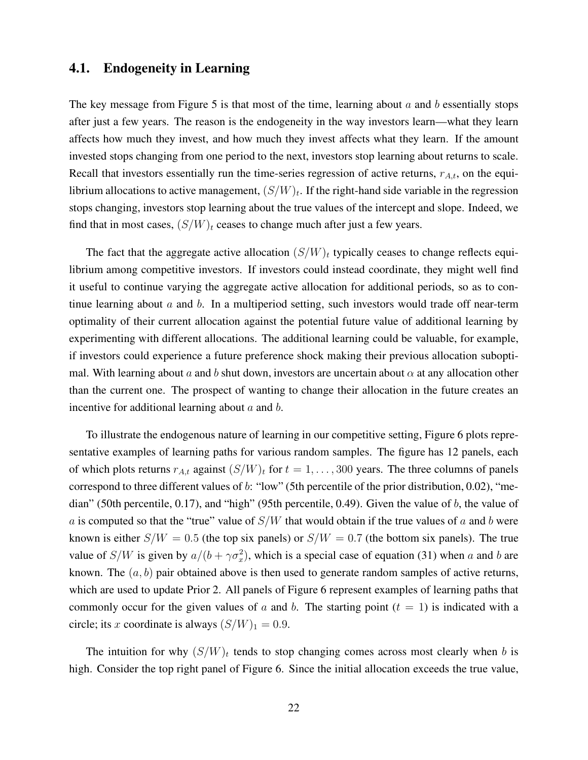## 4.1. Endogeneity in Learning

The key message from Figure 5 is that most of the time, learning about $a$ and $b$ essentially stops after just a few years. The reason is the endogeneity in the way investors learn—what they learn affects how much they invest, and how much they invest affects what they learn. If the amount invested stops changing from one period to the next, investors stop learning about returns to scale. Recall that investors essentially run the time-series regression of active returns, $r_{A,t}$, on the equilibrium allocations to active management, $(S/W)_t$. If the right-hand side variable in the regression stops changing, investors stop learning about the true values of the intercept and slope. Indeed, we find that in most cases, $(S/W)_t$ ceases to change much after just a few years.

The fact that the aggregate active allocation $(S/W)_t$ typically ceases to change reflects equilibrium among competitive investors. If investors could instead coordinate, they might well find it useful to continue varying the aggregate active allocation for additional periods, so as to continue learning about $a$ and $b$. In a multiperiod setting, such investors would trade off near-term optimality of their current allocation against the potential future value of additional learning by experimenting with different allocations. The additional learning could be valuable, for example, if investors could experience a future preference shock making their previous allocation suboptimal. With learning about $a$ and $b$ shut down, investors are uncertain about $\alpha$ at any allocation other than the current one. The prospect of wanting to change their allocation in the future creates an incentive for additional learning about $a$ and $b$.

To illustrate the endogenous nature of learning in our competitive setting, Figure 6 plots representative examples of learning paths for various random samples. The figure has 12 panels, each of which plots returns $r_{A,t}$ against $(S/W)_t$ for $t = 1, \ldots, 300$ years. The three columns of panels correspond to three different values of $b$: "low" (5th percentile of the prior distribution, 0.02), "median" (50th percentile, 0.17), and "high" (95th percentile, 0.49). Given the value of $b$, the value of $a$ is computed so that the "true" value of $S/W$ that would obtain if the true values of $a$ and $b$ were known is either $S/W = 0.5$ (the top six panels) or $S/W = 0.7$ (the bottom six panels). The true value of $S/W$ is given by $a/(b + \gamma\sigma_x^2)$, which is a special case of equation (31) when $a$ and $b$ are known. The $(a, b)$ pair obtained above is then used to generate random samples of active returns, which are used to update Prior 2. All panels of Figure 6 represent examples of learning paths that commonly occur for the given values of $a$ and $b$. The starting point ($t = 1$) is indicated with a circle; its $x$ coordinate is always $(S/W)_1 = 0.9$.

The intuition for why $(S/W)_t$ tends to stop changing comes across most clearly when $b$ is high. Consider the top right panel of Figure 6. Since the initial allocation exceeds the true value,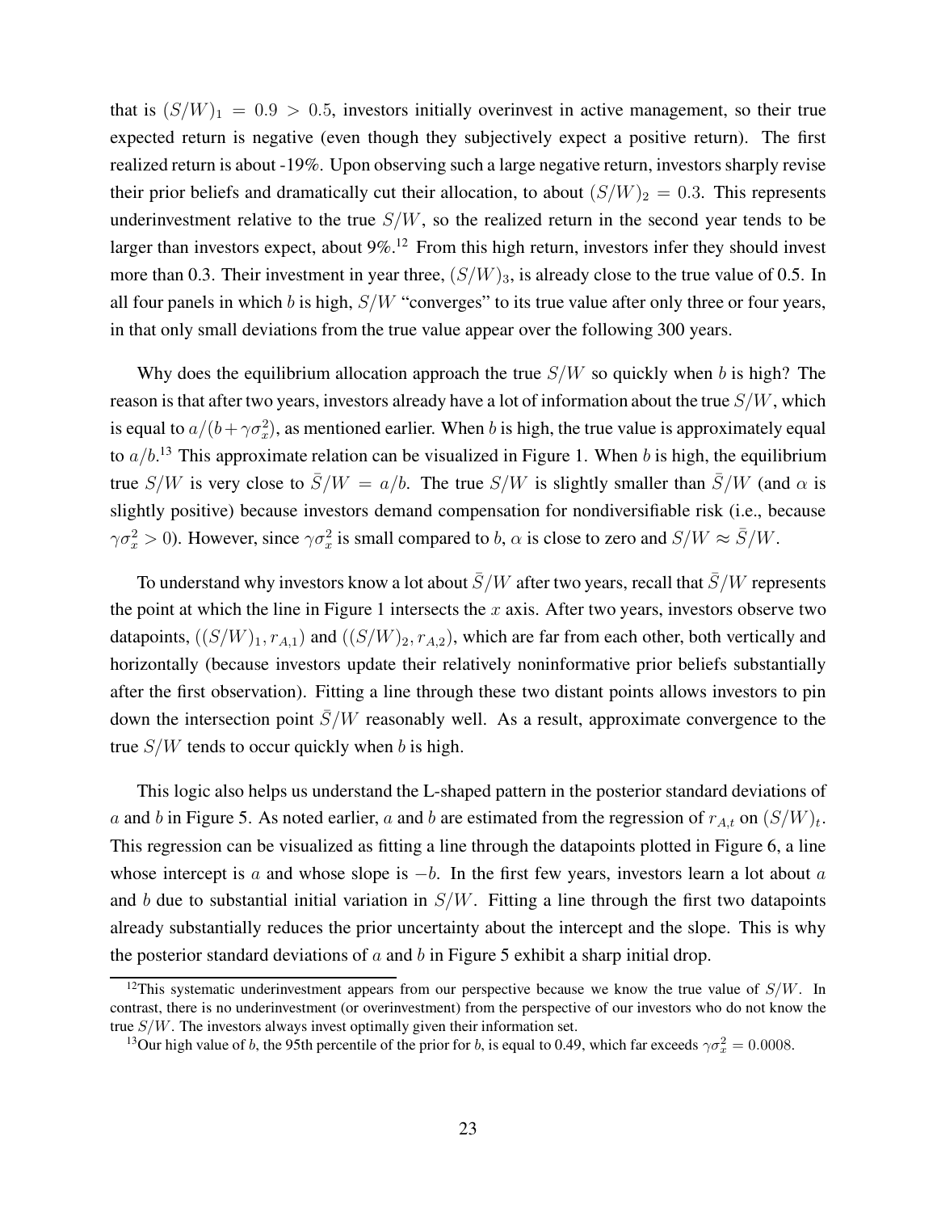that is $(S/W)_1 = 0.9 > 0.5$, investors initially overinvest in active management, so their true expected return is negative (even though they subjectively expect a positive return). The first realized return is about -19%. Upon observing such a large negative return, investors sharply revise their prior beliefs and dramatically cut their allocation, to about $(S/W)_2 = 0.3$. This represents underinvestment relative to the true $S/W$, so the realized return in the second year tends to be larger than investors expect, about 9%.[12] From this high return, investors infer they should invest more than 0.3. Their investment in year three, $(S/W)_3$, is already close to the true value of 0.5. In all four panels in which $b$ is high, $S/W$ "converges" to its true value after only three or four years, in that only small deviations from the true value appear over the following 300 years.

Why does the equilibrium allocation approach the true $S/W$ so quickly when $b$ is high? The reason is that after two years, investors already have a lot of information about the true $S/W$, which is equal to $a/(b+\gamma\sigma_x^2)$, as mentioned earlier. When $b$ is high, the true value is approximately equal to $a/b$.[13] This approximate relation can be visualized in Figure 1. When $b$ is high, the equilibrium true $S/W$ is very close to $\bar{S}/W = a/b$. The true $S/W$ is slightly smaller than $\bar{S}/W$ (and $\alpha$ is slightly positive) because investors demand compensation for nondiversifiable risk (i.e., because $\gamma\sigma_x^2 > 0$). However, since $\gamma\sigma_x^2$ is small compared to $b$, $\alpha$ is close to zero and $S/W \approx \bar{S}/W$.

To understand why investors know a lot about $\bar{S}/W$ after two years, recall that $\bar{S}/W$ represents the point at which the line in Figure 1 intersects the $x$ axis. After two years, investors observe two datapoints, $((S/W)_1, r_{A,1})$ and $((S/W)_2, r_{A,2})$, which are far from each other, both vertically and horizontally (because investors update their relatively noninformative prior beliefs substantially after the first observation). Fitting a line through these two distant points allows investors to pin down the intersection point $\bar{S}/W$ reasonably well. As a result, approximate convergence to the true $S/W$ tends to occur quickly when $b$ is high.

This logic also helps us understand the L-shaped pattern in the posterior standard deviations of $a$ and $b$ in Figure 5. As noted earlier, $a$ and $b$ are estimated from the regression of $r_{A,t}$ on $(S/W)_t$. This regression can be visualized as fitting a line through the datapoints plotted in Figure 6, a line whose intercept is $a$ and whose slope is $-b$. In the first few years, investors learn a lot about $a$ and $b$ due to substantial initial variation in $S/W$. Fitting a line through the first two datapoints already substantially reduces the prior uncertainty about the intercept and the slope. This is why the posterior standard deviations of $a$ and $b$ in Figure 5 exhibit a sharp initial drop.

[12]This systematic underinvestment appears from our perspective because we know the true value of $S/W$. In contrast, there is no underinvestment (or overinvestment) from the perspective of our investors who do not know the true $S/W$. The investors always invest optimally given their information set.

[13]Our high value of $b$, the 95th percentile of the prior for $b$, is equal to 0.49, which far exceeds $\gamma\sigma_x^2 = 0.0008$.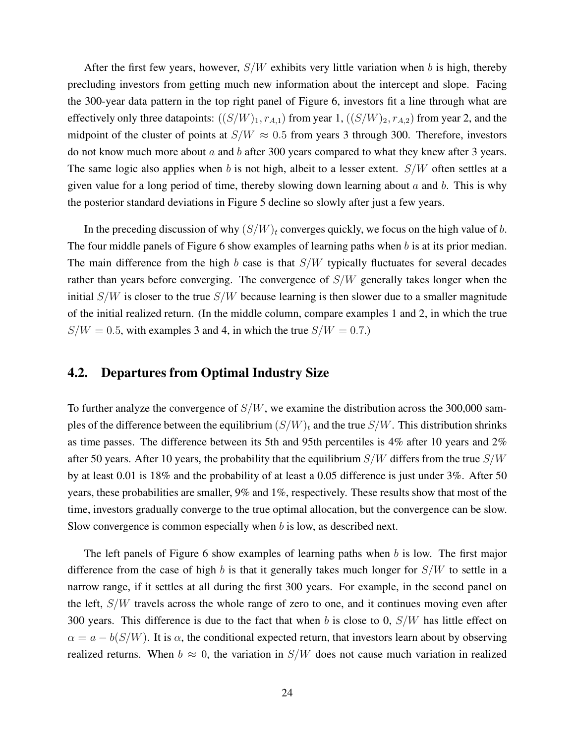After the first few years, however, $S/W$ exhibits very little variation when $b$ is high, thereby precluding investors from getting much new information about the intercept and slope. Facing the 300-year data pattern in the top right panel of Figure 6, investors fit a line through what are effectively only three datapoints: $((S/W)_1, r_{A,1})$ from year 1, $((S/W)_2, r_{A,2})$ from year 2, and the midpoint of the cluster of points at $S/W \approx 0.5$ from years 3 through 300. Therefore, investors do not know much more about $a$ and $b$ after 300 years compared to what they knew after 3 years. The same logic also applies when $b$ is not high, albeit to a lesser extent. $S/W$ often settles at a given value for a long period of time, thereby slowing down learning about $a$ and $b$. This is why the posterior standard deviations in Figure 5 decline so slowly after just a few years.

In the preceding discussion of why $(S/W)_t$ converges quickly, we focus on the high value of $b$. The four middle panels of Figure 6 show examples of learning paths when $b$ is at its prior median. The main difference from the high $b$ case is that $S/W$ typically fluctuates for several decades rather than years before converging. The convergence of $S/W$ generally takes longer when the initial $S/W$ is closer to the true $S/W$ because learning is then slower due to a smaller magnitude of the initial realized return. (In the middle column, compare examples 1 and 2, in which the true $S/W = 0.5$, with examples 3 and 4, in which the true $S/W = 0.7$.)

## 4.2. Departures from Optimal Industry Size

To further analyze the convergence of $S/W$, we examine the distribution across the 300,000 samples of the difference between the equilibrium $(S/W)_t$ and the true $S/W$. This distribution shrinks as time passes. The difference between its 5th and 95th percentiles is 4% after 10 years and 2% after 50 years. After 10 years, the probability that the equilibrium $S/W$ differs from the true $S/W$ by at least 0.01 is 18% and the probability of at least a 0.05 difference is just under 3%. After 50 years, these probabilities are smaller, 9% and 1%, respectively. These results show that most of the time, investors gradually converge to the true optimal allocation, but the convergence can be slow. Slow convergence is common especially when $b$ is low, as described next.

The left panels of Figure 6 show examples of learning paths when $b$ is low. The first major difference from the case of high $b$ is that it generally takes much longer for $S/W$ to settle in a narrow range, if it settles at all during the first 300 years. For example, in the second panel on the left, $S/W$ travels across the whole range of zero to one, and it continues moving even after 300 years. This difference is due to the fact that when $b$ is close to 0, $S/W$ has little effect on $\alpha = a - b(S/W)$. It is $\alpha$, the conditional expected return, that investors learn about by observing realized returns. When $b \approx 0$, the variation in $S/W$ does not cause much variation in realized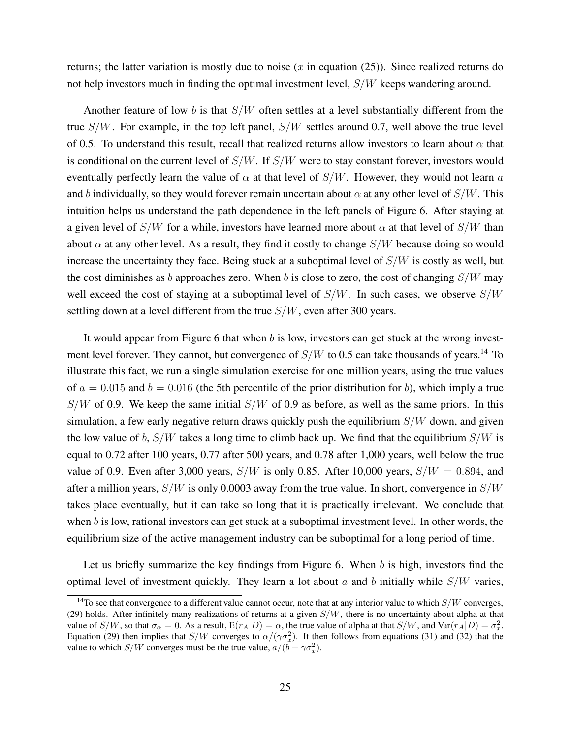returns; the latter variation is mostly due to noise ($x$ in equation (25)). Since realized returns do not help investors much in finding the optimal investment level, $S/W$ keeps wandering around.

Another feature of low $b$ is that $S/W$ often settles at a level substantially different from the true $S/W$. For example, in the top left panel, $S/W$ settles around 0.7, well above the true level of 0.5. To understand this result, recall that realized returns allow investors to learn about $\alpha$ that is conditional on the current level of $S/W$. If $S/W$ were to stay constant forever, investors would eventually perfectly learn the value of $\alpha$ at that level of $S/W$. However, they would not learn $a$ and $b$ individually, so they would forever remain uncertain about $\alpha$ at any other level of $S/W$. This intuition helps us understand the path dependence in the left panels of Figure 6. After staying at a given level of $S/W$ for a while, investors have learned more about $\alpha$ at that level of $S/W$ than about $\alpha$ at any other level. As a result, they find it costly to change $S/W$ because doing so would increase the uncertainty they face. Being stuck at a suboptimal level of $S/W$ is costly as well, but the cost diminishes as $b$ approaches zero. When $b$ is close to zero, the cost of changing $S/W$ may well exceed the cost of staying at a suboptimal level of $S/W$. In such cases, we observe $S/W$ settling down at a level different from the true $S/W$, even after 300 years.

It would appear from Figure 6 that when $b$ is low, investors can get stuck at the wrong investment level forever. They cannot, but convergence of $S/W$ to 0.5 can take thousands of years.[14] To illustrate this fact, we run a single simulation exercise for one million years, using the true values of $a = 0.015$ and $b = 0.016$ (the 5th percentile of the prior distribution for $b$), which imply a true $S/W$ of 0.9. We keep the same initial $S/W$ of 0.9 as before, as well as the same priors. In this simulation, a few early negative return draws quickly push the equilibrium $S/W$ down, and given the low value of $b$, $S/W$ takes a long time to climb back up. We find that the equilibrium $S/W$ is equal to 0.72 after 100 years, 0.77 after 500 years, and 0.78 after 1,000 years, well below the true value of 0.9. Even after 3,000 years, $S/W$ is only 0.85. After 10,000 years, $S/W = 0.894$, and after a million years, $S/W$ is only 0.0003 away from the true value. In short, convergence in $S/W$ takes place eventually, but it can take so long that it is practically irrelevant. We conclude that when $b$ is low, rational investors can get stuck at a suboptimal investment level. In other words, the equilibrium size of the active management industry can be suboptimal for a long period of time.

Let us briefly summarize the key findings from Figure 6. When $b$ is high, investors find the optimal level of investment quickly. They learn a lot about $a$ and $b$ initially while $S/W$ varies,

[14]To see that convergence to a different value cannot occur, note that at any interior value to which $S/W$ converges, (29) holds. After infinitely many realizations of returns at a given $S/W$, there is no uncertainty about alpha at that value of $S/W$, so that $\sigma_\alpha = 0$. As a result, $\mathrm{E}(r_A|D) = \alpha$, the true value of alpha at that $S/W$, and $\mathrm{Var}(r_A|D) = \sigma_x^2$. Equation (29) then implies that $S/W$ converges to $\alpha/(\gamma\sigma_x^2)$. It then follows from equations (31) and (32) that the value to which $S/W$ converges must be the true value, $a/(b + \gamma\sigma_x^2)$.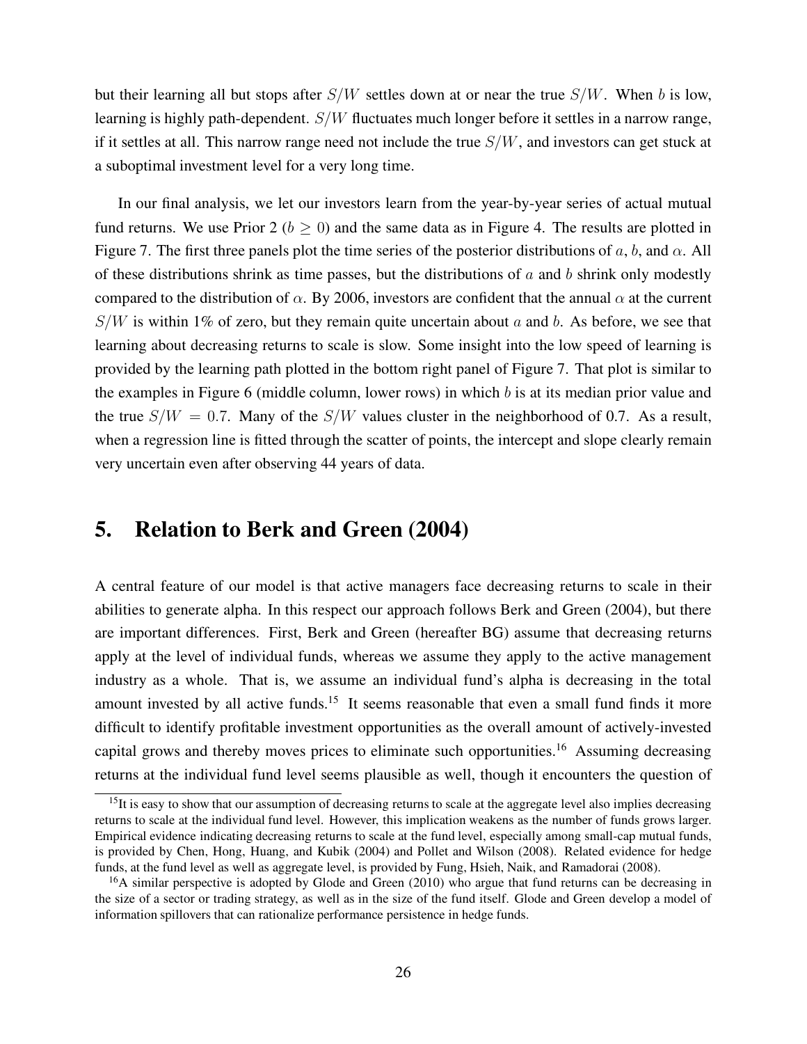but their learning all but stops after $S/W$ settles down at or near the true $S/W$. When $b$ is low, learning is highly path-dependent. $S/W$ fluctuates much longer before it settles in a narrow range, if it settles at all. This narrow range need not include the true $S/W$, and investors can get stuck at a suboptimal investment level for a very long time.

In our final analysis, we let our investors learn from the year-by-year series of actual mutual fund returns. We use Prior 2 ($b \geq 0$) and the same data as in Figure 4. The results are plotted in Figure 7. The first three panels plot the time series of the posterior distributions of $a$, $b$, and $\alpha$. All of these distributions shrink as time passes, but the distributions of $a$ and $b$ shrink only modestly compared to the distribution of $\alpha$. By 2006, investors are confident that the annual $\alpha$ at the current $S/W$ is within 1% of zero, but they remain quite uncertain about $a$ and $b$. As before, we see that learning about decreasing returns to scale is slow. Some insight into the low speed of learning is provided by the learning path plotted in the bottom right panel of Figure 7. That plot is similar to the examples in Figure 6 (middle column, lower rows) in which $b$ is at its median prior value and the true $S/W = 0.7$. Many of the $S/W$ values cluster in the neighborhood of 0.7. As a result, when a regression line is fitted through the scatter of points, the intercept and slope clearly remain very uncertain even after observing 44 years of data.

# 5. Relation to Berk and Green (2004)

A central feature of our model is that active managers face decreasing returns to scale in their abilities to generate alpha. In this respect our approach follows Berk and Green (2004), but there are important differences. First, Berk and Green (hereafter BG) assume that decreasing returns apply at the level of individual funds, whereas we assume they apply to the active management industry as a whole. That is, we assume an individual fund's alpha is decreasing in the total amount invested by all active funds.[15] It seems reasonable that even a small fund finds it more difficult to identify profitable investment opportunities as the overall amount of actively-invested capital grows and thereby moves prices to eliminate such opportunities.[16] Assuming decreasing returns at the individual fund level seems plausible as well, though it encounters the question of

[15] It is easy to show that our assumption of decreasing returns to scale at the aggregate level also implies decreasing returns to scale at the individual fund level. However, this implication weakens as the number of funds grows larger. Empirical evidence indicating decreasing returns to scale at the fund level, especially among small-cap mutual funds, is provided by Chen, Hong, Huang, and Kubik (2004) and Pollet and Wilson (2008). Related evidence for hedge funds, at the fund level as well as aggregate level, is provided by Fung, Hsieh, Naik, and Ramadorai (2008).

[16] A similar perspective is adopted by Glode and Green (2010) who argue that fund returns can be decreasing in the size of a sector or trading strategy, as well as in the size of the fund itself. Glode and Green develop a model of information spillovers that can rationalize performance persistence in hedge funds.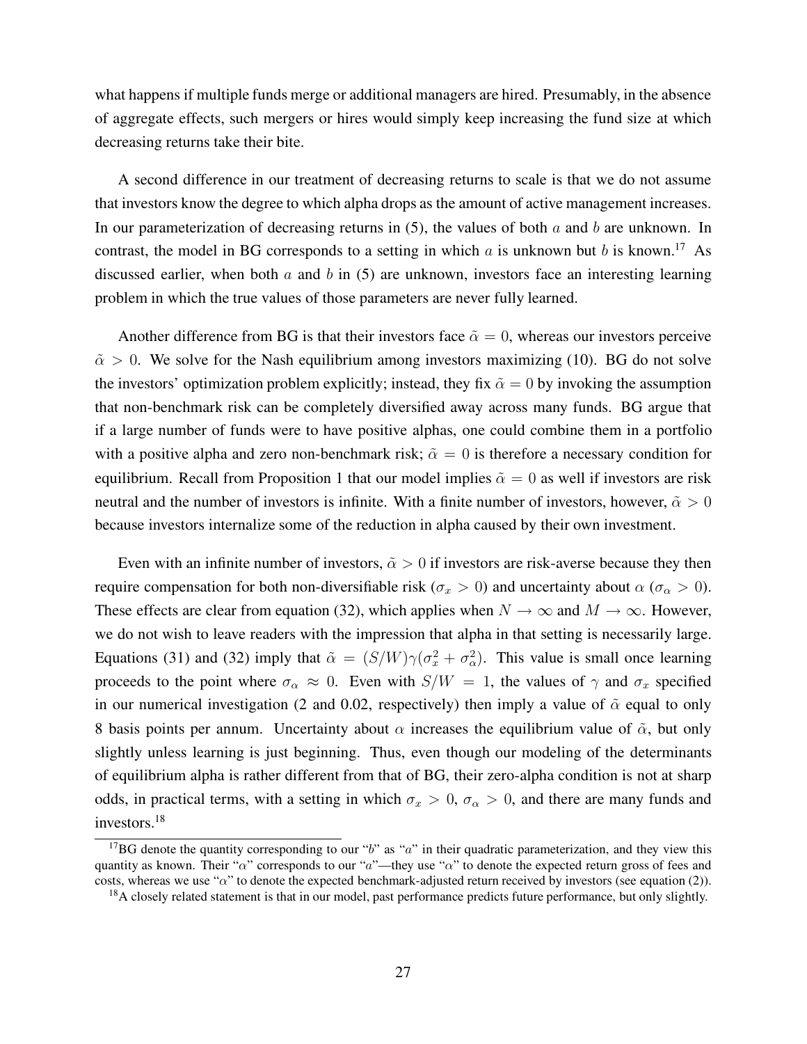what happens if multiple funds merge or additional managers are hired. Presumably, in the absence of aggregate effects, such mergers or hires would simply keep increasing the fund size at which decreasing returns take their bite.

A second difference in our treatment of decreasing returns to scale is that we do not assume that investors know the degree to which alpha drops as the amount of active management increases. In our parameterization of decreasing returns in (5), the values of both $a$ and $b$ are unknown. In contrast, the model in BG corresponds to a setting in which $a$ is unknown but $b$ is known.[17] As discussed earlier, when both $a$ and $b$ in (5) are unknown, investors face an interesting learning problem in which the true values of those parameters are never fully learned.

Another difference from BG is that their investors face $\tilde{\alpha} = 0$, whereas our investors perceive $\tilde{\alpha} > 0$. We solve for the Nash equilibrium among investors maximizing (10). BG do not solve the investors' optimization problem explicitly; instead, they fix $\tilde{\alpha} = 0$ by invoking the assumption that non-benchmark risk can be completely diversified away across many funds. BG argue that if a large number of funds were to have positive alphas, one could combine them in a portfolio with a positive alpha and zero non-benchmark risk; $\tilde{\alpha} = 0$ is therefore a necessary condition for equilibrium. Recall from Proposition 1 that our model implies $\tilde{\alpha} = 0$ as well if investors are risk neutral and the number of investors is infinite. With a finite number of investors, however, $\tilde{\alpha} > 0$ because investors internalize some of the reduction in alpha caused by their own investment.

Even with an infinite number of investors, $\tilde{\alpha} > 0$ if investors are risk-averse because they then require compensation for both non-diversifiable risk ($\sigma_x > 0$) and uncertainty about $\alpha$ ($\sigma_\alpha > 0$). These effects are clear from equation (32), which applies when $N \to \infty$ and $M \to \infty$. However, we do not wish to leave readers with the impression that alpha in that setting is necessarily large. Equations (31) and (32) imply that $\tilde{\alpha} = (S/W)\gamma(\sigma_x^2 + \sigma_\alpha^2)$. This value is small once learning proceeds to the point where $\sigma_\alpha \approx 0$. Even with $S/W = 1$, the values of $\gamma$ and $\sigma_x$ specified in our numerical investigation (2 and 0.02, respectively) then imply a value of $\tilde{\alpha}$ equal to only 8 basis points per annum. Uncertainty about $\alpha$ increases the equilibrium value of $\tilde{\alpha}$, but only slightly unless learning is just beginning. Thus, even though our modeling of the determinants of equilibrium alpha is rather different from that of BG, their zero-alpha condition is not at sharp odds, in practical terms, with a setting in which $\sigma_x > 0$, $\sigma_\alpha > 0$, and there are many funds and investors.[18]

[17] BG denote the quantity corresponding to our "$b$" as "$a$" in their quadratic parameterization, and they view this quantity as known. Their "$\alpha$" corresponds to our "$a$"—they use "$\alpha$" to denote the expected return gross of fees and costs, whereas we use "$\alpha$" to denote the expected benchmark-adjusted return received by investors (see equation (2)).

[18] A closely related statement is that in our model, past performance predicts future performance, but only slightly.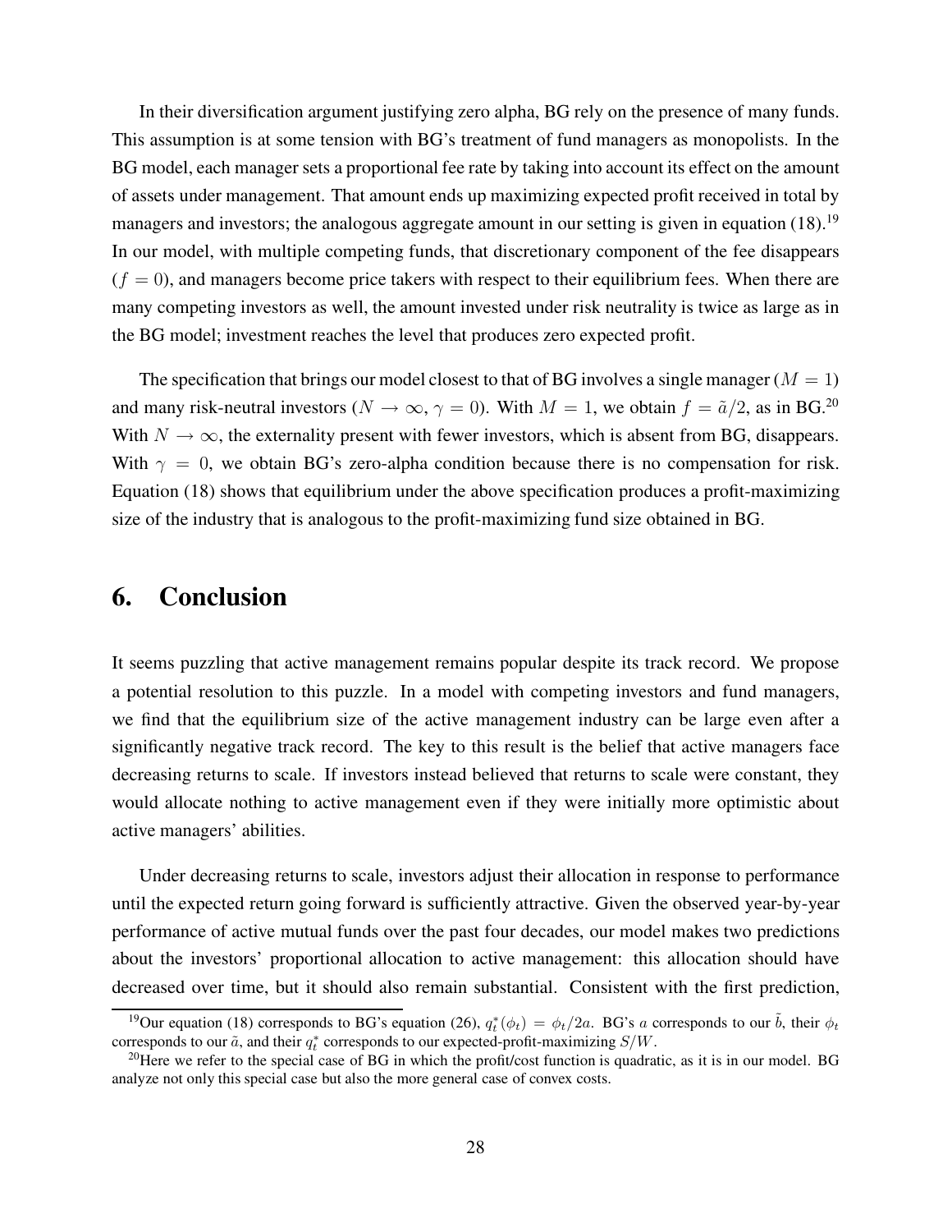In their diversification argument justifying zero alpha, BG rely on the presence of many funds. This assumption is at some tension with BG's treatment of fund managers as monopolists. In the BG model, each manager sets a proportional fee rate by taking into account its effect on the amount of assets under management. That amount ends up maximizing expected profit received in total by managers and investors; the analogous aggregate amount in our setting is given in equation (18).[19] In our model, with multiple competing funds, that discretionary component of the fee disappears ($f = 0$), and managers become price takers with respect to their equilibrium fees. When there are many competing investors as well, the amount invested under risk neutrality is twice as large as in the BG model; investment reaches the level that produces zero expected profit.

The specification that brings our model closest to that of BG involves a single manager ($M = 1$) and many risk-neutral investors ($N \to \infty$, $\gamma = 0$). With $M = 1$, we obtain $f = \tilde{a}/2$, as in BG.[20] With $N \to \infty$, the externality present with fewer investors, which is absent from BG, disappears. With $\gamma = 0$, we obtain BG's zero-alpha condition because there is no compensation for risk. Equation (18) shows that equilibrium under the above specification produces a profit-maximizing size of the industry that is analogous to the profit-maximizing fund size obtained in BG.

# 6. Conclusion

It seems puzzling that active management remains popular despite its track record. We propose a potential resolution to this puzzle. In a model with competing investors and fund managers, we find that the equilibrium size of the active management industry can be large even after a significantly negative track record. The key to this result is the belief that active managers face decreasing returns to scale. If investors instead believed that returns to scale were constant, they would allocate nothing to active management even if they were initially more optimistic about active managers' abilities.

Under decreasing returns to scale, investors adjust their allocation in response to performance until the expected return going forward is sufficiently attractive. Given the observed year-by-year performance of active mutual funds over the past four decades, our model makes two predictions about the investors' proportional allocation to active management: this allocation should have decreased over time, but it should also remain substantial. Consistent with the first prediction,

[19] Our equation (18) corresponds to BG's equation (26), $q_t^*(\phi_t) = \phi_t/2a$. BG's $a$ corresponds to our $\tilde{b}$, their $\phi_t$ corresponds to our $\tilde{a}$, and their $q_t^*$ corresponds to our expected-profit-maximizing $S/W$.

[20] Here we refer to the special case of BG in which the profit/cost function is quadratic, as it is in our model. BG analyze not only this special case but also the more general case of convex costs.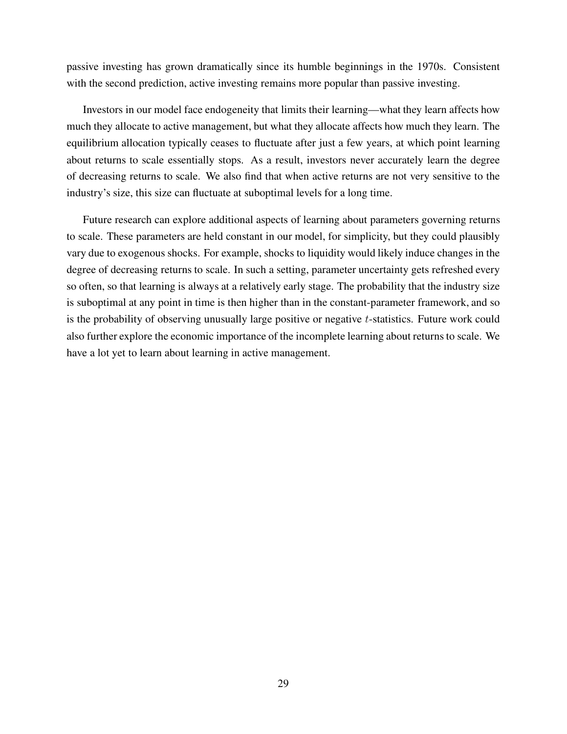passive investing has grown dramatically since its humble beginnings in the 1970s. Consistent with the second prediction, active investing remains more popular than passive investing.

Investors in our model face endogeneity that limits their learning—what they learn affects how much they allocate to active management, but what they allocate affects how much they learn. The equilibrium allocation typically ceases to fluctuate after just a few years, at which point learning about returns to scale essentially stops. As a result, investors never accurately learn the degree of decreasing returns to scale. We also find that when active returns are not very sensitive to the industry's size, this size can fluctuate at suboptimal levels for a long time.

Future research can explore additional aspects of learning about parameters governing returns to scale. These parameters are held constant in our model, for simplicity, but they could plausibly vary due to exogenous shocks. For example, shocks to liquidity would likely induce changes in the degree of decreasing returns to scale. In such a setting, parameter uncertainty gets refreshed every so often, so that learning is always at a relatively early stage. The probability that the industry size is suboptimal at any point in time is then higher than in the constant-parameter framework, and so is the probability of observing unusually large positive or negative $t$-statistics. Future work could also further explore the economic importance of the incomplete learning about returns to scale. We have a lot yet to learn about learning in active management.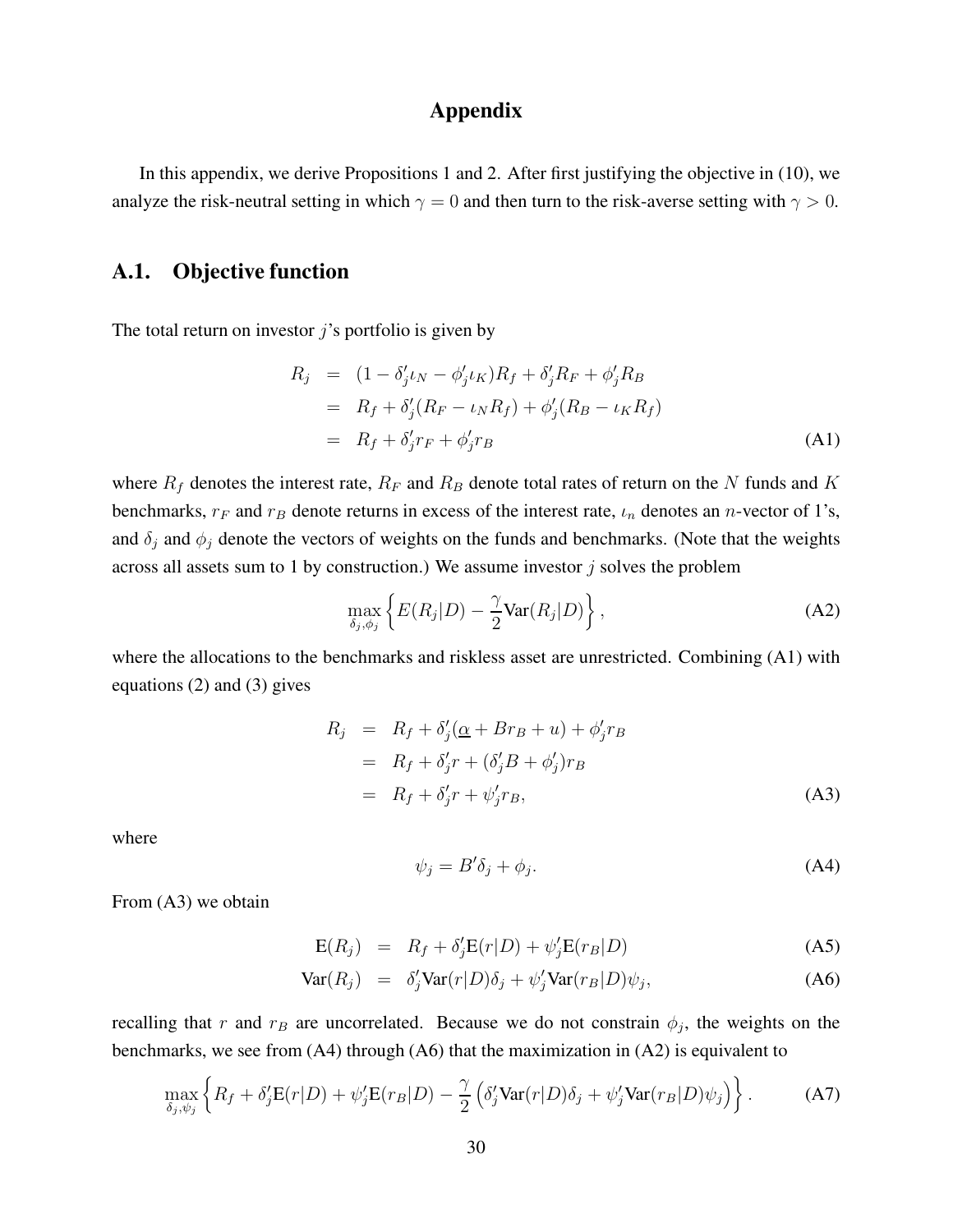# Appendix

In this appendix, we derive Propositions 1 and 2. After first justifying the objective in (10), we analyze the risk-neutral setting in which $\gamma = 0$ and then turn to the risk-averse setting with $\gamma > 0$.

## A.1. Objective function

The total return on investor $j$'s portfolio is given by

$$
\begin{aligned}
R_j &= (1 - \delta_j' \iota_N - \phi_j' \iota_K) R_f + \delta_j' R_F + \phi_j' R_B \\
&= R_f + \delta_j'(R_F - \iota_N R_f) + \phi_j'(R_B - \iota_K R_f) \\
&= R_f + \delta_j' r_F + \phi_j' r_B
\end{aligned}
\tag{A1}
$$

where $R_f$ denotes the interest rate, $R_F$ and $R_B$ denote total rates of return on the $N$ funds and $K$ benchmarks, $r_F$ and $r_B$ denote returns in excess of the interest rate, $\iota_n$ denotes an $n$-vector of 1's, and $\delta_j$ and $\phi_j$ denote the vectors of weights on the funds and benchmarks. (Note that the weights across all assets sum to 1 by construction.) We assume investor $j$ solves the problem

$$
\max_{\delta_j, \phi_j} \left\{ E(R_j|D) - \frac{\gamma}{2} \text{Var}(R_j|D) \right\},
\tag{A2}
$$

where the allocations to the benchmarks and riskless asset are unrestricted. Combining (A1) with equations (2) and (3) gives

$$
\begin{aligned}
R_j &= R_f + \delta_j'(\underline{\alpha} + B r_B + u) + \phi_j' r_B \\
&= R_f + \delta_j' r + (\delta_j' B + \phi_j') r_B \\
&= R_f + \delta_j' r + \psi_j' r_B,
\end{aligned}
\tag{A3}
$$

where

$$
\psi_j = B' \delta_j + \phi_j.
\tag{A4}
$$

From (A3) we obtain

$$
\text{E}(R_j) = R_f + \delta_j' \text{E}(r|D) + \psi_j' \text{E}(r_B|D)
\tag{A5}
$$

$$
\text{Var}(R_j) = \delta_j' \text{Var}(r|D) \delta_j + \psi_j' \text{Var}(r_B|D) \psi_j,
\tag{A6}
$$

recalling that $r$ and $r_B$ are uncorrelated. Because we do not constrain $\phi_j$, the weights on the benchmarks, we see from (A4) through (A6) that the maximization in (A2) is equivalent to

$$
\max_{\delta_j, \psi_j} \left\{ R_f + \delta_j' \text{E}(r|D) + \psi_j' \text{E}(r_B|D) - \frac{\gamma}{2} \left( \delta_j' \text{Var}(r|D) \delta_j + \psi_j' \text{Var}(r_B|D) \psi_j \right) \right\}.
\tag{A7}
$$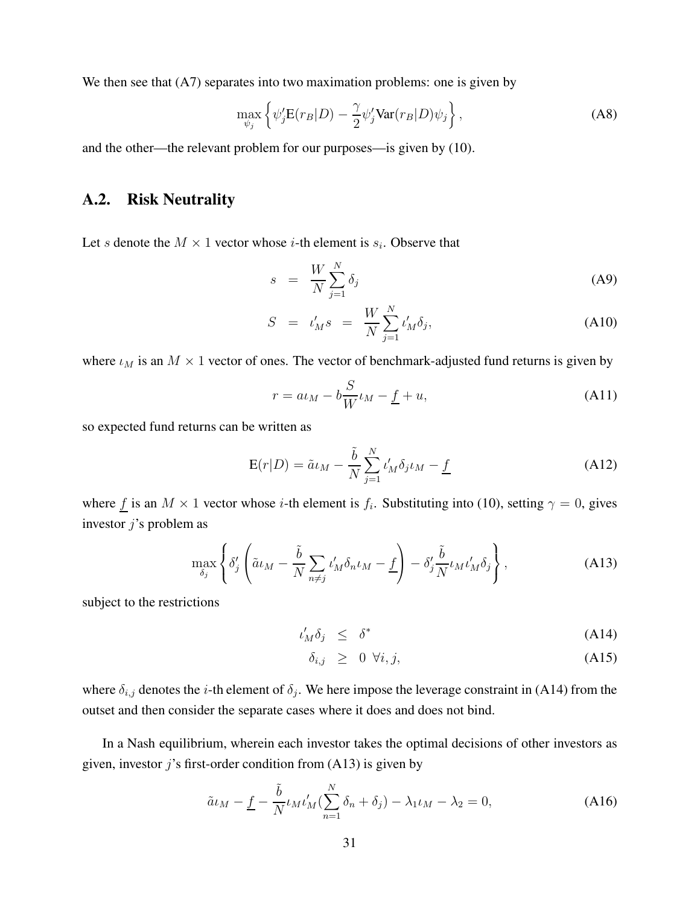We then see that (A7) separates into two maximation problems: one is given by

$$\max_{\psi_j} \left\{ \psi_j' \mathrm{E}(r_B|D) - \frac{\gamma}{2} \psi_j' \mathrm{Var}(r_B|D) \psi_j \right\}, \tag{A8}$$

and the other—the relevant problem for our purposes—is given by (10).

## A.2. Risk Neutrality

Let $s$ denote the $M \times 1$ vector whose $i$-th element is $s_i$. Observe that

$$s = \frac{W}{N} \sum_{j=1}^{N} \delta_j \tag{A9}$$

$$S = \iota_M' s = \frac{W}{N} \sum_{j=1}^{N} \iota_M' \delta_j, \tag{A10}$$

where $\iota_M$ is an $M \times 1$ vector of ones. The vector of benchmark-adjusted fund returns is given by

$$r = a\iota_M - b\frac{S}{W}\iota_M - \underline{f} + u, \tag{A11}$$

so expected fund returns can be written as

$$\mathrm{E}(r|D) = \tilde{a}\iota_M - \frac{\tilde{b}}{N} \sum_{j=1}^{N} \iota_M' \delta_j \iota_M - \underline{f} \tag{A12}$$

where $\underline{f}$ is an $M \times 1$ vector whose $i$-th element is $f_i$. Substituting into (10), setting $\gamma = 0$, gives investor $j$'s problem as

$$\max_{\delta_j} \left\{ \delta_j' \left( \tilde{a}\iota_M - \frac{\tilde{b}}{N} \sum_{n \neq j} \iota_M' \delta_n \iota_M - \underline{f} \right) - \delta_j' \frac{\tilde{b}}{N} \iota_M \iota_M' \delta_j \right\}, \tag{A13}$$

subject to the restrictions

$$\iota_M' \delta_j \leq \delta^* \tag{A14}$$

$$\delta_{i,j} \geq 0 \;\; \forall i, j, \tag{A15}$$

where $\delta_{i,j}$ denotes the $i$-th element of $\delta_j$. We here impose the leverage constraint in (A14) from the outset and then consider the separate cases where it does and does not bind.

In a Nash equilibrium, wherein each investor takes the optimal decisions of other investors as given, investor $j$'s first-order condition from (A13) is given by

$$\tilde{a}\iota_M - \underline{f} - \frac{\tilde{b}}{N} \iota_M \iota_M' (\sum_{n=1}^{N} \delta_n + \delta_j) - \lambda_1 \iota_M - \lambda_2 = 0, \tag{A16}$$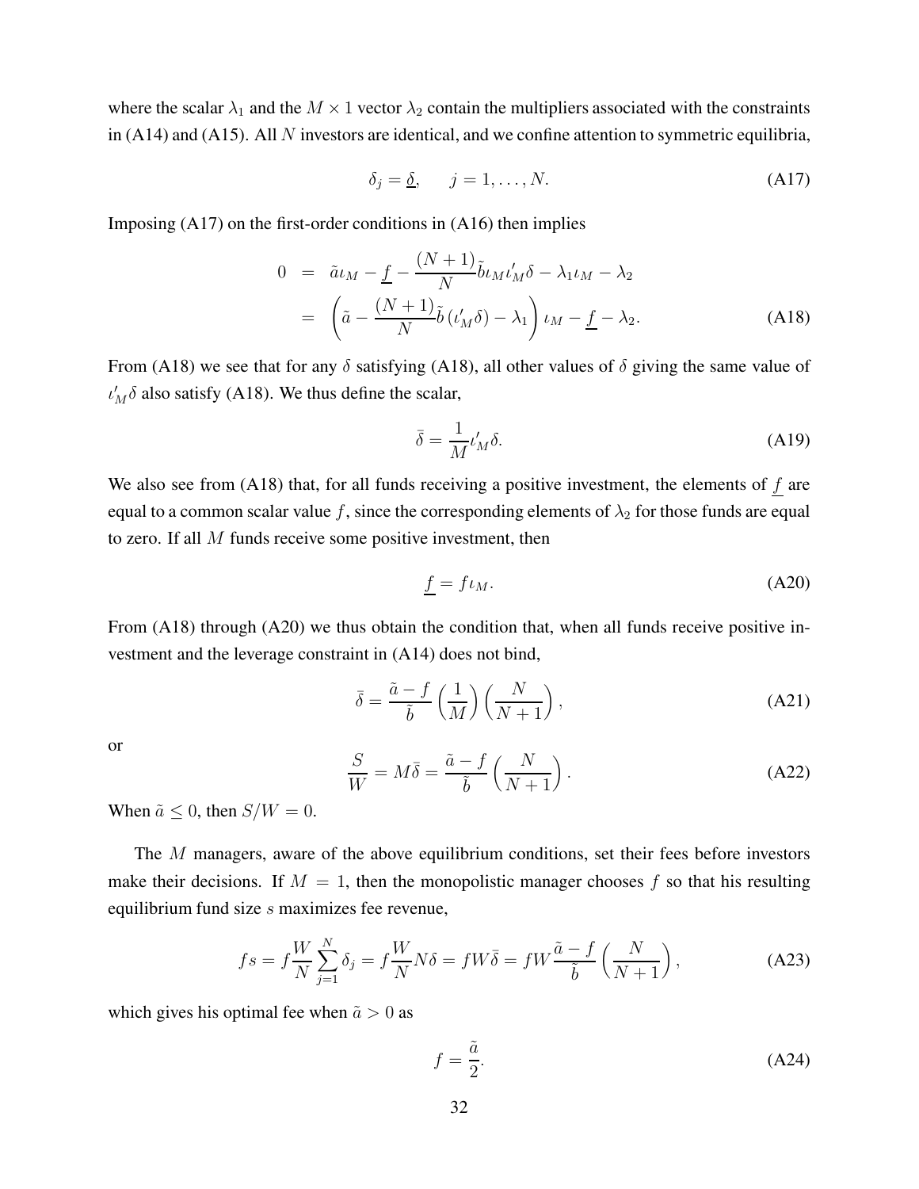where the scalar $\lambda_1$ and the $M \times 1$ vector $\lambda_2$ contain the multipliers associated with the constraints in (A14) and (A15). All $N$ investors are identical, and we confine attention to symmetric equilibria,

$$\delta_j = \underline{\delta}, \qquad j = 1, \ldots, N. \tag{A17}$$

Imposing (A17) on the first-order conditions in (A16) then implies

$$\begin{aligned} 0 &= \tilde{a}\iota_M - \underline{f} - \frac{(N+1)}{N}\tilde{b}\iota_M \iota_M' \delta - \lambda_1 \iota_M - \lambda_2 \\ &= \left( \tilde{a} - \frac{(N+1)}{N}\tilde{b}\left(\iota_M' \delta\right) - \lambda_1 \right) \iota_M - \underline{f} - \lambda_2. \end{aligned} \tag{A18}$$

From (A18) we see that for any $\delta$ satisfying (A18), all other values of $\delta$ giving the same value of $\iota_M' \delta$ also satisfy (A18). We thus define the scalar,

$$\bar{\delta} = \frac{1}{M}\iota_M' \delta. \tag{A19}$$

We also see from (A18) that, for all funds receiving a positive investment, the elements of $\underline{f}$ are equal to a common scalar value $f$, since the corresponding elements of $\lambda_2$ for those funds are equal to zero. If all $M$ funds receive some positive investment, then

$$\underline{f} = f\iota_M. \tag{A20}$$

From (A18) through (A20) we thus obtain the condition that, when all funds receive positive investment and the leverage constraint in (A14) does not bind,

$$\bar{\delta} = \frac{\tilde{a} - f}{\tilde{b}} \left( \frac{1}{M} \right) \left( \frac{N}{N+1} \right), \tag{A21}$$

or

$$\frac{S}{W} = M\bar{\delta} = \frac{\tilde{a} - f}{\tilde{b}} \left( \frac{N}{N+1} \right). \tag{A22}$$

When $\tilde{a} \leq 0$, then $S/W = 0$.

The $M$ managers, aware of the above equilibrium conditions, set their fees before investors make their decisions. If $M = 1$, then the monopolistic manager chooses $f$ so that his resulting equilibrium fund size $s$ maximizes fee revenue,

$$fs = f\frac{W}{N}\sum_{j=1}^{N} \delta_j = f\frac{W}{N}N\delta = fW\bar{\delta} = fW\frac{\tilde{a} - f}{\tilde{b}} \left( \frac{N}{N+1} \right), \tag{A23}$$

which gives his optimal fee when $\tilde{a} > 0$ as

$$f = \frac{\tilde{a}}{2}. \tag{A24}$$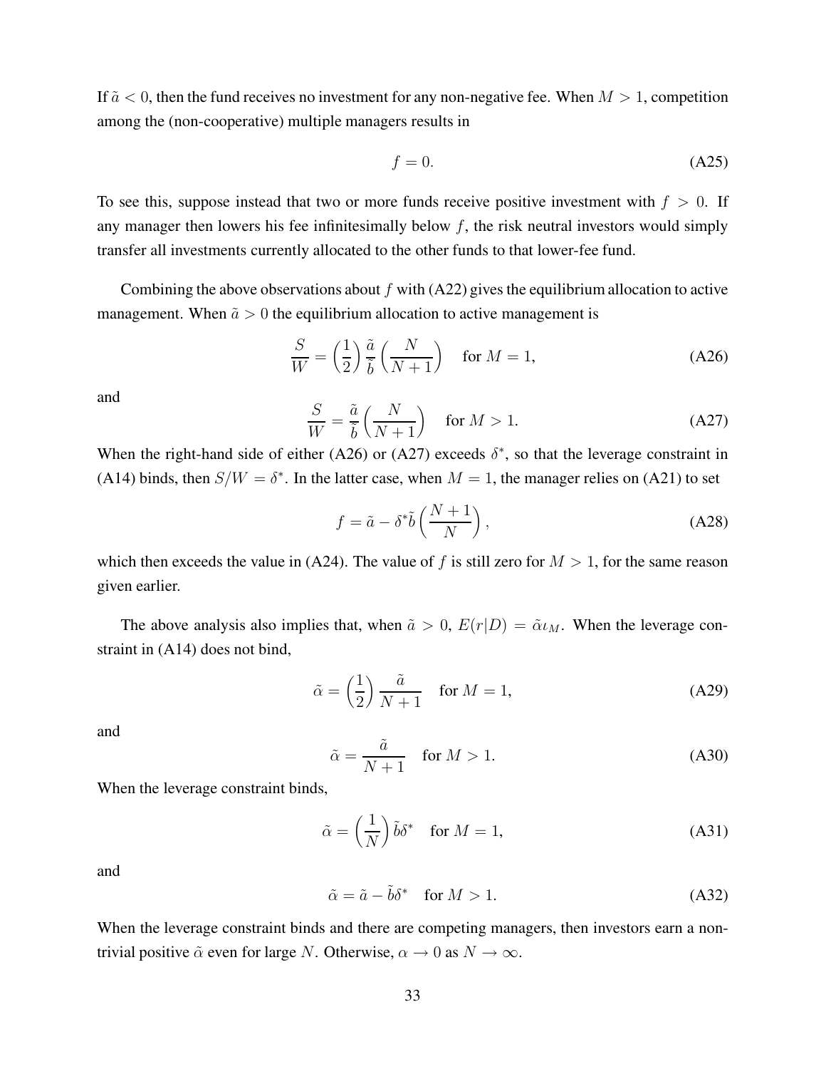If $\tilde{a} < 0$, then the fund receives no investment for any non-negative fee. When $M > 1$, competition among the (non-cooperative) multiple managers results in

$$f = 0. \tag{A25}$$

To see this, suppose instead that two or more funds receive positive investment with $f > 0$. If any manager then lowers his fee infinitesimally below $f$, the risk neutral investors would simply transfer all investments currently allocated to the other funds to that lower-fee fund.

Combining the above observations about $f$ with (A22) gives the equilibrium allocation to active management. When $\tilde{a} > 0$ the equilibrium allocation to active management is

$$\frac{S}{W} = \left(\frac{1}{2}\right)\frac{\tilde{a}}{\tilde{b}}\left(\frac{N}{N+1}\right) \quad \text{for } M = 1, \tag{A26}$$

and

$$\frac{S}{W} = \frac{\tilde{a}}{\tilde{b}}\left(\frac{N}{N+1}\right) \quad \text{for } M > 1. \tag{A27}$$

When the right-hand side of either (A26) or (A27) exceeds $\delta^*$, so that the leverage constraint in (A14) binds, then $S/W = \delta^*$. In the latter case, when $M = 1$, the manager relies on (A21) to set

$$f = \tilde{a} - \delta^*\tilde{b}\left(\frac{N+1}{N}\right), \tag{A28}$$

which then exceeds the value in (A24). The value of $f$ is still zero for $M > 1$, for the same reason given earlier.

The above analysis also implies that, when $\tilde{a} > 0$, $E(r|D) = \tilde{\alpha}\iota_M$. When the leverage constraint in (A14) does not bind,

$$\tilde{\alpha} = \left(\frac{1}{2}\right)\frac{\tilde{a}}{N+1} \quad \text{for } M = 1, \tag{A29}$$

and

$$\tilde{\alpha} = \frac{\tilde{a}}{N+1} \quad \text{for } M > 1. \tag{A30}$$

When the leverage constraint binds,

$$\tilde{\alpha} = \left(\frac{1}{N}\right)\tilde{b}\delta^* \quad \text{for } M = 1, \tag{A31}$$

and

$$\tilde{\alpha} = \tilde{a} - \tilde{b}\delta^* \quad \text{for } M > 1. \tag{A32}$$

When the leverage constraint binds and there are competing managers, then investors earn a non-trivial positive $\tilde{\alpha}$ even for large $N$. Otherwise, $\alpha \to 0$ as $N \to \infty$.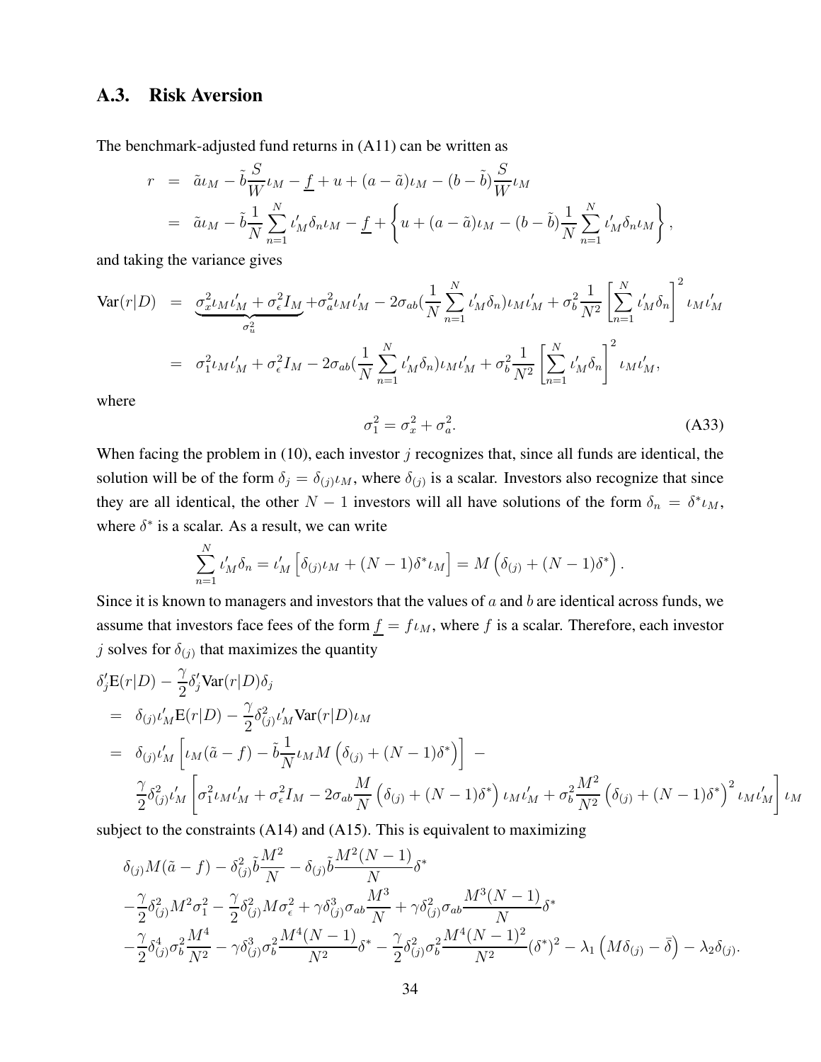## A.3. Risk Aversion

The benchmark-adjusted fund returns in (A11) can be written as

$$
\begin{aligned}
r &= \tilde{a}\iota_M - \tilde{b}\frac{S}{W}\iota_M - \underline{f} + u + (a - \tilde{a})\iota_M - (b - \tilde{b})\frac{S}{W}\iota_M \\
&= \tilde{a}\iota_M - \tilde{b}\frac{1}{N}\sum_{n=1}^{N}\iota_M'\delta_n\iota_M - \underline{f} + \left\{ u + (a - \tilde{a})\iota_M - (b - \tilde{b})\frac{1}{N}\sum_{n=1}^{N}\iota_M'\delta_n\iota_M \right\},
\end{aligned}
$$

and taking the variance gives

$$
\begin{aligned}
\text{Var}(r|D) &= \underbrace{\sigma_x^2\iota_M\iota_M' + \sigma_\epsilon^2 I_M}_{\sigma_u^2} + \sigma_a^2\iota_M\iota_M' - 2\sigma_{ab}(\frac{1}{N}\sum_{n=1}^{N}\iota_M'\delta_n)\iota_M\iota_M' + \sigma_b^2\frac{1}{N^2}\left[\sum_{n=1}^{N}\iota_M'\delta_n\right]^2\iota_M\iota_M' \\
&= \sigma_1^2\iota_M\iota_M' + \sigma_\epsilon^2 I_M - 2\sigma_{ab}(\frac{1}{N}\sum_{n=1}^{N}\iota_M'\delta_n)\iota_M\iota_M' + \sigma_b^2\frac{1}{N^2}\left[\sum_{n=1}^{N}\iota_M'\delta_n\right]^2\iota_M\iota_M',
\end{aligned}
$$

where

$$
\sigma_1^2 = \sigma_x^2 + \sigma_a^2. \tag{A33}
$$

When facing the problem in (10), each investor $j$ recognizes that, since all funds are identical, the solution will be of the form $\delta_j = \delta_{(j)}\iota_M$, where $\delta_{(j)}$ is a scalar. Investors also recognize that since they are all identical, the other $N-1$ investors will all have solutions of the form $\delta_n = \delta^*\iota_M$, where $\delta^*$ is a scalar. As a result, we can write

$$
\sum_{n=1}^{N}\iota_M'\delta_n = \iota_M'\left[\delta_{(j)}\iota_M + (N-1)\delta^*\iota_M\right] = M\left(\delta_{(j)} + (N-1)\delta^*\right).
$$

Since it is known to managers and investors that the values of $a$ and $b$ are identical across funds, we assume that investors face fees of the form $\underline{f} = f\iota_M$, where $f$ is a scalar. Therefore, each investor $j$ solves for $\delta_{(j)}$ that maximizes the quantity

$$
\begin{aligned}
&\delta_j'\text{E}(r|D) - \frac{\gamma}{2}\delta_j'\text{Var}(r|D)\delta_j \\
&= \delta_{(j)}\iota_M'\text{E}(r|D) - \frac{\gamma}{2}\delta_{(j)}^2\iota_M'\text{Var}(r|D)\iota_M \\
&= \delta_{(j)}\iota_M'\left[\iota_M(\tilde{a} - f) - \tilde{b}\frac{1}{N}\iota_M M\left(\delta_{(j)} + (N-1)\delta^*\right)\right] - \\
&\quad \frac{\gamma}{2}\delta_{(j)}^2\iota_M'\left[\sigma_1^2\iota_M\iota_M' + \sigma_\epsilon^2 I_M - 2\sigma_{ab}\frac{M}{N}\left(\delta_{(j)} + (N-1)\delta^*\right)\iota_M\iota_M' + \sigma_b^2\frac{M^2}{N^2}\left(\delta_{(j)} + (N-1)\delta^*\right)^2\iota_M\iota_M'\right]\iota_M
\end{aligned}
$$

subject to the constraints (A14) and (A15). This is equivalent to maximizing

$$
\begin{aligned}
&\delta_{(j)}M(\tilde{a} - f) - \delta_{(j)}^2\tilde{b}\frac{M^2}{N} - \delta_{(j)}\tilde{b}\frac{M^2(N-1)}{N}\delta^* \\
&-\frac{\gamma}{2}\delta_{(j)}^2M^2\sigma_1^2 - \frac{\gamma}{2}\delta_{(j)}^2M\sigma_\epsilon^2 + \gamma\delta_{(j)}^3\sigma_{ab}\frac{M^3}{N} + \gamma\delta_{(j)}^2\sigma_{ab}\frac{M^3(N-1)}{N}\delta^* \\
&-\frac{\gamma}{2}\delta_{(j)}^4\sigma_b^2\frac{M^4}{N^2} - \gamma\delta_{(j)}^3\sigma_b^2\frac{M^4(N-1)}{N^2}\delta^* - \frac{\gamma}{2}\delta_{(j)}^2\sigma_b^2\frac{M^4(N-1)^2}{N^2}(\delta^*)^2 - \lambda_1\left(M\delta_{(j)} - \bar{\delta}\right) - \lambda_2\delta_{(j)}.
\end{aligned}
$$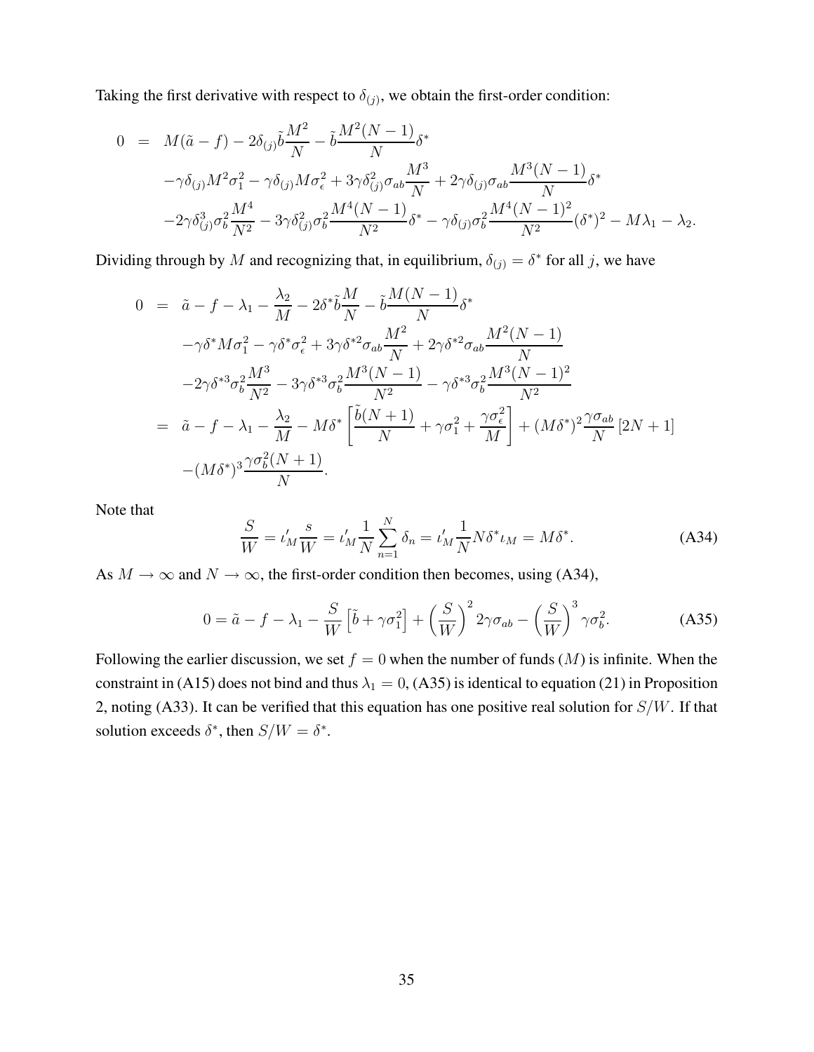Taking the first derivative with respect to $\delta_{(j)}$, we obtain the first-order condition:

$$
\begin{aligned}
0 \;=\;& M(\tilde{a}-f) - 2\delta_{(j)}\tilde{b}\frac{M^2}{N} - \tilde{b}\frac{M^2(N-1)}{N}\delta^* \\
& -\gamma\delta_{(j)}M^2\sigma_1^2 - \gamma\delta_{(j)}M\sigma_\epsilon^2 + 3\gamma\delta_{(j)}^2\sigma_{ab}\frac{M^3}{N} + 2\gamma\delta_{(j)}\sigma_{ab}\frac{M^3(N-1)}{N}\delta^* \\
& -2\gamma\delta_{(j)}^3\sigma_b^2\frac{M^4}{N^2} - 3\gamma\delta_{(j)}^2\sigma_b^2\frac{M^4(N-1)}{N^2}\delta^* - \gamma\delta_{(j)}\sigma_b^2\frac{M^4(N-1)^2}{N^2}(\delta^*)^2 - M\lambda_1 - \lambda_2.
\end{aligned}
$$

Dividing through by $M$ and recognizing that, in equilibrium, $\delta_{(j)} = \delta^*$ for all $j$, we have

$$
\begin{aligned}
0 \;=\;& \tilde{a} - f - \lambda_1 - \frac{\lambda_2}{M} - 2\delta^*\tilde{b}\frac{M}{N} - \tilde{b}\frac{M(N-1)}{N}\delta^* \\
& -\gamma\delta^* M\sigma_1^2 - \gamma\delta^*\sigma_\epsilon^2 + 3\gamma\delta^{*2}\sigma_{ab}\frac{M^2}{N} + 2\gamma\delta^{*2}\sigma_{ab}\frac{M^2(N-1)}{N} \\
& -2\gamma\delta^{*3}\sigma_b^2\frac{M^3}{N^2} - 3\gamma\delta^{*3}\sigma_b^2\frac{M^3(N-1)}{N^2} - \gamma\delta^{*3}\sigma_b^2\frac{M^3(N-1)^2}{N^2} \\
=\;& \tilde{a} - f - \lambda_1 - \frac{\lambda_2}{M} - M\delta^*\left[\frac{\tilde{b}(N+1)}{N} + \gamma\sigma_1^2 + \frac{\gamma\sigma_\epsilon^2}{M}\right] + (M\delta^*)^2\frac{\gamma\sigma_{ab}}{N}\left[2N+1\right] \\
& -(M\delta^*)^3\frac{\gamma\sigma_b^2(N+1)}{N}.
\end{aligned}
$$

Note that

$$
\frac{S}{W} = \iota_M'\frac{s}{W} = \iota_M'\frac{1}{N}\sum_{n=1}^{N}\delta_n = \iota_M'\frac{1}{N}N\delta^*\iota_M = M\delta^*. \tag{A34}
$$

As $M \to \infty$ and $N \to \infty$, the first-order condition then becomes, using (A34),

$$
0 = \tilde{a} - f - \lambda_1 - \frac{S}{W}\left[\tilde{b} + \gamma\sigma_1^2\right] + \left(\frac{S}{W}\right)^2 2\gamma\sigma_{ab} - \left(\frac{S}{W}\right)^3\gamma\sigma_b^2. \tag{A35}
$$

Following the earlier discussion, we set $f = 0$ when the number of funds ($M$) is infinite. When the constraint in (A15) does not bind and thus $\lambda_1 = 0$, (A35) is identical to equation (21) in Proposition 2, noting (A33). It can be verified that this equation has one positive real solution for $S/W$. If that solution exceeds $\delta^*$, then $S/W = \delta^*$.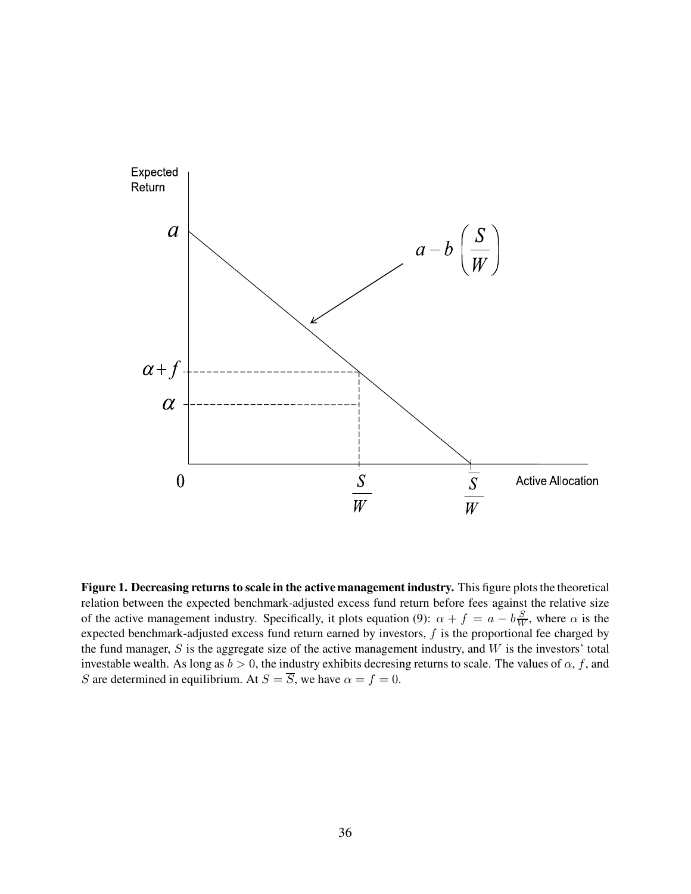**Figure 1. Decreasing returns to scale in the active management industry.** This figure plots the theoretical relation between the expected benchmark-adjusted excess fund return before fees against the relative size of the active management industry. Specifically, it plots equation (9): $\alpha + f = a - b\frac{S}{W}$, where $\alpha$ is the expected benchmark-adjusted excess fund return earned by investors, $f$ is the proportional fee charged by the fund manager, $S$ is the aggregate size of the active management industry, and $W$ is the investors' total investable wealth. As long as $b > 0$, the industry exhibits decresing returns to scale. The values of $\alpha$, $f$, and $S$ are determined in equilibrium. At $S = \overline{S}$, we have $\alpha = f = 0$.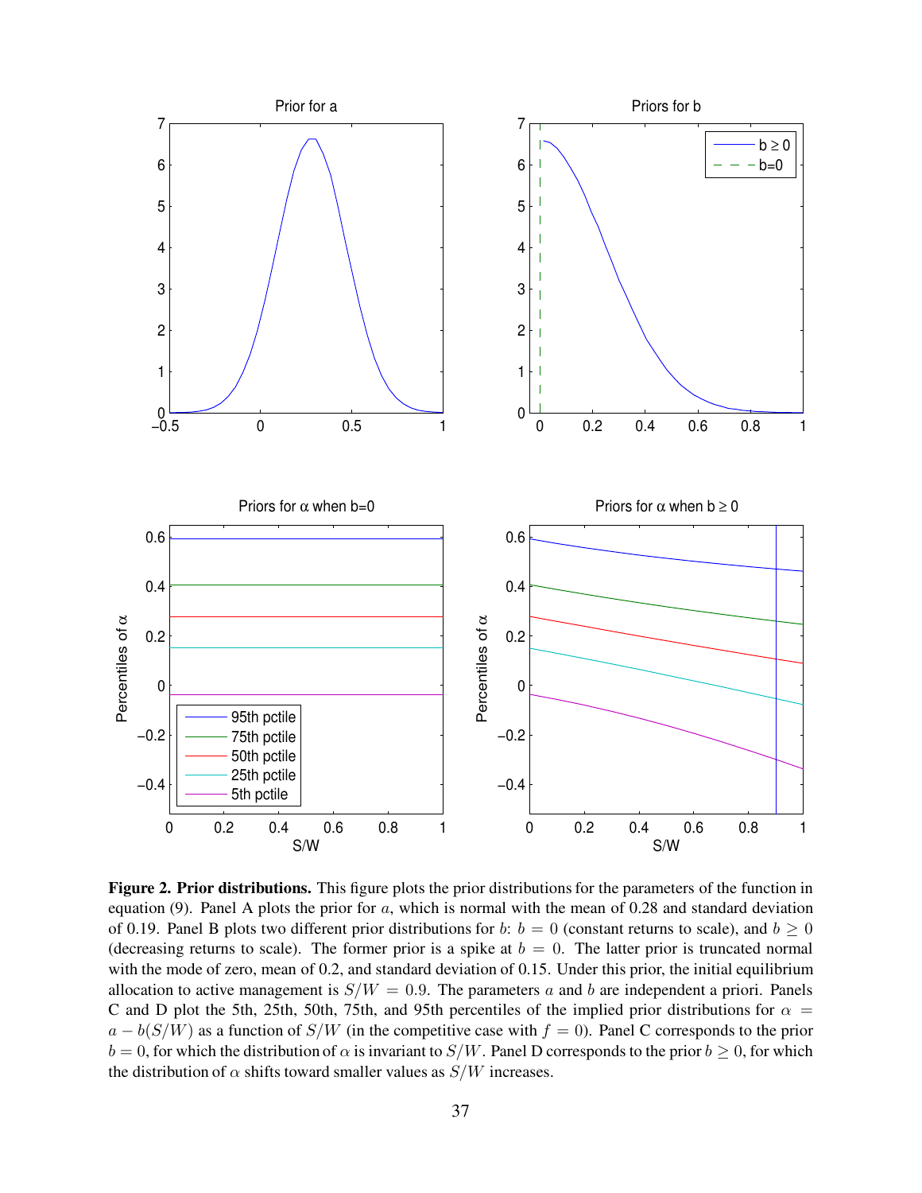**Figure 2. Prior distributions.** This figure plots the prior distributions for the parameters of the function in equation (9). Panel A plots the prior for $a$, which is normal with the mean of 0.28 and standard deviation of 0.19. Panel B plots two different prior distributions for $b$: $b = 0$ (constant returns to scale), and $b \geq 0$ (decreasing returns to scale). The former prior is a spike at $b = 0$. The latter prior is truncated normal with the mode of zero, mean of 0.2, and standard deviation of 0.15. Under this prior, the initial equilibrium allocation to active management is $S/W = 0.9$. The parameters $a$ and $b$ are independent a priori. Panels C and D plot the 5th, 25th, 50th, 75th, and 95th percentiles of the implied prior distributions for $\alpha = a - b(S/W)$ as a function of $S/W$ (in the competitive case with $f = 0$). Panel C corresponds to the prior $b = 0$, for which the distribution of $\alpha$ is invariant to $S/W$. Panel D corresponds to the prior $b \geq 0$, for which the distribution of $\alpha$ shifts toward smaller values as $S/W$ increases.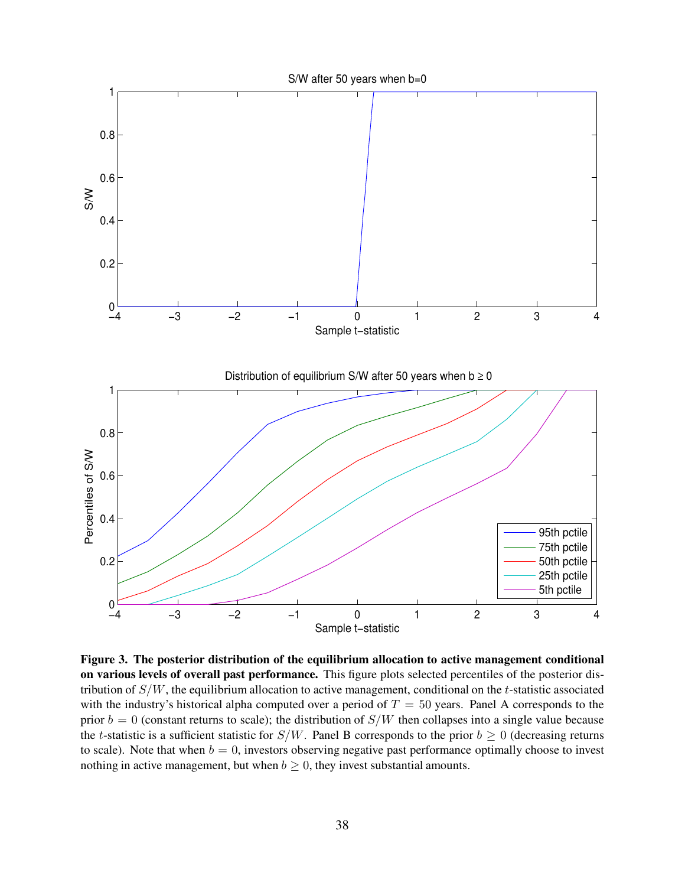**Figure 3. The posterior distribution of the equilibrium allocation to active management conditional on various levels of overall past performance.** This figure plots selected percentiles of the posterior distribution of $S/W$, the equilibrium allocation to active management, conditional on the $t$-statistic associated with the industry's historical alpha computed over a period of $T = 50$ years. Panel A corresponds to the prior $b = 0$ (constant returns to scale); the distribution of $S/W$ then collapses into a single value because the $t$-statistic is a sufficient statistic for $S/W$. Panel B corresponds to the prior $b \geq 0$ (decreasing returns to scale). Note that when $b = 0$, investors observing negative past performance optimally choose to invest nothing in active management, but when $b \geq 0$, they invest substantial amounts.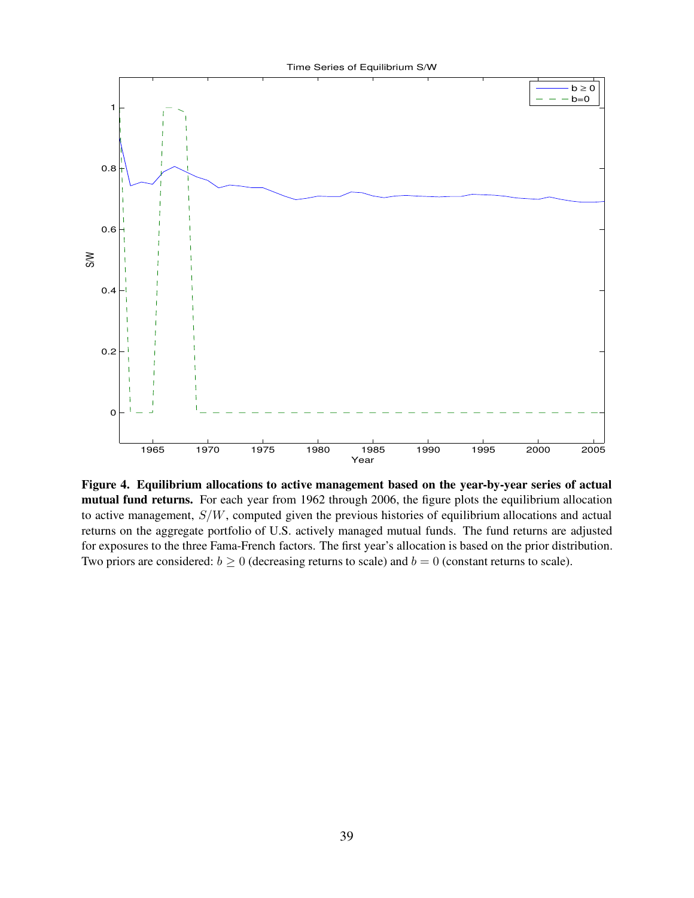**Figure 4. Equilibrium allocations to active management based on the year-by-year series of actual mutual fund returns.** For each year from 1962 through 2006, the figure plots the equilibrium allocation to active management, $S/W$, computed given the previous histories of equilibrium allocations and actual returns on the aggregate portfolio of U.S. actively managed mutual funds. The fund returns are adjusted for exposures to the three Fama-French factors. The first year's allocation is based on the prior distribution. Two priors are considered: $b \geq 0$ (decreasing returns to scale) and $b = 0$ (constant returns to scale).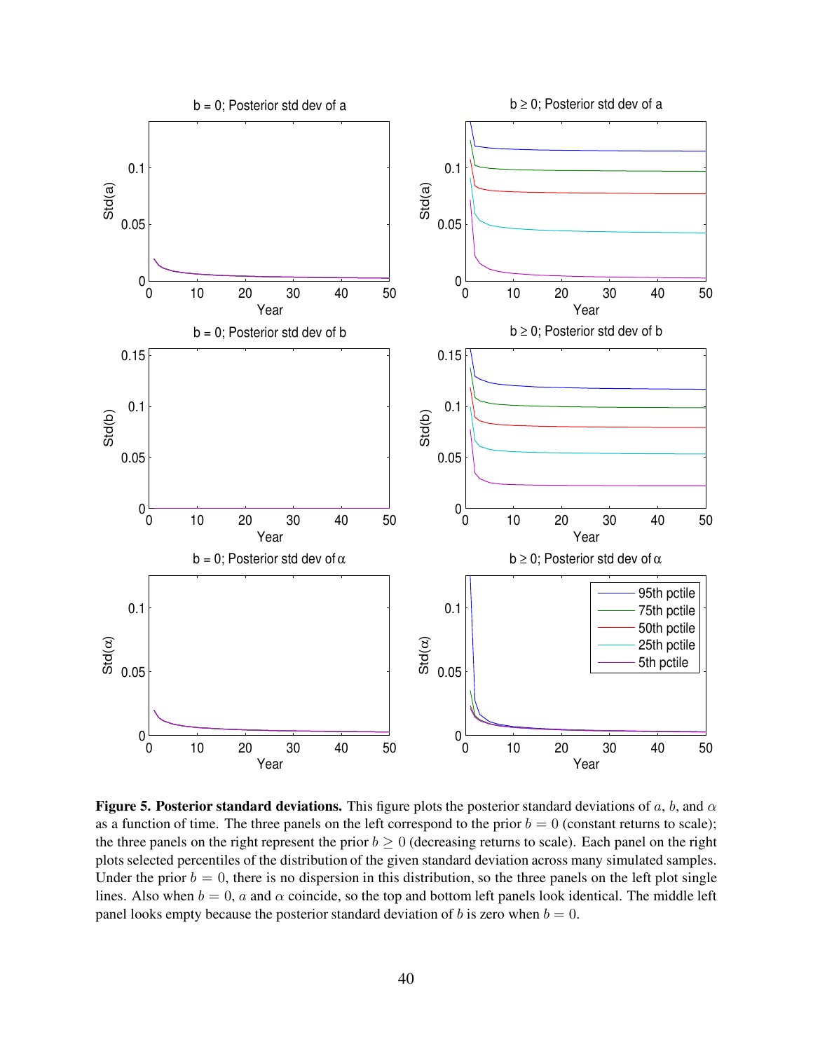**Figure 5. Posterior standard deviations.** This figure plots the posterior standard deviations of $a$, $b$, and $\alpha$ as a function of time. The three panels on the left correspond to the prior $b = 0$ (constant returns to scale); the three panels on the right represent the prior $b \geq 0$ (decreasing returns to scale). Each panel on the right plots selected percentiles of the distribution of the given standard deviation across many simulated samples. Under the prior $b = 0$, there is no dispersion in this distribution, so the three panels on the left plot single lines. Also when $b = 0$, $a$ and $\alpha$ coincide, so the top and bottom left panels look identical. The middle left panel looks empty because the posterior standard deviation of $b$ is zero when $b = 0$.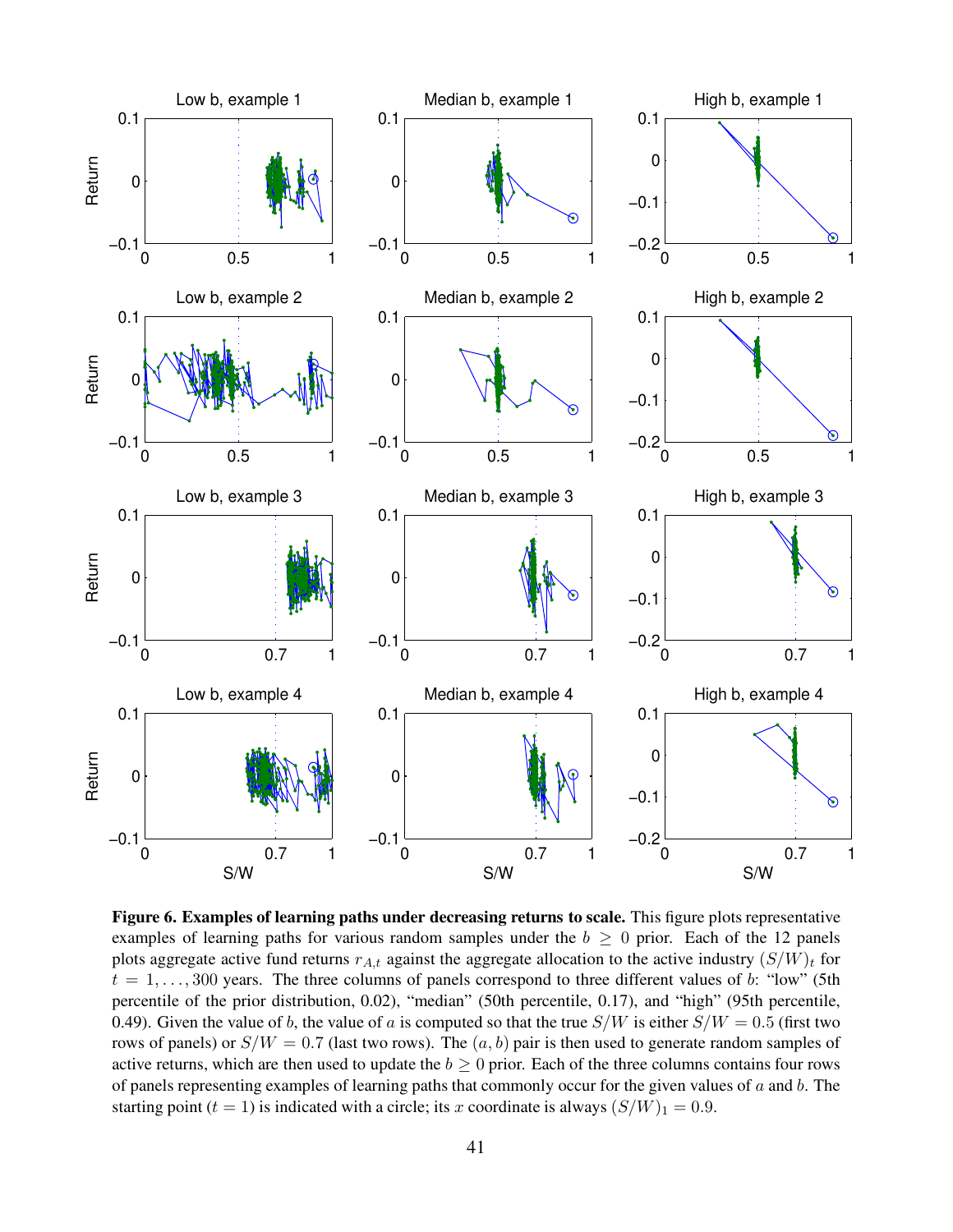**Figure 6. Examples of learning paths under decreasing returns to scale.** This figure plots representative examples of learning paths for various random samples under the $b \geq 0$ prior. Each of the 12 panels plots aggregate active fund returns $r_{A,t}$ against the aggregate allocation to the active industry $(S/W)_t$ for $t = 1, \ldots, 300$ years. The three columns of panels correspond to three different values of $b$: "low" (5th percentile of the prior distribution, 0.02), "median" (50th percentile, 0.17), and "high" (95th percentile, 0.49). Given the value of $b$, the value of $a$ is computed so that the true $S/W$ is either $S/W = 0.5$ (first two rows of panels) or $S/W = 0.7$ (last two rows). The $(a, b)$ pair is then used to generate random samples of active returns, which are then used to update the $b \geq 0$ prior. Each of the three columns contains four rows of panels representing examples of learning paths that commonly occur for the given values of $a$ and $b$. The starting point ($t = 1$) is indicated with a circle; its $x$ coordinate is always $(S/W)_1 = 0.9$.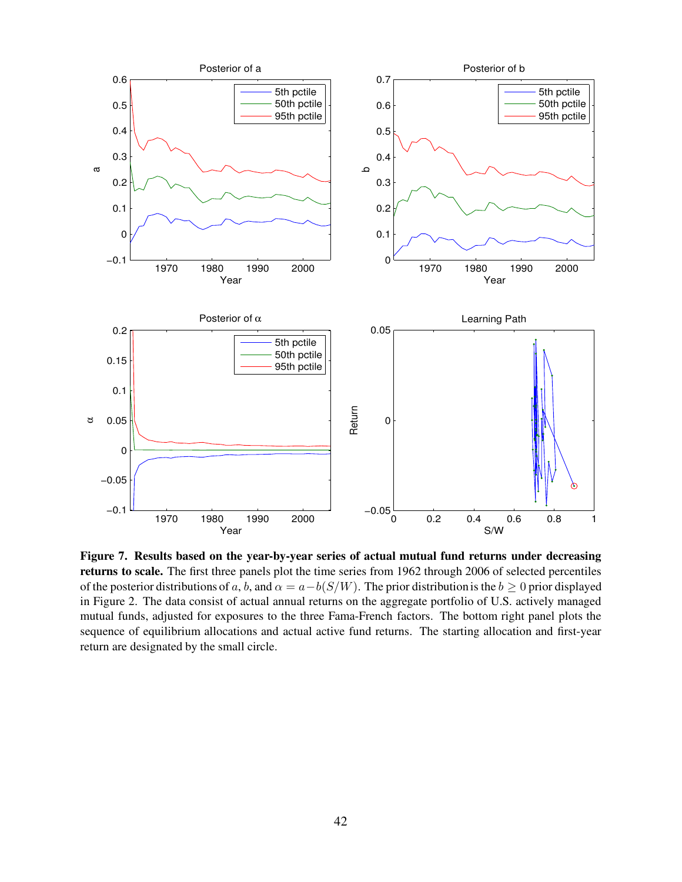**Figure 7. Results based on the year-by-year series of actual mutual fund returns under decreasing returns to scale.** The first three panels plot the time series from 1962 through 2006 of selected percentiles of the posterior distributions of $a$, $b$, and $\alpha = a - b(S/W)$. The prior distribution is the $b \geq 0$ prior displayed in Figure 2. The data consist of actual annual returns on the aggregate portfolio of U.S. actively managed mutual funds, adjusted for exposures to the three Fama-French factors. The bottom right panel plots the sequence of equilibrium allocations and actual active fund returns. The starting allocation and first-year return are designated by the small circle.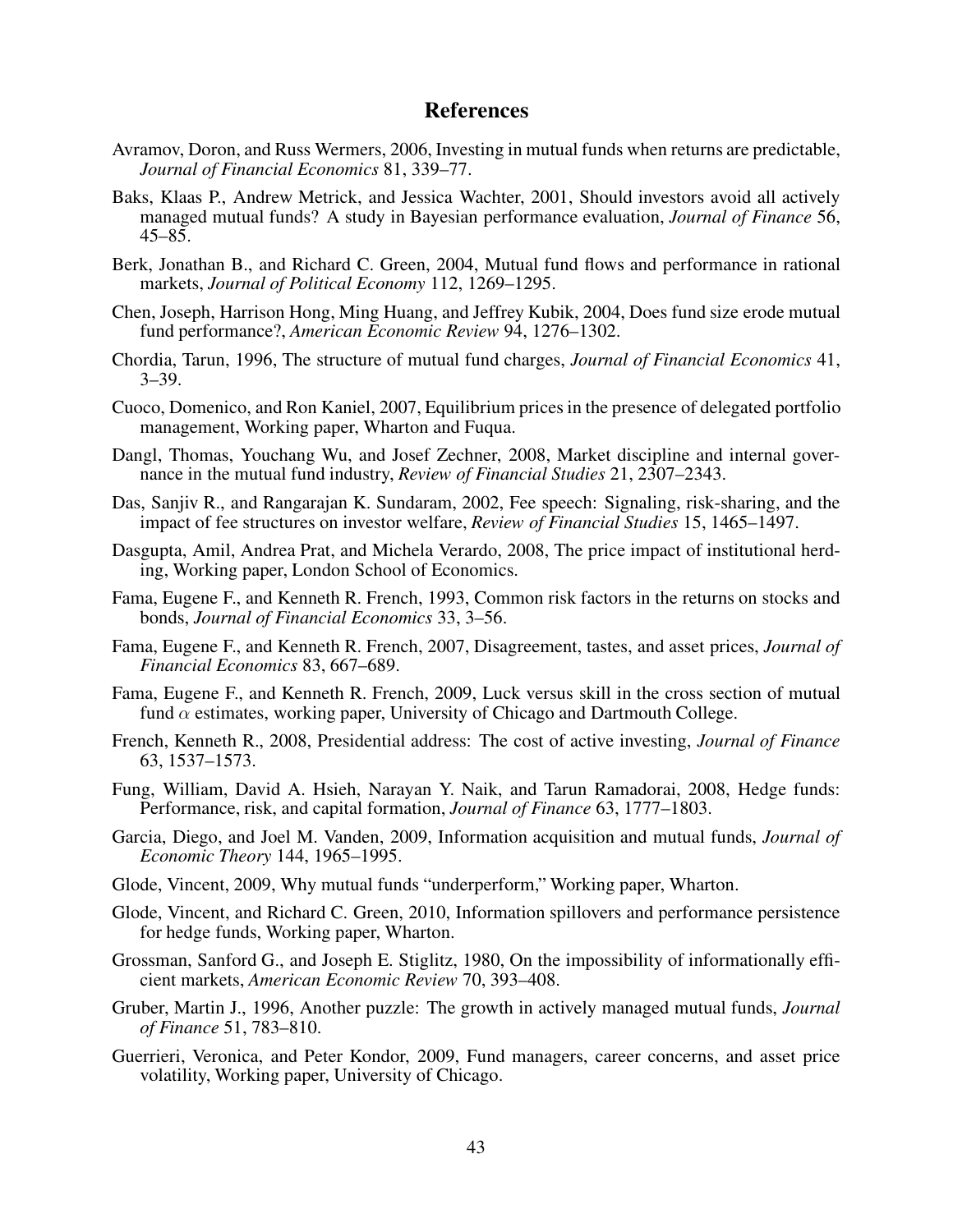# References

Avramov, Doron, and Russ Wermers, 2006, Investing in mutual funds when returns are predictable, *Journal of Financial Economics* 81, 339–77.

Baks, Klaas P., Andrew Metrick, and Jessica Wachter, 2001, Should investors avoid all actively managed mutual funds? A study in Bayesian performance evaluation, *Journal of Finance* 56, 45–85.

Berk, Jonathan B., and Richard C. Green, 2004, Mutual fund flows and performance in rational markets, *Journal of Political Economy* 112, 1269–1295.

Chen, Joseph, Harrison Hong, Ming Huang, and Jeffrey Kubik, 2004, Does fund size erode mutual fund performance?, *American Economic Review* 94, 1276–1302.

Chordia, Tarun, 1996, The structure of mutual fund charges, *Journal of Financial Economics* 41, 3–39.

Cuoco, Domenico, and Ron Kaniel, 2007, Equilibrium prices in the presence of delegated portfolio management, Working paper, Wharton and Fuqua.

Dangl, Thomas, Youchang Wu, and Josef Zechner, 2008, Market discipline and internal governance in the mutual fund industry, *Review of Financial Studies* 21, 2307–2343.

Das, Sanjiv R., and Rangarajan K. Sundaram, 2002, Fee speech: Signaling, risk-sharing, and the impact of fee structures on investor welfare, *Review of Financial Studies* 15, 1465–1497.

Dasgupta, Amil, Andrea Prat, and Michela Verardo, 2008, The price impact of institutional herding, Working paper, London School of Economics.

Fama, Eugene F., and Kenneth R. French, 1993, Common risk factors in the returns on stocks and bonds, *Journal of Financial Economics* 33, 3–56.

Fama, Eugene F., and Kenneth R. French, 2007, Disagreement, tastes, and asset prices, *Journal of Financial Economics* 83, 667–689.

Fama, Eugene F., and Kenneth R. French, 2009, Luck versus skill in the cross section of mutual fund $\alpha$ estimates, working paper, University of Chicago and Dartmouth College.

French, Kenneth R., 2008, Presidential address: The cost of active investing, *Journal of Finance* 63, 1537–1573.

Fung, William, David A. Hsieh, Narayan Y. Naik, and Tarun Ramadorai, 2008, Hedge funds: Performance, risk, and capital formation, *Journal of Finance* 63, 1777–1803.

Garcia, Diego, and Joel M. Vanden, 2009, Information acquisition and mutual funds, *Journal of Economic Theory* 144, 1965–1995.

Glode, Vincent, 2009, Why mutual funds "underperform," Working paper, Wharton.

Glode, Vincent, and Richard C. Green, 2010, Information spillovers and performance persistence for hedge funds, Working paper, Wharton.

Grossman, Sanford G., and Joseph E. Stiglitz, 1980, On the impossibility of informationally efficient markets, *American Economic Review* 70, 393–408.

Gruber, Martin J., 1996, Another puzzle: The growth in actively managed mutual funds, *Journal of Finance* 51, 783–810.

Guerrieri, Veronica, and Peter Kondor, 2009, Fund managers, career concerns, and asset price volatility, Working paper, University of Chicago.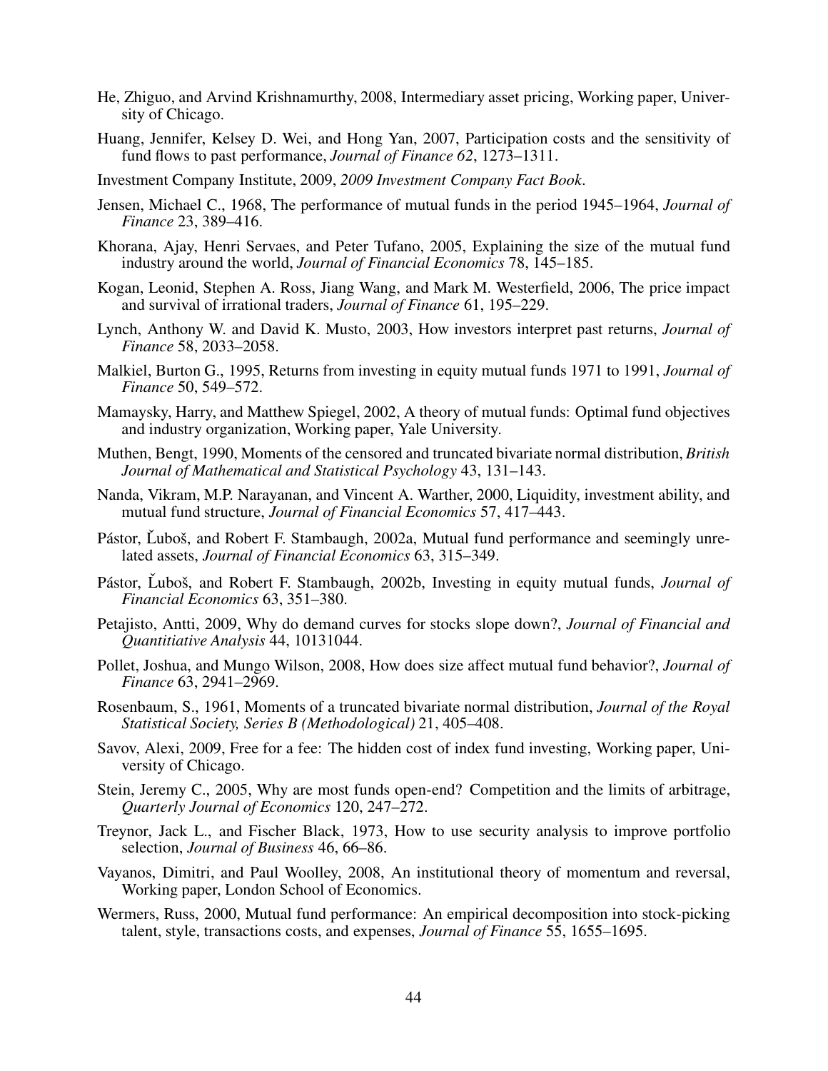He, Zhiguo, and Arvind Krishnamurthy, 2008, Intermediary asset pricing, Working paper, University of Chicago.

Huang, Jennifer, Kelsey D. Wei, and Hong Yan, 2007, Participation costs and the sensitivity of fund flows to past performance, *Journal of Finance 62*, 1273–1311.

Investment Company Institute, 2009, *2009 Investment Company Fact Book*.

Jensen, Michael C., 1968, The performance of mutual funds in the period 1945–1964, *Journal of Finance* 23, 389–416.

Khorana, Ajay, Henri Servaes, and Peter Tufano, 2005, Explaining the size of the mutual fund industry around the world, *Journal of Financial Economics* 78, 145–185.

Kogan, Leonid, Stephen A. Ross, Jiang Wang, and Mark M. Westerfield, 2006, The price impact and survival of irrational traders, *Journal of Finance* 61, 195–229.

Lynch, Anthony W. and David K. Musto, 2003, How investors interpret past returns, *Journal of Finance* 58, 2033–2058.

Malkiel, Burton G., 1995, Returns from investing in equity mutual funds 1971 to 1991, *Journal of Finance* 50, 549–572.

Mamaysky, Harry, and Matthew Spiegel, 2002, A theory of mutual funds: Optimal fund objectives and industry organization, Working paper, Yale University.

Muthen, Bengt, 1990, Moments of the censored and truncated bivariate normal distribution, *British Journal of Mathematical and Statistical Psychology* 43, 131–143.

Nanda, Vikram, M.P. Narayanan, and Vincent A. Warther, 2000, Liquidity, investment ability, and mutual fund structure, *Journal of Financial Economics* 57, 417–443.

Pástor, Ľuboš, and Robert F. Stambaugh, 2002a, Mutual fund performance and seemingly unrelated assets, *Journal of Financial Economics* 63, 315–349.

Pástor, Ľuboš, and Robert F. Stambaugh, 2002b, Investing in equity mutual funds, *Journal of Financial Economics* 63, 351–380.

Petajisto, Antti, 2009, Why do demand curves for stocks slope down?, *Journal of Financial and Quantitiative Analysis* 44, 10131044.

Pollet, Joshua, and Mungo Wilson, 2008, How does size affect mutual fund behavior?, *Journal of Finance* 63, 2941–2969.

Rosenbaum, S., 1961, Moments of a truncated bivariate normal distribution, *Journal of the Royal Statistical Society, Series B (Methodological)* 21, 405–408.

Savov, Alexi, 2009, Free for a fee: The hidden cost of index fund investing, Working paper, University of Chicago.

Stein, Jeremy C., 2005, Why are most funds open-end? Competition and the limits of arbitrage, *Quarterly Journal of Economics* 120, 247–272.

Treynor, Jack L., and Fischer Black, 1973, How to use security analysis to improve portfolio selection, *Journal of Business* 46, 66–86.

Vayanos, Dimitri, and Paul Woolley, 2008, An institutional theory of momentum and reversal, Working paper, London School of Economics.

Wermers, Russ, 2000, Mutual fund performance: An empirical decomposition into stock-picking talent, style, transactions costs, and expenses, *Journal of Finance* 55, 1655–1695.